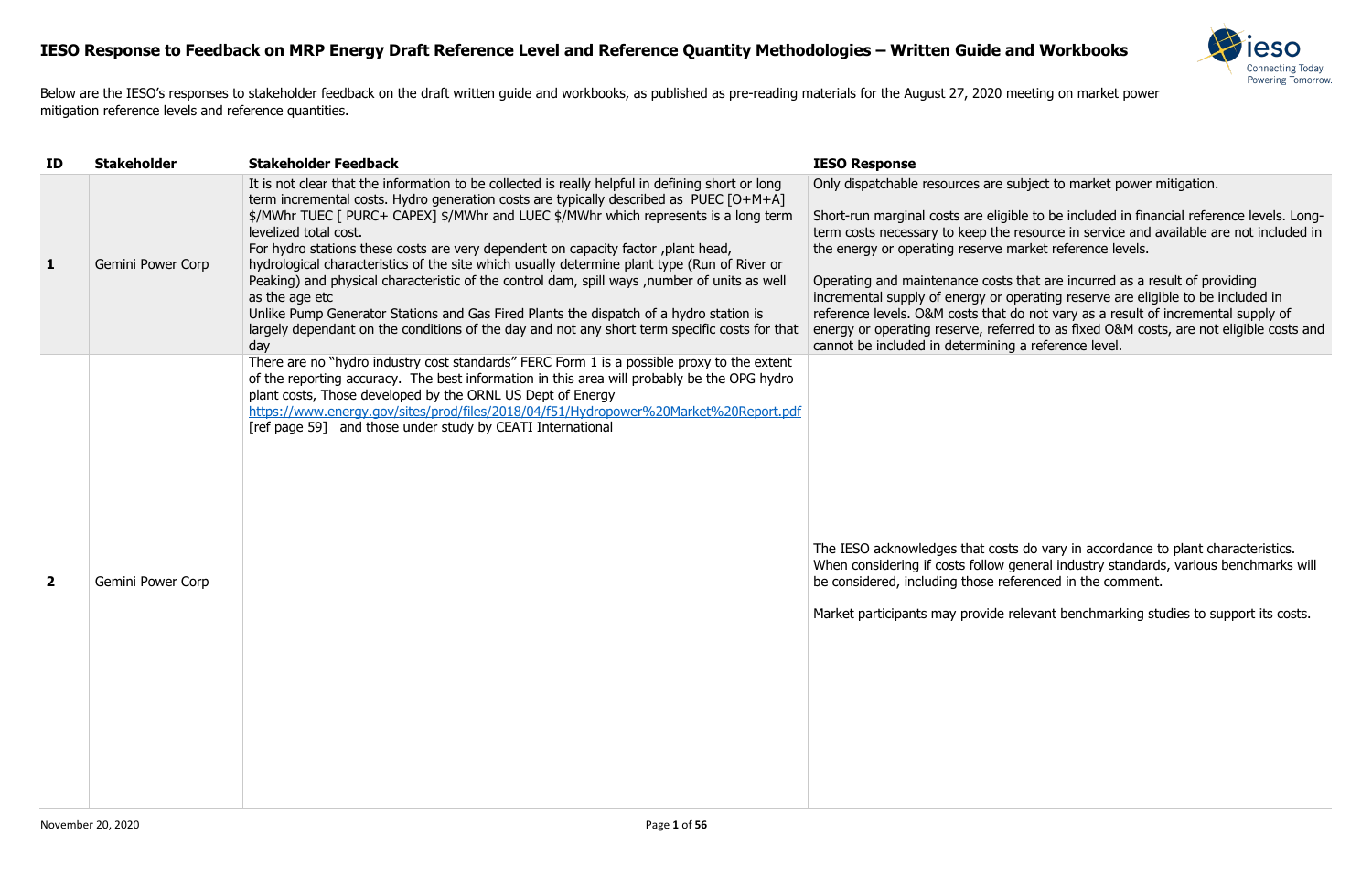# IESO Response to Feedback on MRP Energy Draft Reference Level and Reference Quantity Methodologies – Written Guide and Workbooks

Below are the IESO's responses to stakeholder feedback on the draft written guide and workbooks, as published as pre-reading materials for the August 27, 2020 meeting on market power mitigation reference levels and reference quantities.

| ID | Stakeholder | Stakeholder Feedback | IESO Response |
|---|---|---|---|
| **1** | Gemini Power Corp | It is not clear that the information to be collected is really helpful in defining short or long term incremental costs. Hydro generation costs are typically described as PUEC [O+M+A] $/MWhr TUEC [ PURC+ CAPEX] $/MWhr and LUEC $/MWhr which represents is a long term levelized total cost.<br>For hydro stations these costs are very dependent on capacity factor ,plant head, hydrological characteristics of the site which usually determine plant type (Run of River or Peaking) and physical characteristic of the control dam, spill ways ,number of units as well as the age etc<br>Unlike Pump Generator Stations and Gas Fired Plants the dispatch of a hydro station is largely dependant on the conditions of the day and not any short term specific costs for that day | Only dispatchable resources are subject to market power mitigation.<br><br>Short-run marginal costs are eligible to be included in financial reference levels. Long-term costs necessary to keep the resource in service and available are not included in the energy or operating reserve market reference levels.<br><br>Operating and maintenance costs that are incurred as a result of providing incremental supply of energy or operating reserve are eligible to be included in reference levels. O&M costs that do not vary as a result of incremental supply of energy or operating reserve, referred to as fixed O&M costs, are not eligible costs and cannot be included in determining a reference level. |
| **2** | Gemini Power Corp | There are no "hydro industry cost standards" FERC Form 1 is a possible proxy to the extent of the reporting accuracy. The best information in this area will probably be the OPG hydro plant costs, Those developed by the ORNL US Dept of Energy https://www.energy.gov/sites/prod/files/2018/04/f51/Hydropower%20Market%20Report.pdf [ref page 59] and those under study by CEATI International | The IESO acknowledges that costs do vary in accordance to plant characteristics. When considering if costs follow general industry standards, various benchmarks will be considered, including those referenced in the comment.<br><br>Market participants may provide relevant benchmarking studies to support its costs. |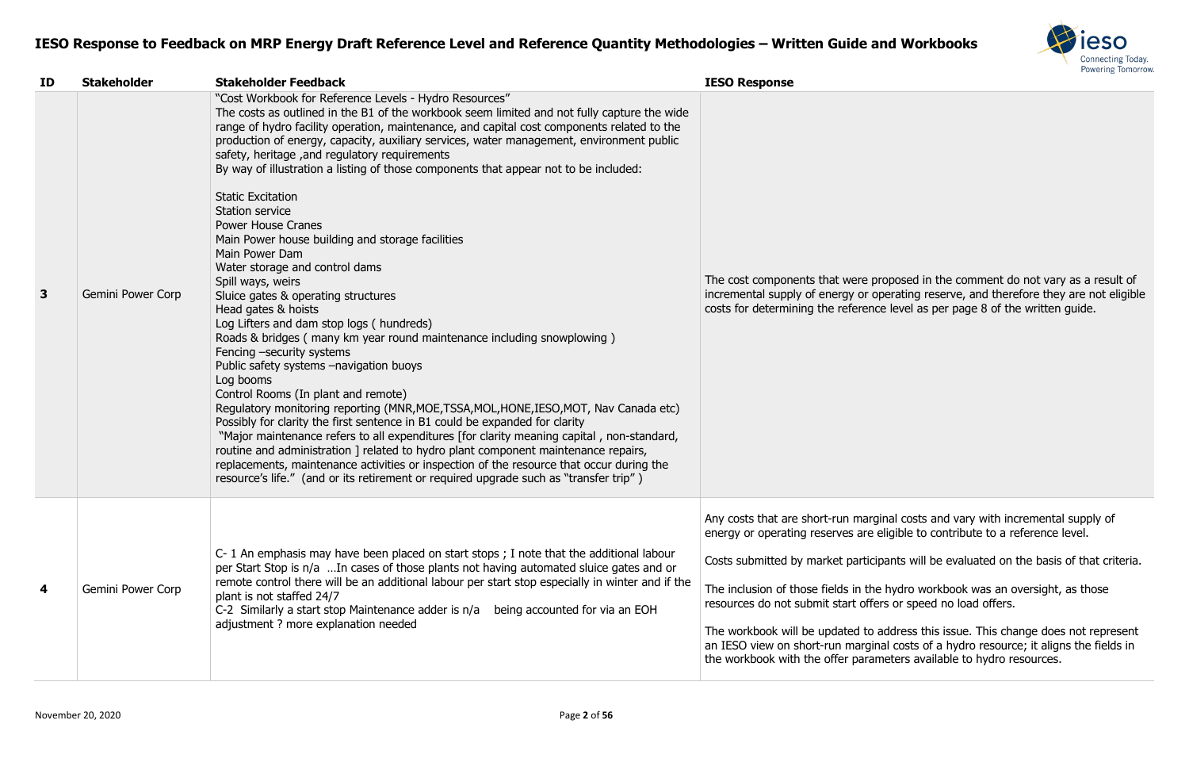# IESO Response to Feedback on MRP Energy Draft Reference Level and Reference Quantity Methodologies – Written Guide and Workbooks

| ID | Stakeholder | Stakeholder Feedback | IESO Response |
|---|---|---|---|
| 3 | Gemini Power Corp | "Cost Workbook for Reference Levels - Hydro Resources"<br>The costs as outlined in the B1 of the workbook seem limited and not fully capture the wide range of hydro facility operation, maintenance, and capital cost components related to the production of energy, capacity, auxiliary services, water management, environment public safety, heritage ,and regulatory requirements<br>By way of illustration a listing of those components that appear not to be included:<br><br>Static Excitation<br>Station service<br>Power House Cranes<br>Main Power house building and storage facilities<br>Main Power Dam<br>Water storage and control dams<br>Spill ways, weirs<br>Sluice gates & operating structures<br>Head gates & hoists<br>Log Lifters and dam stop logs ( hundreds)<br>Roads & bridges ( many km year round maintenance including snowplowing )<br>Fencing –security systems<br>Public safety systems –navigation buoys<br>Log booms<br>Control Rooms (In plant and remote)<br>Regulatory monitoring reporting (MNR,MOE,TSSA,MOL,HONE,IESO,MOT, Nav Canada etc)<br>Possibly for clarity the first sentence in B1 could be expanded for clarity<br> "Major maintenance refers to all expenditures [for clarity meaning capital , non-standard, routine and administration ] related to hydro plant component maintenance repairs, replacements, maintenance activities or inspection of the resource that occur during the resource's life." (and or its retirement or required upgrade such as "transfer trip" ) | The cost components that were proposed in the comment do not vary as a result of incremental supply of energy or operating reserve, and therefore they are not eligible costs for determining the reference level as per page 8 of the written guide. |
| 4 | Gemini Power Corp | C- 1 An emphasis may have been placed on start stops ; I note that the additional labour per Start Stop is n/a …In cases of those plants not having automated sluice gates and or remote control there will be an additional labour per start stop especially in winter and if the plant is not staffed 24/7<br>C-2 Similarly a start stop Maintenance adder is n/a being accounted for via an EOH adjustment ? more explanation needed | Any costs that are short-run marginal costs and vary with incremental supply of energy or operating reserves are eligible to contribute to a reference level.<br><br>Costs submitted by market participants will be evaluated on the basis of that criteria.<br><br>The inclusion of those fields in the hydro workbook was an oversight, as those resources do not submit start offers or speed no load offers.<br><br>The workbook will be updated to address this issue. This change does not represent an IESO view on short-run marginal costs of a hydro resource; it aligns the fields in the workbook with the offer parameters available to hydro resources. |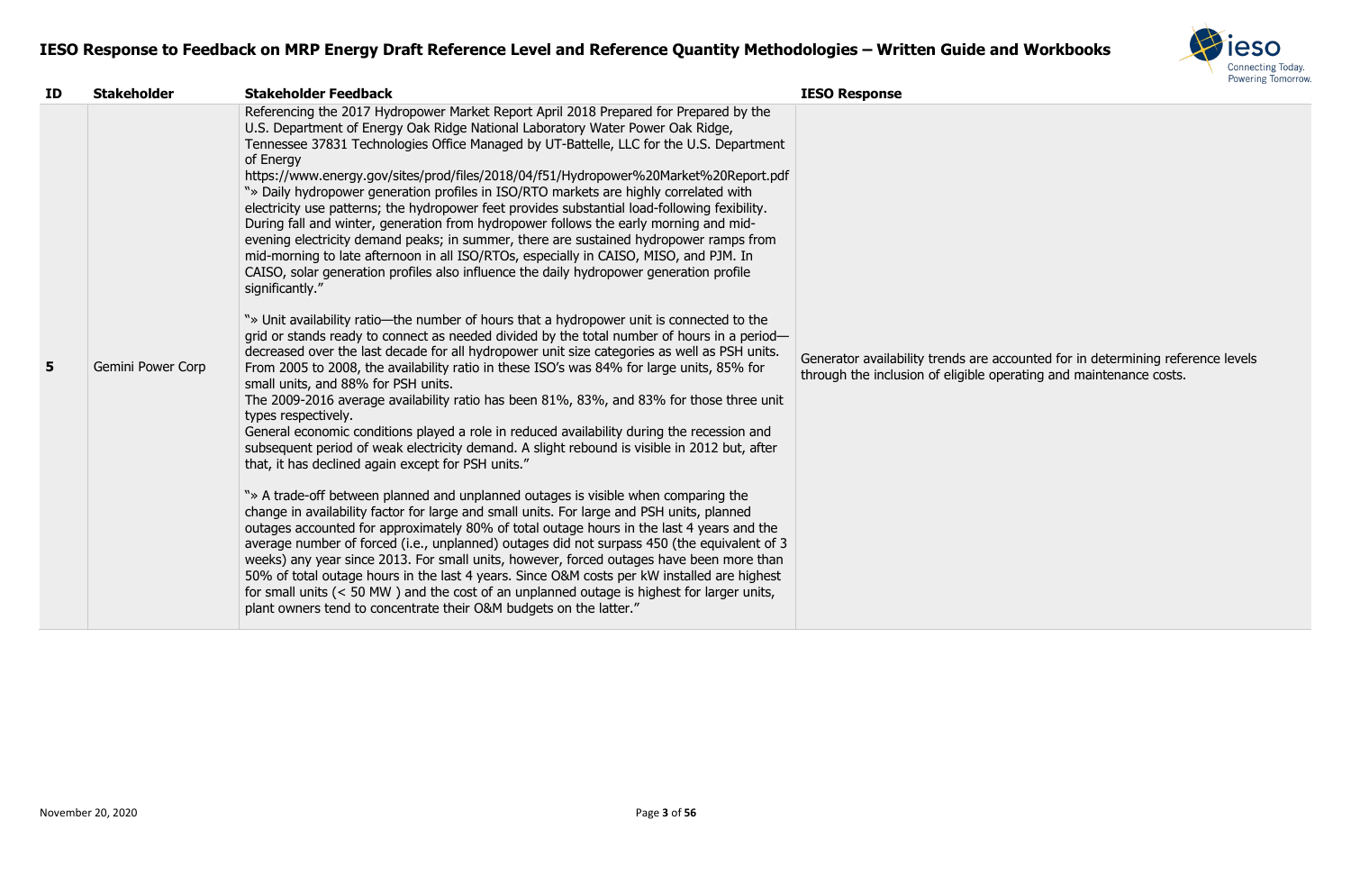# IESO Response to Feedback on MRP Energy Draft Reference Level and Reference Quantity Methodologies – Written Guide and Workbooks

| ID | Stakeholder | Stakeholder Feedback | IESO Response |
|---|---|---|---|
| **5** | Gemini Power Corp | Referencing the 2017 Hydropower Market Report April 2018 Prepared for Prepared by the U.S. Department of Energy Oak Ridge National Laboratory Water Power Oak Ridge, Tennessee 37831 Technologies Office Managed by UT-Battelle, LLC for the U.S. Department of Energy https://www.energy.gov/sites/prod/files/2018/04/f51/Hydropower%20Market%20Report.pdf "» Daily hydropower generation profiles in ISO/RTO markets are highly correlated with electricity use patterns; the hydropower feet provides substantial load-following fexibility. During fall and winter, generation from hydropower follows the early morning and mid-evening electricity demand peaks; in summer, there are sustained hydropower ramps from mid-morning to late afternoon in all ISO/RTOs, especially in CAISO, MISO, and PJM. In CAISO, solar generation profiles also influence the daily hydropower generation profile significantly."<br><br>"» Unit availability ratio—the number of hours that a hydropower unit is connected to the grid or stands ready to connect as needed divided by the total number of hours in a period—decreased over the last decade for all hydropower unit size categories as well as PSH units. From 2005 to 2008, the availability ratio in these ISO's was 84% for large units, 85% for small units, and 88% for PSH units.<br>The 2009-2016 average availability ratio has been 81%, 83%, and 83% for those three unit types respectively.<br>General economic conditions played a role in reduced availability during the recession and subsequent period of weak electricity demand. A slight rebound is visible in 2012 but, after that, it has declined again except for PSH units."<br><br>"» A trade-off between planned and unplanned outages is visible when comparing the change in availability factor for large and small units. For large and PSH units, planned outages accounted for approximately 80% of total outage hours in the last 4 years and the average number of forced (i.e., unplanned) outages did not surpass 450 (the equivalent of 3 weeks) any year since 2013. For small units, however, forced outages have been more than 50% of total outage hours in the last 4 years. Since O&M costs per kW installed are highest for small units (< 50 MW ) and the cost of an unplanned outage is highest for larger units, plant owners tend to concentrate their O&M budgets on the latter." | Generator availability trends are accounted for in determining reference levels through the inclusion of eligible operating and maintenance costs. |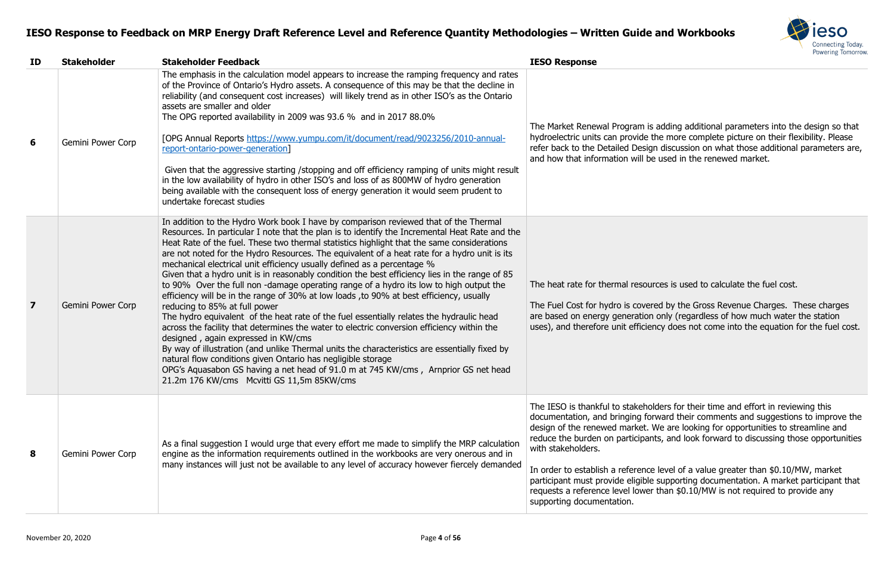# IESO Response to Feedback on MRP Energy Draft Reference Level and Reference Quantity Methodologies – Written Guide and Workbooks

| ID | Stakeholder | Stakeholder Feedback | IESO Response |
|---|---|---|---|
| **6** | Gemini Power Corp | The emphasis in the calculation model appears to increase the ramping frequency and rates of the Province of Ontario's Hydro assets. A consequence of this may be that the decline in reliability (and consequent cost increases) will likely trend as in other ISO's as the Ontario assets are smaller and older<br>The OPG reported availability in 2009 was 93.6 % and in 2017 88.0%<br><br>[OPG Annual Reports https://www.yumpu.com/it/document/read/9023256/2010-annual-report-ontario-power-generation]<br><br>Given that the aggressive starting /stopping and off efficiency ramping of units might result in the low availability of hydro in other ISO's and loss of as 800MW of hydro generation being available with the consequent loss of energy generation it would seem prudent to undertake forecast studies | The Market Renewal Program is adding additional parameters into the design so that hydroelectric units can provide the more complete picture on their flexibility. Please refer back to the Detailed Design discussion on what those additional parameters are, and how that information will be used in the renewed market. |
| **7** | Gemini Power Corp | In addition to the Hydro Work book I have by comparison reviewed that of the Thermal Resources. In particular I note that the plan is to identify the Incremental Heat Rate and the Heat Rate of the fuel. These two thermal statistics highlight that the same considerations are not noted for the Hydro Resources. The equivalent of a heat rate for a hydro unit is its mechanical electrical unit efficiency usually defined as a percentage %<br>Given that a hydro unit is in reasonably condition the best efficiency lies in the range of 85 to 90% Over the full non -damage operating range of a hydro its low to high output the efficiency will be in the range of 30% at low loads ,to 90% at best efficiency, usually reducing to 85% at full power<br>The hydro equivalent of the heat rate of the fuel essentially relates the hydraulic head across the facility that determines the water to electric conversion efficiency within the designed , again expressed in KW/cms<br>By way of illustration (and unlike Thermal units the characteristics are essentially fixed by natural flow conditions given Ontario has negligible storage<br>OPG's Aquasabon GS having a net head of 91.0 m at 745 KW/cms , Arnprior GS net head 21.2m 176 KW/cms Mcvitti GS 11,5m 85KW/cms | The heat rate for thermal resources is used to calculate the fuel cost.<br><br>The Fuel Cost for hydro is covered by the Gross Revenue Charges. These charges are based on energy generation only (regardless of how much water the station uses), and therefore unit efficiency does not come into the equation for the fuel cost. |
| **8** | Gemini Power Corp | As a final suggestion I would urge that every effort me made to simplify the MRP calculation engine as the information requirements outlined in the workbooks are very onerous and in many instances will just not be available to any level of accuracy however fiercely demanded | The IESO is thankful to stakeholders for their time and effort in reviewing this documentation, and bringing forward their comments and suggestions to improve the design of the renewed market. We are looking for opportunities to streamline and reduce the burden on participants, and look forward to discussing those opportunities with stakeholders.<br><br>In order to establish a reference level of a value greater than $0.10/MW, market participant must provide eligible supporting documentation. A market participant that requests a reference level lower than $0.10/MW is not required to provide any supporting documentation. |

November 20, 2020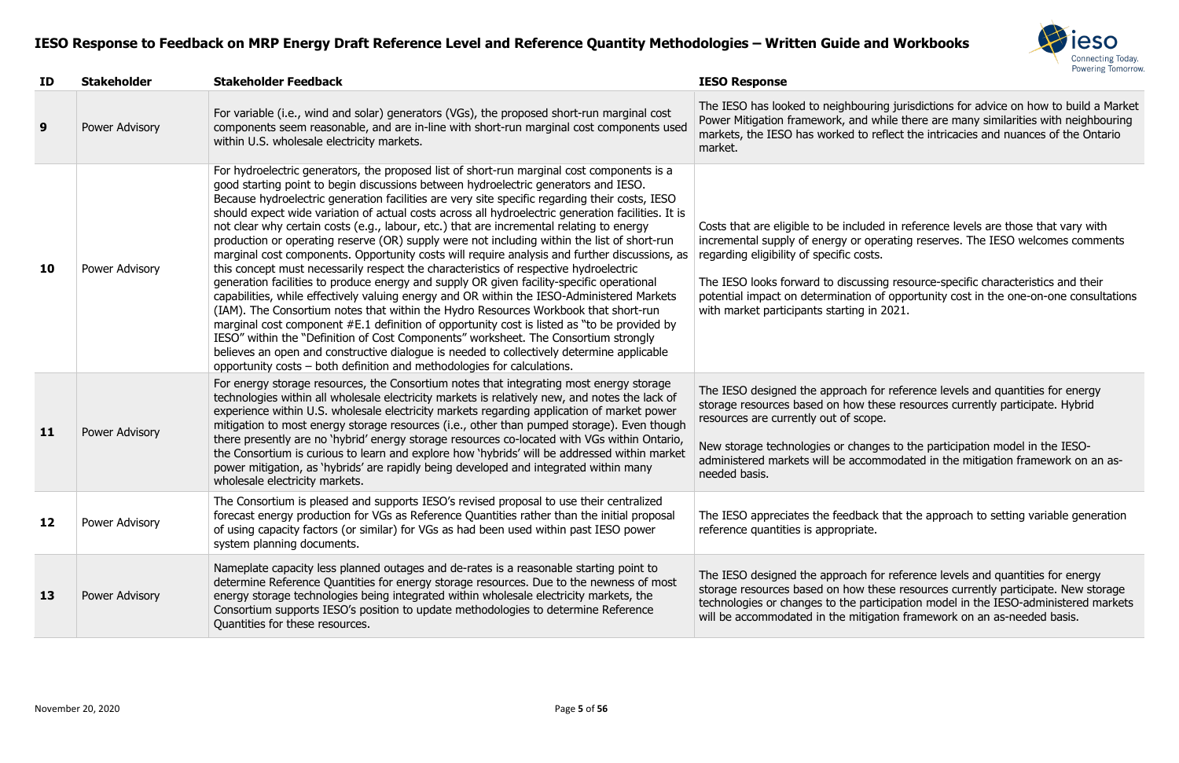# IESO Response to Feedback on MRP Energy Draft Reference Level and Reference Quantity Methodologies – Written Guide and Workbooks

| ID | Stakeholder | Stakeholder Feedback | IESO Response |
|---|---|---|---|
| **9** | Power Advisory | For variable (i.e., wind and solar) generators (VGs), the proposed short-run marginal cost components seem reasonable, and are in-line with short-run marginal cost components used within U.S. wholesale electricity markets. | The IESO has looked to neighbouring jurisdictions for advice on how to build a Market Power Mitigation framework, and while there are many similarities with neighbouring markets, the IESO has worked to reflect the intricacies and nuances of the Ontario market. |
| **10** | Power Advisory | For hydroelectric generators, the proposed list of short-run marginal cost components is a good starting point to begin discussions between hydroelectric generators and IESO. Because hydroelectric generation facilities are very site specific regarding their costs, IESO should expect wide variation of actual costs across all hydroelectric generation facilities. It is not clear why certain costs (e.g., labour, etc.) that are incremental relating to energy production or operating reserve (OR) supply were not including within the list of short-run marginal cost components. Opportunity costs will require analysis and further discussions, as this concept must necessarily respect the characteristics of respective hydroelectric generation facilities to produce energy and supply OR given facility-specific operational capabilities, while effectively valuing energy and OR within the IESO-Administered Markets (IAM). The Consortium notes that within the Hydro Resources Workbook that short-run marginal cost component #E.1 definition of opportunity cost is listed as "to be provided by IESO" within the "Definition of Cost Components" worksheet. The Consortium strongly believes an open and constructive dialogue is needed to collectively determine applicable opportunity costs – both definition and methodologies for calculations. | Costs that are eligible to be included in reference levels are those that vary with incremental supply of energy or operating reserves. The IESO welcomes comments regarding eligibility of specific costs.<br><br>The IESO looks forward to discussing resource-specific characteristics and their potential impact on determination of opportunity cost in the one-on-one consultations with market participants starting in 2021. |
| **11** | Power Advisory | For energy storage resources, the Consortium notes that integrating most energy storage technologies within all wholesale electricity markets is relatively new, and notes the lack of experience within U.S. wholesale electricity markets regarding application of market power mitigation to most energy storage resources (i.e., other than pumped storage). Even though there presently are no 'hybrid' energy storage resources co-located with VGs within Ontario, the Consortium is curious to learn and explore how 'hybrids' will be addressed within market power mitigation, as 'hybrids' are rapidly being developed and integrated within many wholesale electricity markets. | The IESO designed the approach for reference levels and quantities for energy storage resources based on how these resources currently participate. Hybrid resources are currently out of scope.<br><br>New storage technologies or changes to the participation model in the IESO-administered markets will be accommodated in the mitigation framework on an as-needed basis. |
| **12** | Power Advisory | The Consortium is pleased and supports IESO's revised proposal to use their centralized forecast energy production for VGs as Reference Quantities rather than the initial proposal of using capacity factors (or similar) for VGs as had been used within past IESO power system planning documents. | The IESO appreciates the feedback that the approach to setting variable generation reference quantities is appropriate. |
| **13** | Power Advisory | Nameplate capacity less planned outages and de-rates is a reasonable starting point to determine Reference Quantities for energy storage resources. Due to the newness of most energy storage technologies being integrated within wholesale electricity markets, the Consortium supports IESO's position to update methodologies to determine Reference Quantities for these resources. | The IESO designed the approach for reference levels and quantities for energy storage resources based on how these resources currently participate. New storage technologies or changes to the participation model in the IESO-administered markets will be accommodated in the mitigation framework on an as-needed basis. |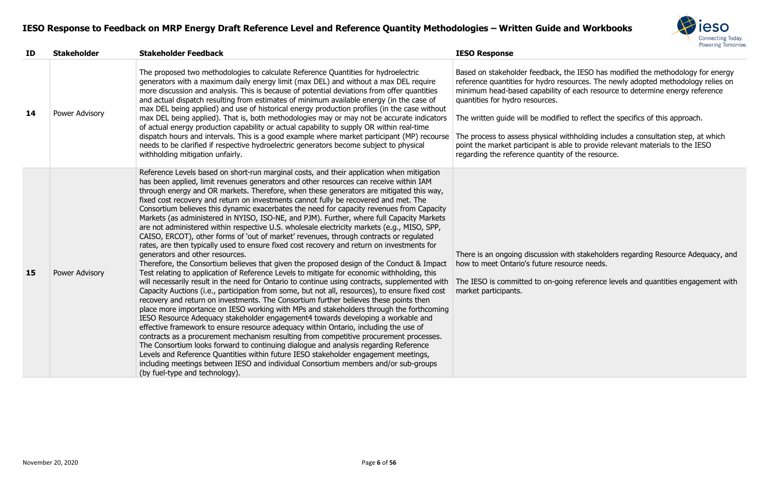# IESO Response to Feedback on MRP Energy Draft Reference Level and Reference Quantity Methodologies – Written Guide and Workbooks

| ID | Stakeholder | Stakeholder Feedback | IESO Response |
|---|---|---|---|
| 14 | Power Advisory | The proposed two methodologies to calculate Reference Quantities for hydroelectric generators with a maximum daily energy limit (max DEL) and without a max DEL require more discussion and analysis. This is because of potential deviations from offer quantities and actual dispatch resulting from estimates of minimum available energy (in the case of max DEL being applied) and use of historical energy production profiles (in the case without max DEL being applied). That is, both methodologies may or may not be accurate indicators of actual energy production capability or actual capability to supply OR within real-time dispatch hours and intervals. This is a good example where market participant (MP) recourse needs to be clarified if respective hydroelectric generators become subject to physical withholding mitigation unfairly. | Based on stakeholder feedback, the IESO has modified the methodology for energy reference quantities for hydro resources. The newly adopted methodology relies on minimum head-based capability of each resource to determine energy reference quantities for hydro resources.<br><br>The written guide will be modified to reflect the specifics of this approach.<br><br>The process to assess physical withholding includes a consultation step, at which point the market participant is able to provide relevant materials to the IESO regarding the reference quantity of the resource. |
| 15 | Power Advisory | Reference Levels based on short-run marginal costs, and their application when mitigation has been applied, limit revenues generators and other resources can receive within IAM through energy and OR markets. Therefore, when these generators are mitigated this way, fixed cost recovery and return on investments cannot fully be recovered and met. The Consortium believes this dynamic exacerbates the need for capacity revenues from Capacity Markets (as administered in NYISO, ISO-NE, and PJM). Further, where full Capacity Markets are not administered within respective U.S. wholesale electricity markets (e.g., MISO, SPP, CAISO, ERCOT), other forms of 'out of market' revenues, through contracts or regulated rates, are then typically used to ensure fixed cost recovery and return on investments for generators and other resources.<br>Therefore, the Consortium believes that given the proposed design of the Conduct & Impact Test relating to application of Reference Levels to mitigate for economic withholding, this will necessarily result in the need for Ontario to continue using contracts, supplemented with Capacity Auctions (i.e., participation from some, but not all, resources), to ensure fixed cost recovery and return on investments. The Consortium further believes these points then place more importance on IESO working with MPs and stakeholders through the forthcoming IESO Resource Adequacy stakeholder engagement4 towards developing a workable and effective framework to ensure resource adequacy within Ontario, including the use of contracts as a procurement mechanism resulting from competitive procurement processes. The Consortium looks forward to continuing dialogue and analysis regarding Reference Levels and Reference Quantities within future IESO stakeholder engagement meetings, including meetings between IESO and individual Consortium members and/or sub-groups (by fuel-type and technology). | There is an ongoing discussion with stakeholders regarding Resource Adequacy, and how to meet Ontario's future resource needs.<br><br>The IESO is committed to on-going reference levels and quantities engagement with market participants. |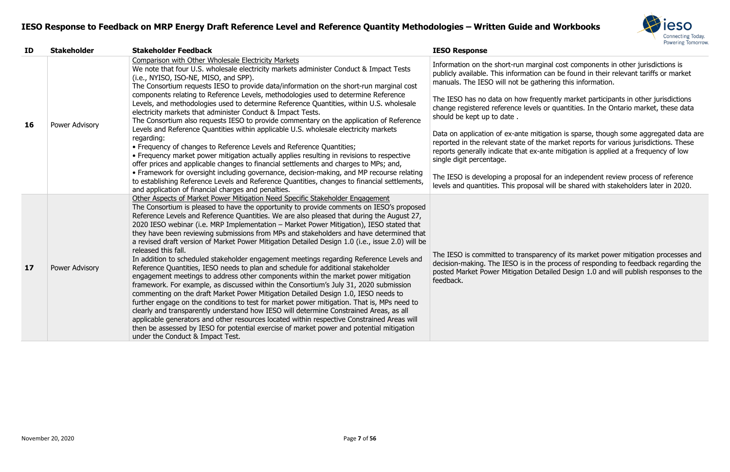# IESO Response to Feedback on MRP Energy Draft Reference Level and Reference Quantity Methodologies – Written Guide and Workbooks

| ID | Stakeholder | Stakeholder Feedback | IESO Response |
|---|---|---|---|
| 16 | Power Advisory | Comparison with Other Wholesale Electricity Markets<br>We note that four U.S. wholesale electricity markets administer Conduct & Impact Tests (i.e., NYISO, ISO-NE, MISO, and SPP).<br>The Consortium requests IESO to provide data/information on the short-run marginal cost components relating to Reference Levels, methodologies used to determine Reference Levels, and methodologies used to determine Reference Quantities, within U.S. wholesale electricity markets that administer Conduct & Impact Tests.<br>The Consortium also requests IESO to provide commentary on the application of Reference Levels and Reference Quantities within applicable U.S. wholesale electricity markets regarding:<br>• Frequency of changes to Reference Levels and Reference Quantities;<br>• Frequency market power mitigation actually applies resulting in revisions to respective offer prices and applicable changes to financial settlements and charges to MPs; and,<br>• Framework for oversight including governance, decision-making, and MP recourse relating to establishing Reference Levels and Reference Quantities, changes to financial settlements, and application of financial charges and penalties. | Information on the short-run marginal cost components in other jurisdictions is publicly available. This information can be found in their relevant tariffs or market manuals. The IESO will not be gathering this information.<br><br>The IESO has no data on how frequently market participants in other jurisdictions change registered reference levels or quantities. In the Ontario market, these data should be kept up to date .<br><br>Data on application of ex-ante mitigation is sparse, though some aggregated data are reported in the relevant state of the market reports for various jurisdictions. These reports generally indicate that ex-ante mitigation is applied at a frequency of low single digit percentage.<br><br>The IESO is developing a proposal for an independent review process of reference levels and quantities. This proposal will be shared with stakeholders later in 2020. |
| 17 | Power Advisory | Other Aspects of Market Power Mitigation Need Specific Stakeholder Engagement<br>The Consortium is pleased to have the opportunity to provide comments on IESO's proposed Reference Levels and Reference Quantities. We are also pleased that during the August 27, 2020 IESO webinar (i.e. MRP Implementation – Market Power Mitigation), IESO stated that they have been reviewing submissions from MPs and stakeholders and have determined that a revised draft version of Market Power Mitigation Detailed Design 1.0 (i.e., issue 2.0) will be released this fall.<br>In addition to scheduled stakeholder engagement meetings regarding Reference Levels and Reference Quantities, IESO needs to plan and schedule for additional stakeholder engagement meetings to address other components within the market power mitigation framework. For example, as discussed within the Consortium's July 31, 2020 submission commenting on the draft Market Power Mitigation Detailed Design 1.0, IESO needs to further engage on the conditions to test for market power mitigation. That is, MPs need to clearly and transparently understand how IESO will determine Constrained Areas, as all applicable generators and other resources located within respective Constrained Areas will then be assessed by IESO for potential exercise of market power and potential mitigation under the Conduct & Impact Test. | The IESO is committed to transparency of its market power mitigation processes and decision-making. The IESO is in the process of responding to feedback regarding the posted Market Power Mitigation Detailed Design 1.0 and will publish responses to the feedback. |

November 20, 2020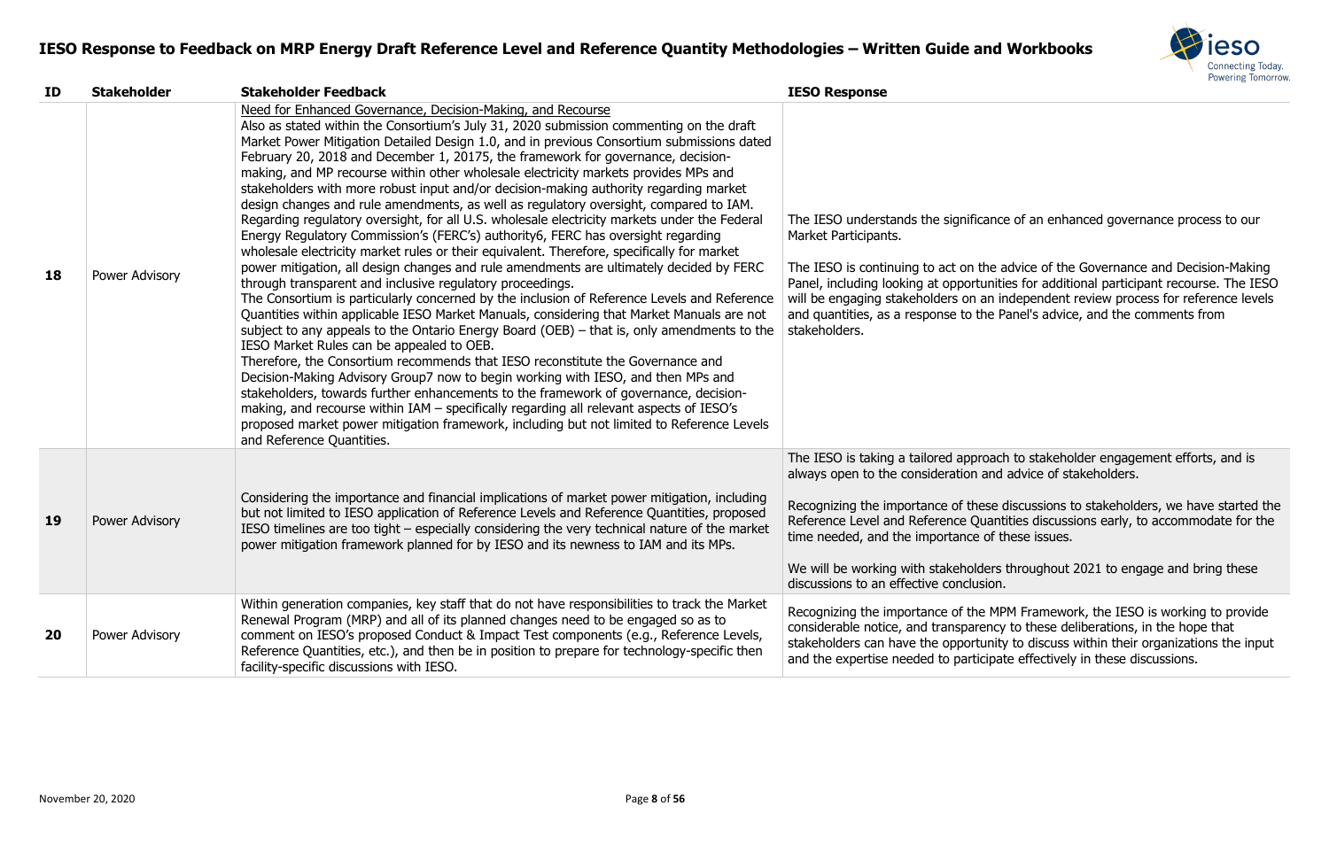# IESO Response to Feedback on MRP Energy Draft Reference Level and Reference Quantity Methodologies – Written Guide and Workbooks

| ID | Stakeholder | Stakeholder Feedback | IESO Response |
|---|---|---|---|
| 18 | Power Advisory | Need for Enhanced Governance, Decision-Making, and Recourse<br>Also as stated within the Consortium's July 31, 2020 submission commenting on the draft Market Power Mitigation Detailed Design 1.0, and in previous Consortium submissions dated February 20, 2018 and December 1, 20175, the framework for governance, decision-making, and MP recourse within other wholesale electricity markets provides MPs and stakeholders with more robust input and/or decision-making authority regarding market design changes and rule amendments, as well as regulatory oversight, compared to IAM. Regarding regulatory oversight, for all U.S. wholesale electricity markets under the Federal Energy Regulatory Commission's (FERC's) authority6, FERC has oversight regarding wholesale electricity market rules or their equivalent. Therefore, specifically for market power mitigation, all design changes and rule amendments are ultimately decided by FERC through transparent and inclusive regulatory proceedings.<br>The Consortium is particularly concerned by the inclusion of Reference Levels and Reference Quantities within applicable IESO Market Manuals, considering that Market Manuals are not subject to any appeals to the Ontario Energy Board (OEB) – that is, only amendments to the IESO Market Rules can be appealed to OEB.<br>Therefore, the Consortium recommends that IESO reconstitute the Governance and Decision-Making Advisory Group7 now to begin working with IESO, and then MPs and stakeholders, towards further enhancements to the framework of governance, decision-making, and recourse within IAM – specifically regarding all relevant aspects of IESO's proposed market power mitigation framework, including but not limited to Reference Levels and Reference Quantities. | The IESO understands the significance of an enhanced governance process to our Market Participants.<br><br>The IESO is continuing to act on the advice of the Governance and Decision-Making Panel, including looking at opportunities for additional participant recourse. The IESO will be engaging stakeholders on an independent review process for reference levels and quantities, as a response to the Panel's advice, and the comments from stakeholders. |
| 19 | Power Advisory | Considering the importance and financial implications of market power mitigation, including but not limited to IESO application of Reference Levels and Reference Quantities, proposed IESO timelines are too tight – especially considering the very technical nature of the market power mitigation framework planned for by IESO and its newness to IAM and its MPs. | The IESO is taking a tailored approach to stakeholder engagement efforts, and is always open to the consideration and advice of stakeholders.<br><br>Recognizing the importance of these discussions to stakeholders, we have started the Reference Level and Reference Quantities discussions early, to accommodate for the time needed, and the importance of these issues.<br><br>We will be working with stakeholders throughout 2021 to engage and bring these discussions to an effective conclusion. |
| 20 | Power Advisory | Within generation companies, key staff that do not have responsibilities to track the Market Renewal Program (MRP) and all of its planned changes need to be engaged so as to comment on IESO's proposed Conduct & Impact Test components (e.g., Reference Levels, Reference Quantities, etc.), and then be in position to prepare for technology-specific then facility-specific discussions with IESO. | Recognizing the importance of the MPM Framework, the IESO is working to provide considerable notice, and transparency to these deliberations, in the hope that stakeholders can have the opportunity to discuss within their organizations the input and the expertise needed to participate effectively in these discussions. |

November 20, 2020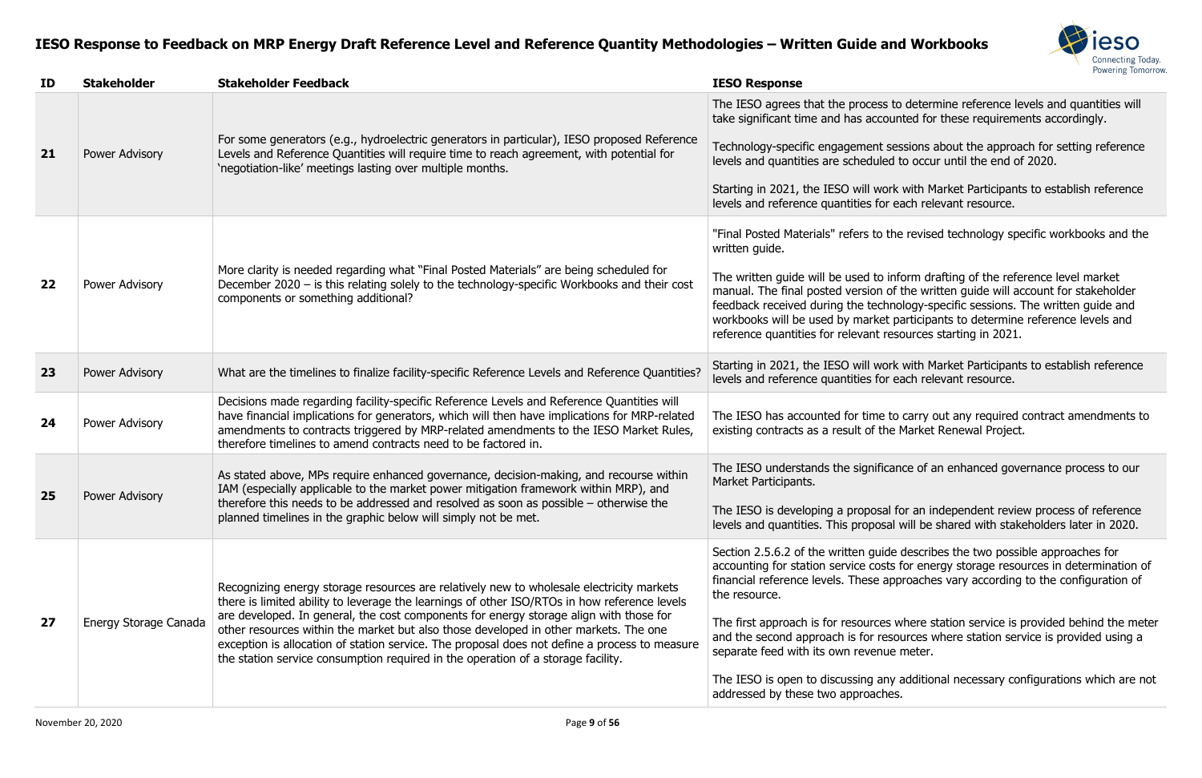# IESO Response to Feedback on MRP Energy Draft Reference Level and Reference Quantity Methodologies – Written Guide and Workbooks

| ID | Stakeholder | Stakeholder Feedback | IESO Response |
|---|---|---|---|
| **21** | Power Advisory | For some generators (e.g., hydroelectric generators in particular), IESO proposed Reference Levels and Reference Quantities will require time to reach agreement, with potential for 'negotiation-like' meetings lasting over multiple months. | The IESO agrees that the process to determine reference levels and quantities will take significant time and has accounted for these requirements accordingly.<br><br>Technology-specific engagement sessions about the approach for setting reference levels and quantities are scheduled to occur until the end of 2020.<br><br>Starting in 2021, the IESO will work with Market Participants to establish reference levels and reference quantities for each relevant resource. |
| **22** | Power Advisory | More clarity is needed regarding what "Final Posted Materials" are being scheduled for December 2020 – is this relating solely to the technology-specific Workbooks and their cost components or something additional? | "Final Posted Materials" refers to the revised technology specific workbooks and the written guide.<br><br>The written guide will be used to inform drafting of the reference level market manual. The final posted version of the written guide will account for stakeholder feedback received during the technology-specific sessions. The written guide and workbooks will be used by market participants to determine reference levels and reference quantities for relevant resources starting in 2021. |
| **23** | Power Advisory | What are the timelines to finalize facility-specific Reference Levels and Reference Quantities? | Starting in 2021, the IESO will work with Market Participants to establish reference levels and reference quantities for each relevant resource. |
| **24** | Power Advisory | Decisions made regarding facility-specific Reference Levels and Reference Quantities will have financial implications for generators, which will then have implications for MRP-related amendments to contracts triggered by MRP-related amendments to the IESO Market Rules, therefore timelines to amend contracts need to be factored in. | The IESO has accounted for time to carry out any required contract amendments to existing contracts as a result of the Market Renewal Project. |
| **25** | Power Advisory | As stated above, MPs require enhanced governance, decision-making, and recourse within IAM (especially applicable to the market power mitigation framework within MRP), and therefore this needs to be addressed and resolved as soon as possible – otherwise the planned timelines in the graphic below will simply not be met. | The IESO understands the significance of an enhanced governance process to our Market Participants.<br><br>The IESO is developing a proposal for an independent review process of reference levels and quantities. This proposal will be shared with stakeholders later in 2020. |
| **27** | Energy Storage Canada | Recognizing energy storage resources are relatively new to wholesale electricity markets there is limited ability to leverage the learnings of other ISO/RTOs in how reference levels are developed. In general, the cost components for energy storage align with those for other resources within the market but also those developed in other markets. The one exception is allocation of station service. The proposal does not define a process to measure the station service consumption required in the operation of a storage facility. | Section 2.5.6.2 of the written guide describes the two possible approaches for accounting for station service costs for energy storage resources in determination of financial reference levels. These approaches vary according to the configuration of the resource.<br><br>The first approach is for resources where station service is provided behind the meter and the second approach is for resources where station service is provided using a separate feed with its own revenue meter.<br><br>The IESO is open to discussing any additional necessary configurations which are not addressed by these two approaches. |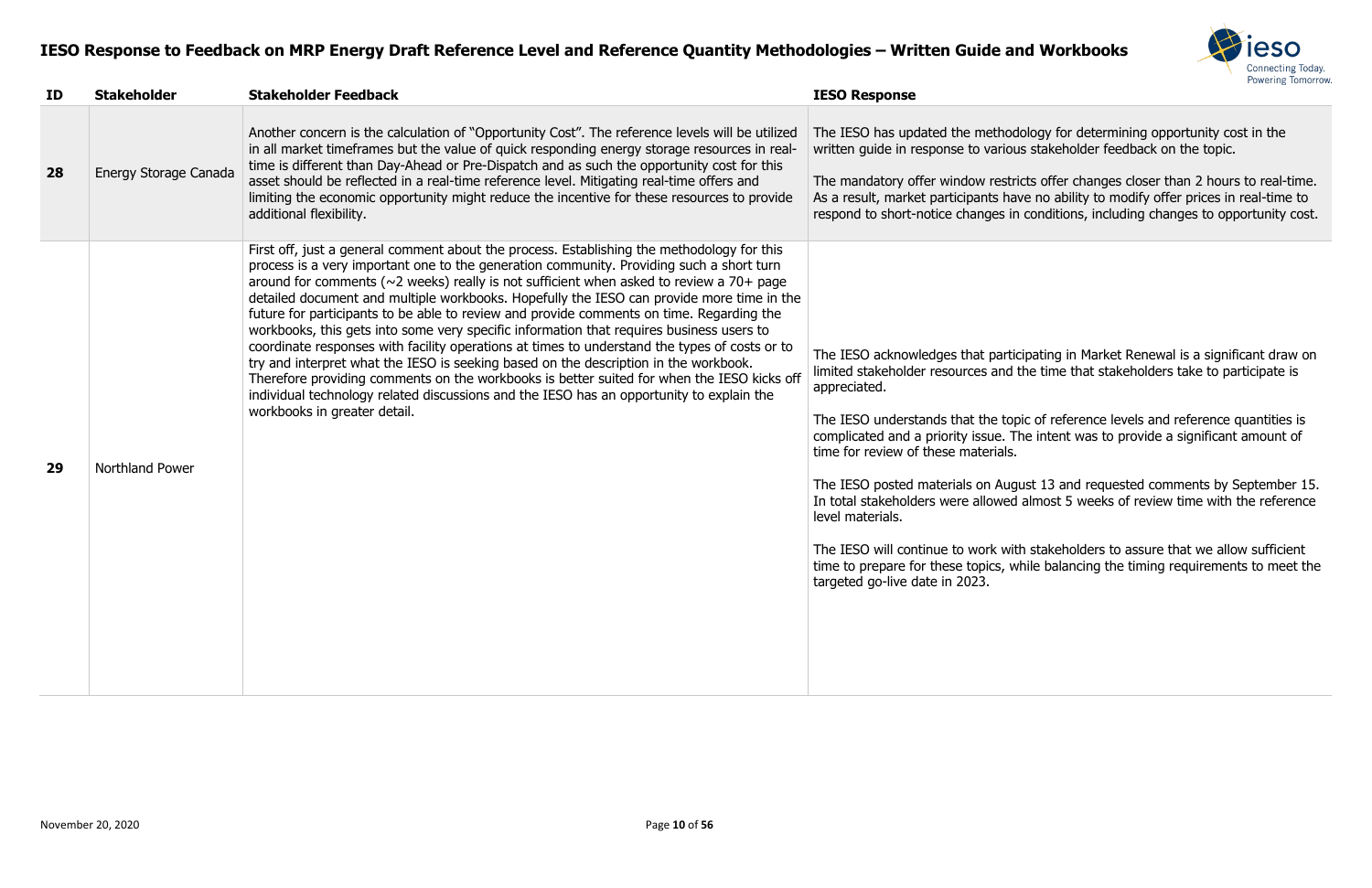## IESO Response to Feedback on MRP Energy Draft Reference Level and Reference Quantity Methodologies – Written Guide and Workbooks

| ID | Stakeholder | Stakeholder Feedback | IESO Response |
|---|---|---|---|
| 28 | Energy Storage Canada | Another concern is the calculation of "Opportunity Cost". The reference levels will be utilized in all market timeframes but the value of quick responding energy storage resources in real-time is different than Day-Ahead or Pre-Dispatch and as such the opportunity cost for this asset should be reflected in a real-time reference level. Mitigating real-time offers and limiting the economic opportunity might reduce the incentive for these resources to provide additional flexibility. | The IESO has updated the methodology for determining opportunity cost in the written guide in response to various stakeholder feedback on the topic.<br><br>The mandatory offer window restricts offer changes closer than 2 hours to real-time. As a result, market participants have no ability to modify offer prices in real-time to respond to short-notice changes in conditions, including changes to opportunity cost. |
| 29 | Northland Power | First off, just a general comment about the process. Establishing the methodology for this process is a very important one to the generation community. Providing such a short turn around for comments (~2 weeks) really is not sufficient when asked to review a 70+ page detailed document and multiple workbooks. Hopefully the IESO can provide more time in the future for participants to be able to review and provide comments on time. Regarding the workbooks, this gets into some very specific information that requires business users to coordinate responses with facility operations at times to understand the types of costs or to try and interpret what the IESO is seeking based on the description in the workbook. Therefore providing comments on the workbooks is better suited for when the IESO kicks off individual technology related discussions and the IESO has an opportunity to explain the workbooks in greater detail. | The IESO acknowledges that participating in Market Renewal is a significant draw on limited stakeholder resources and the time that stakeholders take to participate is appreciated.<br><br>The IESO understands that the topic of reference levels and reference quantities is complicated and a priority issue. The intent was to provide a significant amount of time for review of these materials.<br><br>The IESO posted materials on August 13 and requested comments by September 15. In total stakeholders were allowed almost 5 weeks of review time with the reference level materials.<br><br>The IESO will continue to work with stakeholders to assure that we allow sufficient time to prepare for these topics, while balancing the timing requirements to meet the targeted go-live date in 2023. |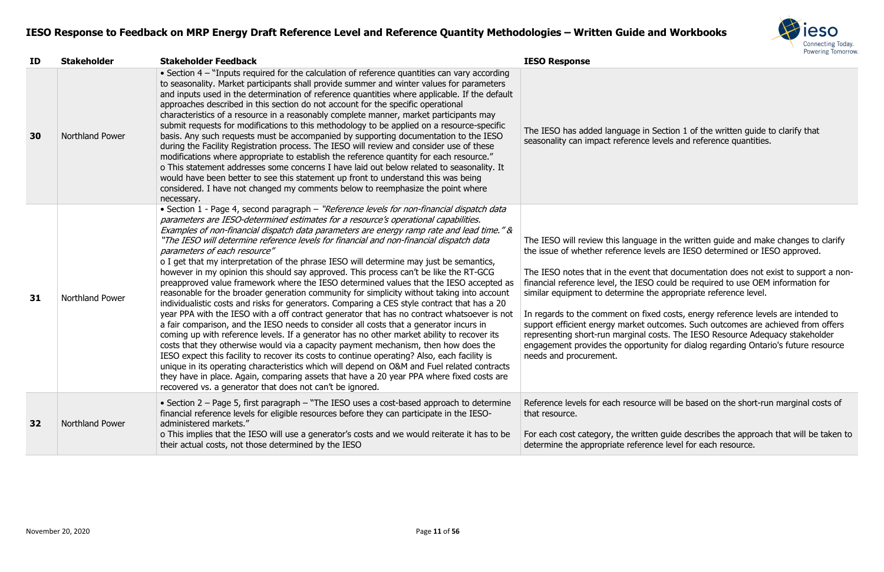# IESO Response to Feedback on MRP Energy Draft Reference Level and Reference Quantity Methodologies – Written Guide and Workbooks

| ID | Stakeholder | Stakeholder Feedback | IESO Response |
|---|---|---|---|
| 30 | Northland Power | • Section 4 – "Inputs required for the calculation of reference quantities can vary according to seasonality. Market participants shall provide summer and winter values for parameters and inputs used in the determination of reference quantities where applicable. If the default approaches described in this section do not account for the specific operational characteristics of a resource in a reasonably complete manner, market participants may submit requests for modifications to this methodology to be applied on a resource-specific basis. Any such requests must be accompanied by supporting documentation to the IESO during the Facility Registration process. The IESO will review and consider use of these modifications where appropriate to establish the reference quantity for each resource."<br>o This statement addresses some concerns I have laid out below related to seasonality. It would have been better to see this statement up front to understand this was being considered. I have not changed my comments below to reemphasize the point where necessary. | The IESO has added language in Section 1 of the written guide to clarify that seasonality can impact reference levels and reference quantities. |
| 31 | Northland Power | • Section 1 - Page 4, second paragraph – *"Reference levels for non-financial dispatch data parameters are IESO-determined estimates for a resource's operational capabilities. Examples of non-financial dispatch data parameters are energy ramp rate and lead time."* & *"The IESO will determine reference levels for financial and non-financial dispatch data parameters of each resource"*<br>o I get that my interpretation of the phrase IESO will determine may just be semantics, however in my opinion this should say approved. This process can't be like the RT-GCG preapproved value framework where the IESO determined values that the IESO accepted as reasonable for the broader generation community for simplicity without taking into account individualistic costs and risks for generators. Comparing a CES style contract that has a 20 year PPA with the IESO with a off contract generator that has no contract whatsoever is not a fair comparison, and the IESO needs to consider all costs that a generator incurs in coming up with reference levels. If a generator has no other market ability to recover its costs that they otherwise would via a capacity payment mechanism, then how does the IESO expect this facility to recover its costs to continue operating? Also, each facility is unique in its operating characteristics which will depend on O&M and Fuel related contracts they have in place. Again, comparing assets that have a 20 year PPA where fixed costs are recovered vs. a generator that does not can't be ignored. | The IESO will review this language in the written guide and make changes to clarify the issue of whether reference levels are IESO determined or IESO approved.<br><br>The IESO notes that in the event that documentation does not exist to support a non-financial reference level, the IESO could be required to use OEM information for similar equipment to determine the appropriate reference level.<br><br>In regards to the comment on fixed costs, energy reference levels are intended to support efficient energy market outcomes. Such outcomes are achieved from offers representing short-run marginal costs. The IESO Resource Adequacy stakeholder engagement provides the opportunity for dialog regarding Ontario's future resource needs and procurement. |
| 32 | Northland Power | • Section 2 – Page 5, first paragraph – "The IESO uses a cost-based approach to determine financial reference levels for eligible resources before they can participate in the IESO-administered markets."<br>o This implies that the IESO will use a generator's costs and we would reiterate it has to be their actual costs, not those determined by the IESO | Reference levels for each resource will be based on the short-run marginal costs of that resource.<br><br>For each cost category, the written guide describes the approach that will be taken to determine the appropriate reference level for each resource. |

November 20, 2020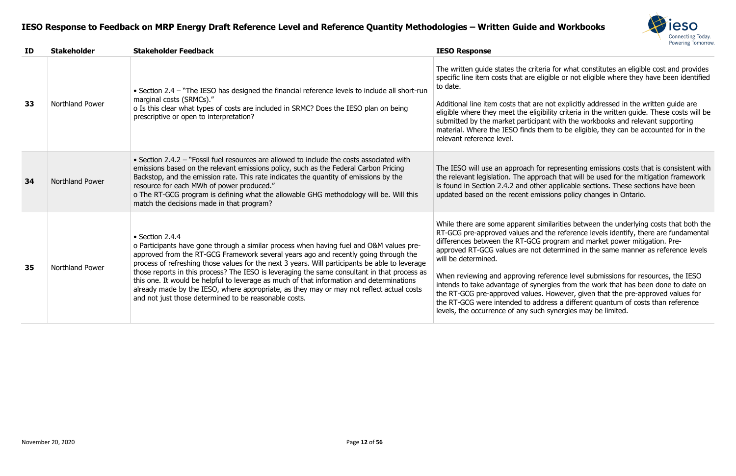# IESO Response to Feedback on MRP Energy Draft Reference Level and Reference Quantity Methodologies – Written Guide and Workbooks

| ID | Stakeholder | Stakeholder Feedback | IESO Response |
|---|---|---|---|
| 33 | Northland Power | • Section 2.4 – "The IESO has designed the financial reference levels to include all short-run marginal costs (SRMCs)."<br>o Is this clear what types of costs are included in SRMC? Does the IESO plan on being prescriptive or open to interpretation? | The written guide states the criteria for what constitutes an eligible cost and provides specific line item costs that are eligible or not eligible where they have been identified to date.<br><br>Additional line item costs that are not explicitly addressed in the written guide are eligible where they meet the eligibility criteria in the written guide. These costs will be submitted by the market participant with the workbooks and relevant supporting material. Where the IESO finds them to be eligible, they can be accounted for in the relevant reference level. |
| 34 | Northland Power | • Section 2.4.2 – "Fossil fuel resources are allowed to include the costs associated with emissions based on the relevant emissions policy, such as the Federal Carbon Pricing Backstop, and the emission rate. This rate indicates the quantity of emissions by the resource for each MWh of power produced."<br>o The RT-GCG program is defining what the allowable GHG methodology will be. Will this match the decisions made in that program? | The IESO will use an approach for representing emissions costs that is consistent with the relevant legislation. The approach that will be used for the mitigation framework is found in Section 2.4.2 and other applicable sections. These sections have been updated based on the recent emissions policy changes in Ontario. |
| 35 | Northland Power | • Section 2.4.4<br>o Participants have gone through a similar process when having fuel and O&M values pre-approved from the RT-GCG Framework several years ago and recently going through the process of refreshing those values for the next 3 years. Will participants be able to leverage those reports in this process? The IESO is leveraging the same consultant in that process as this one. It would be helpful to leverage as much of that information and determinations already made by the IESO, where appropriate, as they may or may not reflect actual costs and not just those determined to be reasonable costs. | While there are some apparent similarities between the underlying costs that both the RT-GCG pre-approved values and the reference levels identify, there are fundamental differences between the RT-GCG program and market power mitigation. Pre-approved RT-GCG values are not determined in the same manner as reference levels will be determined.<br><br>When reviewing and approving reference level submissions for resources, the IESO intends to take advantage of synergies from the work that has been done to date on the RT-GCG pre-approved values. However, given that the pre-approved values for the RT-GCG were intended to address a different quantum of costs than reference levels, the occurrence of any such synergies may be limited. |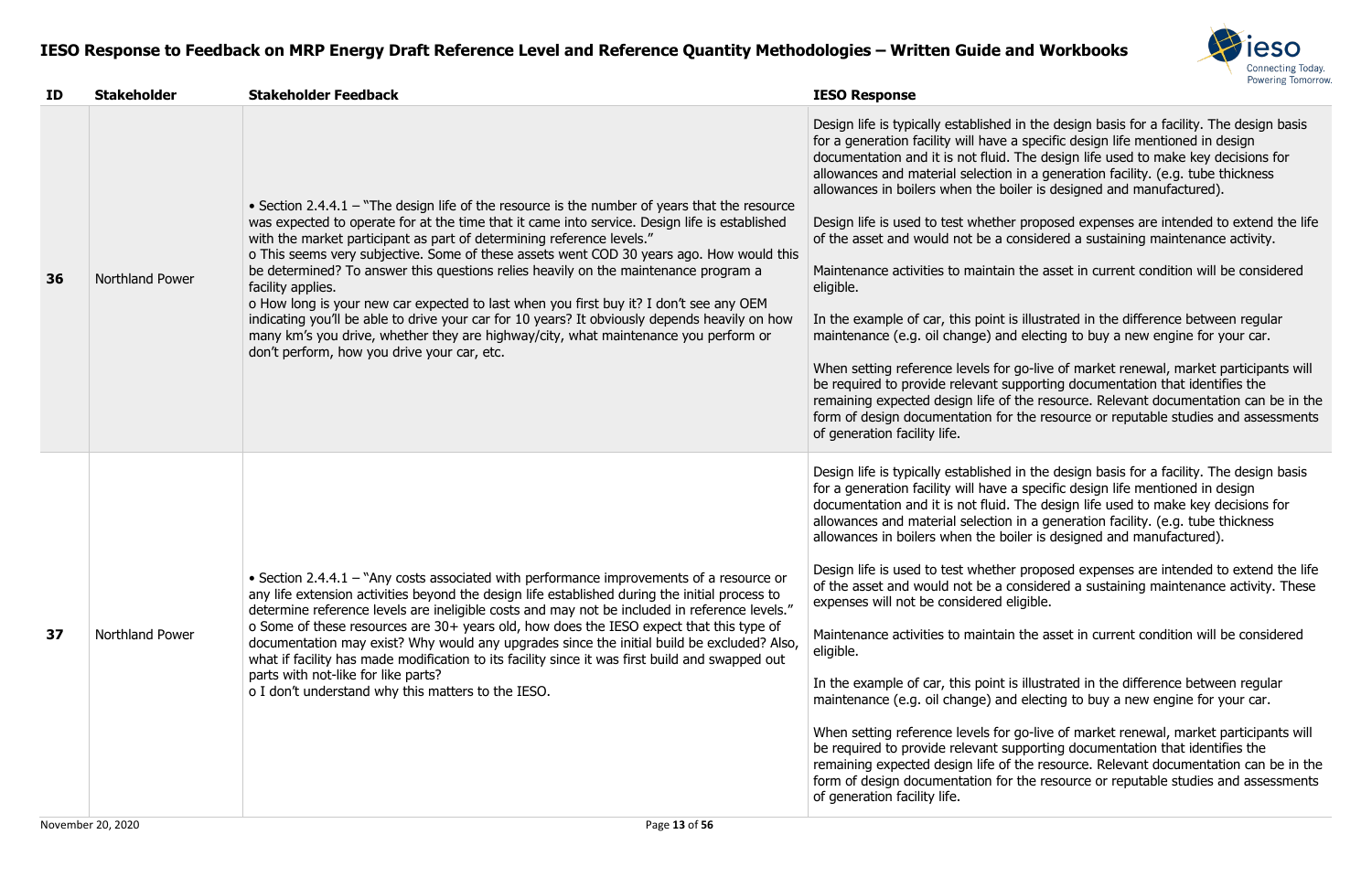# IESO Response to Feedback on MRP Energy Draft Reference Level and Reference Quantity Methodologies – Written Guide and Workbooks

| ID | Stakeholder | Stakeholder Feedback | IESO Response |
|---|---|---|---|
| 36 | Northland Power | • Section 2.4.4.1 – "The design life of the resource is the number of years that the resource was expected to operate for at the time that it came into service. Design life is established with the market participant as part of determining reference levels."<br>o This seems very subjective. Some of these assets went COD 30 years ago. How would this be determined? To answer this questions relies heavily on the maintenance program a facility applies.<br>o How long is your new car expected to last when you first buy it? I don't see any OEM indicating you'll be able to drive your car for 10 years? It obviously depends heavily on how many km's you drive, whether they are highway/city, what maintenance you perform or don't perform, how you drive your car, etc. | Design life is typically established in the design basis for a facility. The design basis for a generation facility will have a specific design life mentioned in design documentation and it is not fluid. The design life used to make key decisions for allowances and material selection in a generation facility. (e.g. tube thickness allowances in boilers when the boiler is designed and manufactured).<br><br>Design life is used to test whether proposed expenses are intended to extend the life of the asset and would not be a considered a sustaining maintenance activity.<br><br>Maintenance activities to maintain the asset in current condition will be considered eligible.<br><br>In the example of car, this point is illustrated in the difference between regular maintenance (e.g. oil change) and electing to buy a new engine for your car.<br><br>When setting reference levels for go-live of market renewal, market participants will be required to provide relevant supporting documentation that identifies the remaining expected design life of the resource. Relevant documentation can be in the form of design documentation for the resource or reputable studies and assessments of generation facility life. |
| 37 | Northland Power | • Section 2.4.4.1 – "Any costs associated with performance improvements of a resource or any life extension activities beyond the design life established during the initial process to determine reference levels are ineligible costs and may not be included in reference levels."<br>o Some of these resources are 30+ years old, how does the IESO expect that this type of documentation may exist? Why would any upgrades since the initial build be excluded? Also, what if facility has made modification to its facility since it was first build and swapped out parts with not-like for like parts?<br>o I don't understand why this matters to the IESO. | Design life is typically established in the design basis for a facility. The design basis for a generation facility will have a specific design life mentioned in design documentation and it is not fluid. The design life used to make key decisions for allowances and material selection in a generation facility. (e.g. tube thickness allowances in boilers when the boiler is designed and manufactured).<br><br>Design life is used to test whether proposed expenses are intended to extend the life of the asset and would not be a considered a sustaining maintenance activity. These expenses will not be considered eligible.<br><br>Maintenance activities to maintain the asset in current condition will be considered eligible.<br><br>In the example of car, this point is illustrated in the difference between regular maintenance (e.g. oil change) and electing to buy a new engine for your car.<br><br>When setting reference levels for go-live of market renewal, market participants will be required to provide relevant supporting documentation that identifies the remaining expected design life of the resource. Relevant documentation can be in the form of design documentation for the resource or reputable studies and assessments of generation facility life. |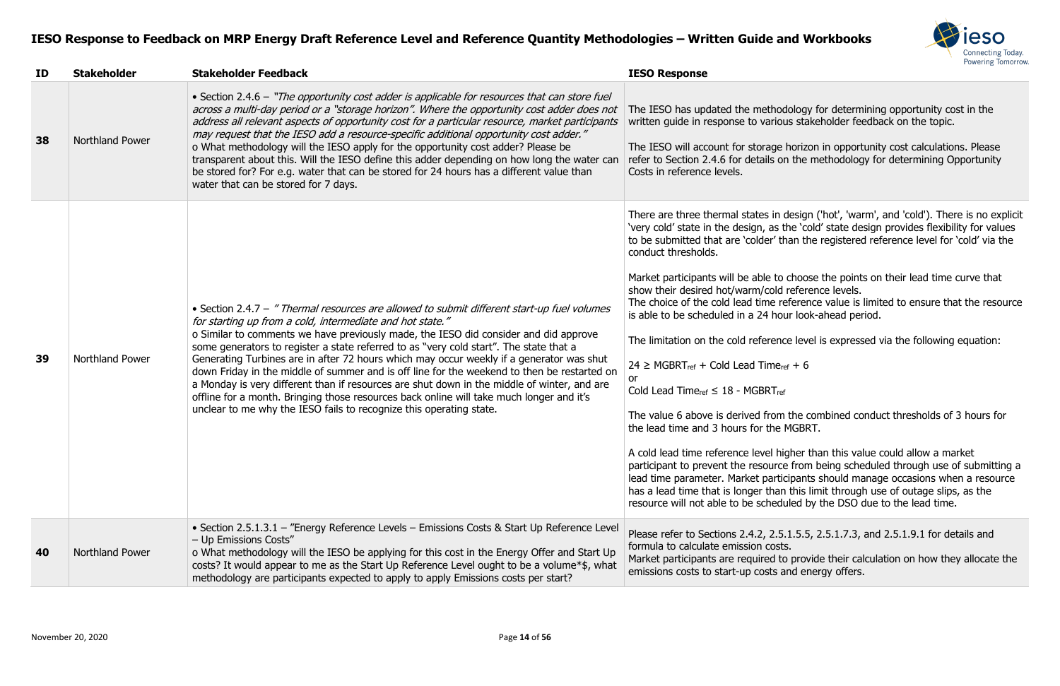# IESO Response to Feedback on MRP Energy Draft Reference Level and Reference Quantity Methodologies – Written Guide and Workbooks

| ID | Stakeholder | Stakeholder Feedback | IESO Response |
|---|---|---|---|
| 38 | Northland Power | • Section 2.4.6 – *"The opportunity cost adder is applicable for resources that can store fuel across a multi-day period or a "storage horizon". Where the opportunity cost adder does not address all relevant aspects of opportunity cost for a particular resource, market participants may request that the IESO add a resource-specific additional opportunity cost adder."*<br>o What methodology will the IESO apply for the opportunity cost adder? Please be transparent about this. Will the IESO define this adder depending on how long the water can be stored for? For e.g. water that can be stored for 24 hours has a different value than water that can be stored for 7 days. | The IESO has updated the methodology for determining opportunity cost in the written guide in response to various stakeholder feedback on the topic.<br><br>The IESO will account for storage horizon in opportunity cost calculations. Please refer to Section 2.4.6 for details on the methodology for determining Opportunity Costs in reference levels. |
| 39 | Northland Power | • Section 2.4.7 – *" Thermal resources are allowed to submit different start-up fuel volumes for starting up from a cold, intermediate and hot state."*<br>o Similar to comments we have previously made, the IESO did consider and did approve some generators to register a state referred to as "very cold start". The state that a Generating Turbines are in after 72 hours which may occur weekly if a generator was shut down Friday in the middle of summer and is off line for the weekend to then be restarted on a Monday is very different than if resources are shut down in the middle of winter, and are offline for a month. Bringing those resources back online will take much longer and it's unclear to me why the IESO fails to recognize this operating state. | There are three thermal states in design ('hot', 'warm', and 'cold'). There is no explicit 'very cold' state in the design, as the 'cold' state design provides flexibility for values to be submitted that are 'colder' than the registered reference level for 'cold' via the conduct thresholds.<br><br>Market participants will be able to choose the points on their lead time curve that show their desired hot/warm/cold reference levels.<br>The choice of the cold lead time reference value is limited to ensure that the resource is able to be scheduled in a 24 hour look-ahead period.<br><br>The limitation on the cold reference level is expressed via the following equation:<br><br>$24 \geq MGBRT_{ref} + \text{Cold Lead Time}_{ref} + 6$<br>or<br>$\text{Cold Lead Time}_{ref} \leq 18 - MGBRT_{ref}$<br><br>The value 6 above is derived from the combined conduct thresholds of 3 hours for the lead time and 3 hours for the MGBRT.<br><br>A cold lead time reference level higher than this value could allow a market participant to prevent the resource from being scheduled through use of submitting a lead time parameter. Market participants should manage occasions when a resource has a lead time that is longer than this limit through use of outage slips, as the resource will not able to be scheduled by the DSO due to the lead time. |
| 40 | Northland Power | • Section 2.5.1.3.1 – "Energy Reference Levels – Emissions Costs & Start Up Reference Level – Up Emissions Costs"<br>o What methodology will the IESO be applying for this cost in the Energy Offer and Start Up costs? It would appear to me as the Start Up Reference Level ought to be a volume*$, what methodology are participants expected to apply to apply Emissions costs per start? | Please refer to Sections 2.4.2, 2.5.1.5.5, 2.5.1.7.3, and 2.5.1.9.1 for details and formula to calculate emission costs.<br>Market participants are required to provide their calculation on how they allocate the emissions costs to start-up costs and energy offers. |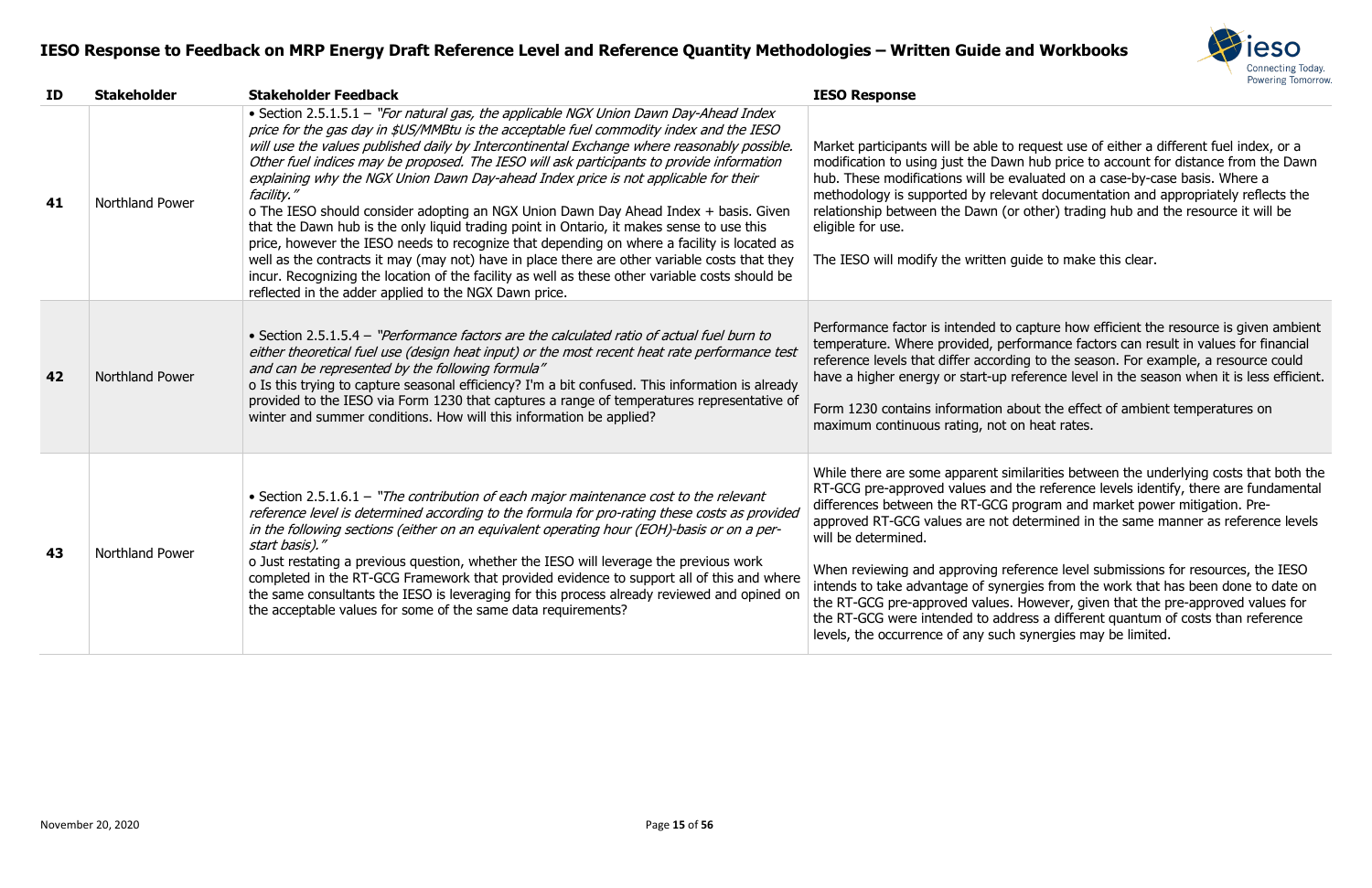# IESO Response to Feedback on MRP Energy Draft Reference Level and Reference Quantity Methodologies – Written Guide and Workbooks

| ID | Stakeholder | Stakeholder Feedback | IESO Response |
|---|---|---|---|
| 41 | Northland Power | • Section 2.5.1.5.1 – *"For natural gas, the applicable NGX Union Dawn Day-Ahead Index price for the gas day in $US/MMBtu is the acceptable fuel commodity index and the IESO will use the values published daily by Intercontinental Exchange where reasonably possible. Other fuel indices may be proposed. The IESO will ask participants to provide information explaining why the NGX Union Dawn Day-ahead Index price is not applicable for their facility."*<br>o The IESO should consider adopting an NGX Union Dawn Day Ahead Index + basis. Given that the Dawn hub is the only liquid trading point in Ontario, it makes sense to use this price, however the IESO needs to recognize that depending on where a facility is located as well as the contracts it may (may not) have in place there are other variable costs that they incur. Recognizing the location of the facility as well as these other variable costs should be reflected in the adder applied to the NGX Dawn price. | Market participants will be able to request use of either a different fuel index, or a modification to using just the Dawn hub price to account for distance from the Dawn hub. These modifications will be evaluated on a case-by-case basis. Where a methodology is supported by relevant documentation and appropriately reflects the relationship between the Dawn (or other) trading hub and the resource it will be eligible for use.<br><br>The IESO will modify the written guide to make this clear. |
| 42 | Northland Power | • Section 2.5.1.5.4 – *"Performance factors are the calculated ratio of actual fuel burn to either theoretical fuel use (design heat input) or the most recent heat rate performance test and can be represented by the following formula"*<br>o Is this trying to capture seasonal efficiency? I'm a bit confused. This information is already provided to the IESO via Form 1230 that captures a range of temperatures representative of winter and summer conditions. How will this information be applied? | Performance factor is intended to capture how efficient the resource is given ambient temperature. Where provided, performance factors can result in values for financial reference levels that differ according to the season. For example, a resource could have a higher energy or start-up reference level in the season when it is less efficient.<br><br>Form 1230 contains information about the effect of ambient temperatures on maximum continuous rating, not on heat rates. |
| 43 | Northland Power | • Section 2.5.1.6.1 – *"The contribution of each major maintenance cost to the relevant reference level is determined according to the formula for pro-rating these costs as provided in the following sections (either on an equivalent operating hour (EOH)-basis or on a per-start basis)."*<br>o Just restating a previous question, whether the IESO will leverage the previous work completed in the RT-GCG Framework that provided evidence to support all of this and where the same consultants the IESO is leveraging for this process already reviewed and opined on the acceptable values for some of the same data requirements? | While there are some apparent similarities between the underlying costs that both the RT-GCG pre-approved values and the reference levels identify, there are fundamental differences between the RT-GCG program and market power mitigation. Pre-approved RT-GCG values are not determined in the same manner as reference levels will be determined.<br><br>When reviewing and approving reference level submissions for resources, the IESO intends to take advantage of synergies from the work that has been done to date on the RT-GCG pre-approved values. However, given that the pre-approved values for the RT-GCG were intended to address a different quantum of costs than reference levels, the occurrence of any such synergies may be limited. |

November 20, 2020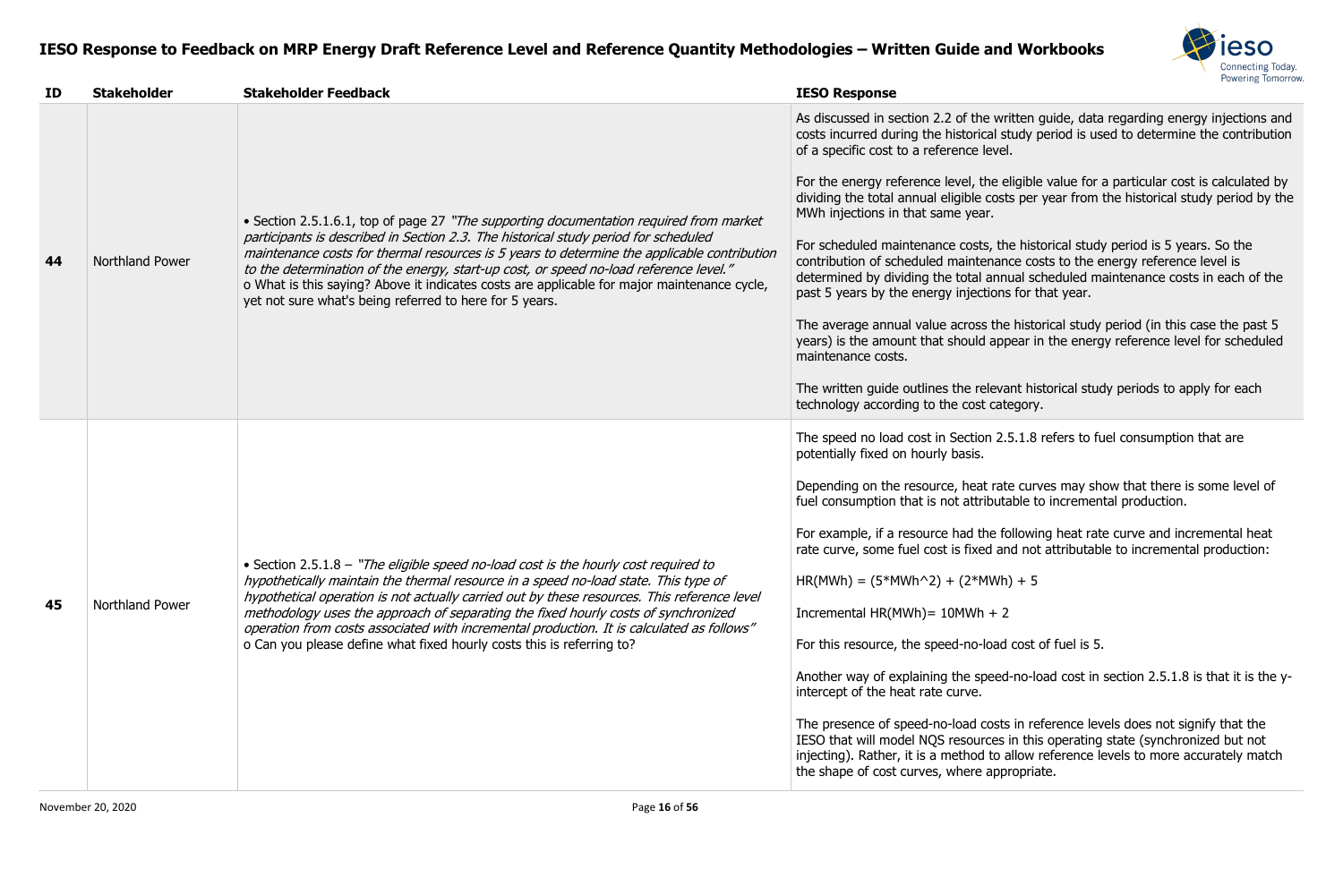# IESO Response to Feedback on MRP Energy Draft Reference Level and Reference Quantity Methodologies – Written Guide and Workbooks

| ID | Stakeholder | Stakeholder Feedback | IESO Response |
|---|---|---|---|
| 44 | Northland Power | • Section 2.5.1.6.1, top of page 27 *"The supporting documentation required from market participants is described in Section 2.3. The historical study period for scheduled maintenance costs for thermal resources is 5 years to determine the applicable contribution to the determination of the energy, start-up cost, or speed no-load reference level."*<br>o What is this saying? Above it indicates costs are applicable for major maintenance cycle, yet not sure what's being referred to here for 5 years. | As discussed in section 2.2 of the written guide, data regarding energy injections and costs incurred during the historical study period is used to determine the contribution of a specific cost to a reference level.<br><br>For the energy reference level, the eligible value for a particular cost is calculated by dividing the total annual eligible costs per year from the historical study period by the MWh injections in that same year.<br><br>For scheduled maintenance costs, the historical study period is 5 years. So the contribution of scheduled maintenance costs to the energy reference level is determined by dividing the total annual scheduled maintenance costs in each of the past 5 years by the energy injections for that year.<br><br>The average annual value across the historical study period (in this case the past 5 years) is the amount that should appear in the energy reference level for scheduled maintenance costs.<br><br>The written guide outlines the relevant historical study periods to apply for each technology according to the cost category. |
| 45 | Northland Power | • Section 2.5.1.8 – *"The eligible speed no-load cost is the hourly cost required to hypothetically maintain the thermal resource in a speed no-load state. This type of hypothetical operation is not actually carried out by these resources. This reference level methodology uses the approach of separating the fixed hourly costs of synchronized operation from costs associated with incremental production. It is calculated as follows"*<br>o Can you please define what fixed hourly costs this is referring to? | The speed no load cost in Section 2.5.1.8 refers to fuel consumption that are potentially fixed on hourly basis.<br><br>Depending on the resource, heat rate curves may show that there is some level of fuel consumption that is not attributable to incremental production.<br><br>For example, if a resource had the following heat rate curve and incremental heat rate curve, some fuel cost is fixed and not attributable to incremental production:<br><br>HR(MWh) = (5*MWh^2) + (2*MWh) + 5<br><br>Incremental HR(MWh)= 10MWh + 2<br><br>For this resource, the speed-no-load cost of fuel is 5.<br><br>Another way of explaining the speed-no-load cost in section 2.5.1.8 is that it is the y-intercept of the heat rate curve.<br><br>The presence of speed-no-load costs in reference levels does not signify that the IESO that will model NQS resources in this operating state (synchronized but not injecting). Rather, it is a method to allow reference levels to more accurately match the shape of cost curves, where appropriate. |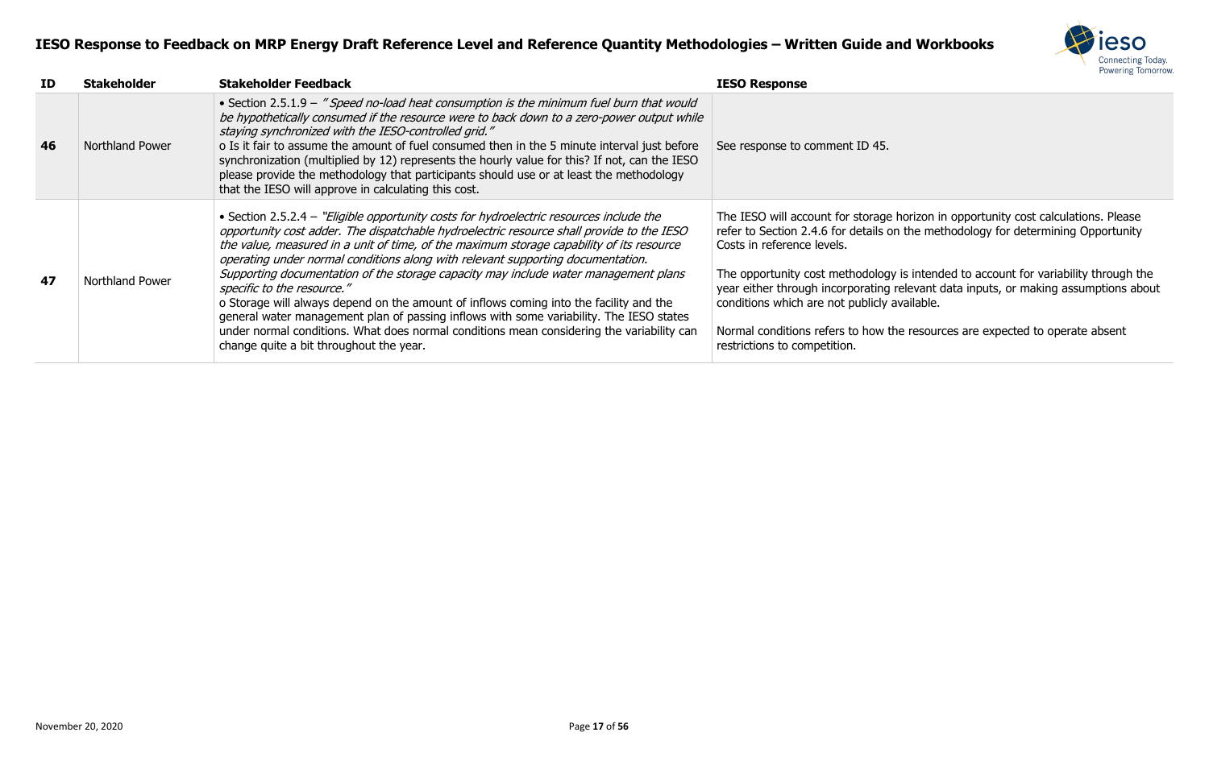| ID | Stakeholder | Stakeholder Feedback | IESO Response |
|---|---|---|---|
| **46** | Northland Power | • Section 2.5.1.9 – *"Speed no-load heat consumption is the minimum fuel burn that would be hypothetically consumed if the resource were to back down to a zero-power output while staying synchronized with the IESO-controlled grid."*<br>o Is it fair to assume the amount of fuel consumed then in the 5 minute interval just before synchronization (multiplied by 12) represents the hourly value for this? If not, can the IESO please provide the methodology that participants should use or at least the methodology that the IESO will approve in calculating this cost. | See response to comment ID 45. |
| **47** | Northland Power | • Section 2.5.2.4 – *"Eligible opportunity costs for hydroelectric resources include the opportunity cost adder. The dispatchable hydroelectric resource shall provide to the IESO the value, measured in a unit of time, of the maximum storage capability of its resource operating under normal conditions along with relevant supporting documentation. Supporting documentation of the storage capacity may include water management plans specific to the resource."*<br>o Storage will always depend on the amount of inflows coming into the facility and the general water management plan of passing inflows with some variability. The IESO states under normal conditions. What does normal conditions mean considering the variability can change quite a bit throughout the year. | The IESO will account for storage horizon in opportunity cost calculations. Please refer to Section 2.4.6 for details on the methodology for determining Opportunity Costs in reference levels.<br><br>The opportunity cost methodology is intended to account for variability through the year either through incorporating relevant data inputs, or making assumptions about conditions which are not publicly available.<br><br>Normal conditions refers to how the resources are expected to operate absent restrictions to competition. |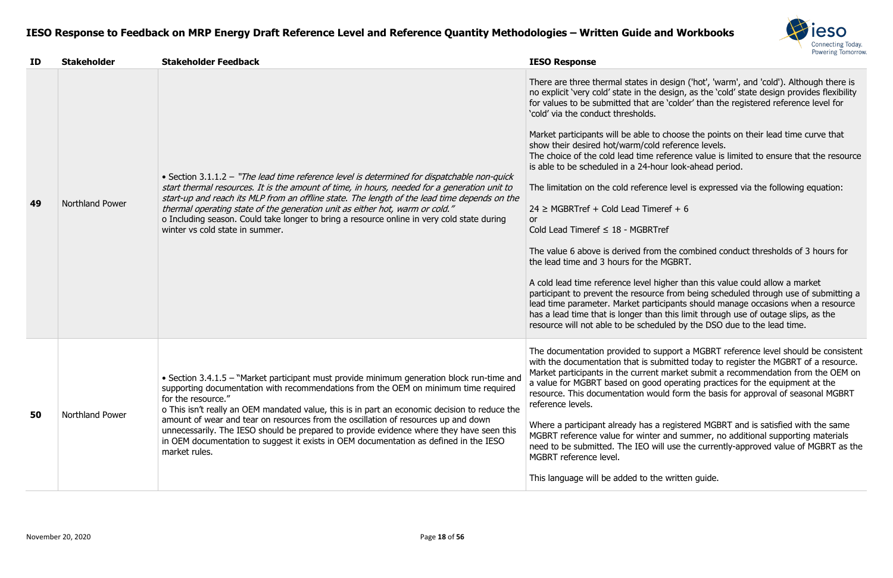# IESO Response to Feedback on MRP Energy Draft Reference Level and Reference Quantity Methodologies – Written Guide and Workbooks

| ID | Stakeholder | Stakeholder Feedback | IESO Response |
|---|---|---|---|
| 49 | Northland Power | • Section 3.1.1.2 – *"The lead time reference level is determined for dispatchable non-quick start thermal resources. It is the amount of time, in hours, needed for a generation unit to start-up and reach its MLP from an offline state. The length of the lead time depends on the thermal operating state of the generation unit as either hot, warm or cold."*<br>o Including season. Could take longer to bring a resource online in very cold state during winter vs cold state in summer. | There are three thermal states in design ('hot', 'warm', and 'cold'). Although there is no explicit 'very cold' state in the design, as the 'cold' state design provides flexibility for values to be submitted that are 'colder' than the registered reference level for 'cold' via the conduct thresholds.<br><br>Market participants will be able to choose the points on their lead time curve that show their desired hot/warm/cold reference levels.<br>The choice of the cold lead time reference value is limited to ensure that the resource is able to be scheduled in a 24-hour look-ahead period.<br><br>The limitation on the cold reference level is expressed via the following equation:<br><br>24 ≥ MGBRTref + Cold Lead Timeref + 6<br>or<br>Cold Lead Timeref ≤ 18 - MGBRTref<br><br>The value 6 above is derived from the combined conduct thresholds of 3 hours for the lead time and 3 hours for the MGBRT.<br><br>A cold lead time reference level higher than this value could allow a market participant to prevent the resource from being scheduled through use of submitting a lead time parameter. Market participants should manage occasions when a resource has a lead time that is longer than this limit through use of outage slips, as the resource will not able to be scheduled by the DSO due to the lead time. |
| 50 | Northland Power | • Section 3.4.1.5 – "Market participant must provide minimum generation block run-time and supporting documentation with recommendations from the OEM on minimum time required for the resource."<br>o This isn't really an OEM mandated value, this is in part an economic decision to reduce the amount of wear and tear on resources from the oscillation of resources up and down unnecessarily. The IESO should be prepared to provide evidence where they have seen this in OEM documentation to suggest it exists in OEM documentation as defined in the IESO market rules. | The documentation provided to support a MGBRT reference level should be consistent with the documentation that is submitted today to register the MGBRT of a resource. Market participants in the current market submit a recommendation from the OEM on a value for MGBRT based on good operating practices for the equipment at the resource. This documentation would form the basis for approval of seasonal MGBRT reference levels.<br><br>Where a participant already has a registered MGBRT and is satisfied with the same MGBRT reference value for winter and summer, no additional supporting materials need to be submitted. The IEO will use the currently-approved value of MGBRT as the MGBRT reference level.<br><br>This language will be added to the written guide. |

November 20, 2020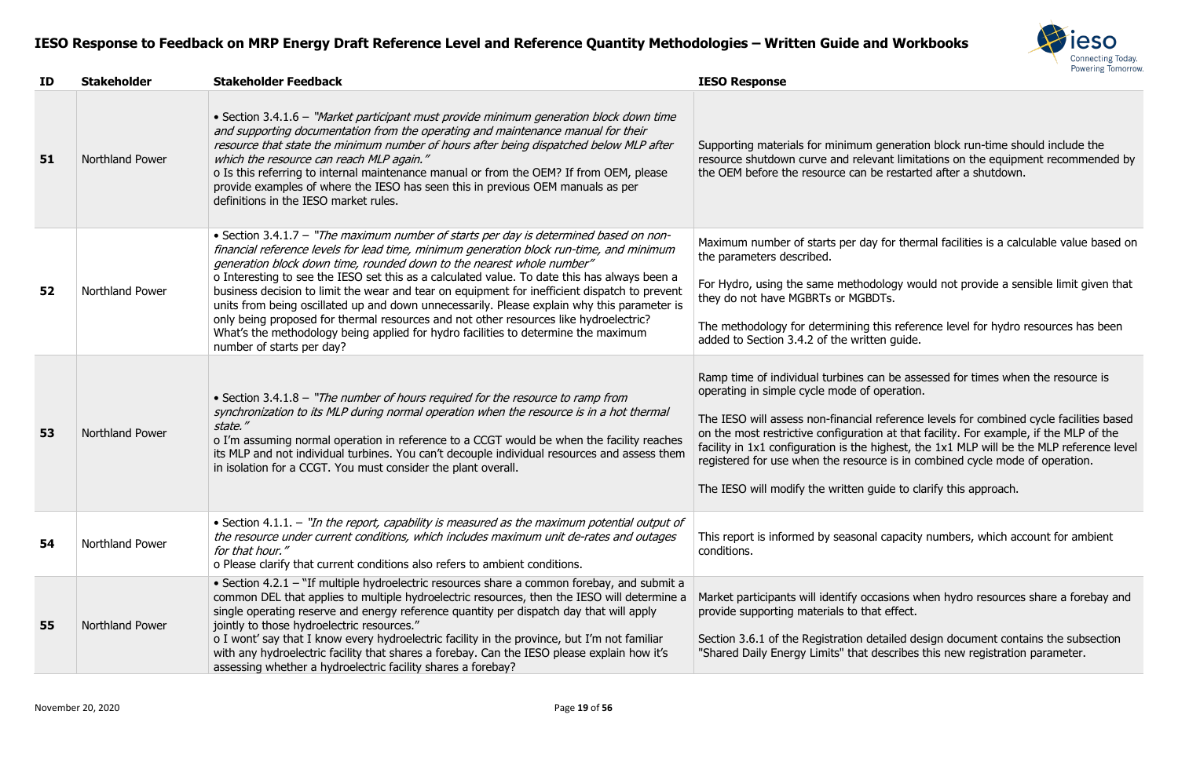# IESO Response to Feedback on MRP Energy Draft Reference Level and Reference Quantity Methodologies – Written Guide and Workbooks

| ID | Stakeholder | Stakeholder Feedback | IESO Response |
|---|---|---|---|
| 51 | Northland Power | • Section 3.4.1.6 – *"Market participant must provide minimum generation block down time and supporting documentation from the operating and maintenance manual for their resource that state the minimum number of hours after being dispatched below MLP after which the resource can reach MLP again."*<br>o Is this referring to internal maintenance manual or from the OEM? If from OEM, please provide examples of where the IESO has seen this in previous OEM manuals as per definitions in the IESO market rules. | Supporting materials for minimum generation block run-time should include the resource shutdown curve and relevant limitations on the equipment recommended by the OEM before the resource can be restarted after a shutdown. |
| 52 | Northland Power | • Section 3.4.1.7 – *"The maximum number of starts per day is determined based on non-financial reference levels for lead time, minimum generation block run-time, and minimum generation block down time, rounded down to the nearest whole number"*<br>o Interesting to see the IESO set this as a calculated value. To date this has always been a business decision to limit the wear and tear on equipment for inefficient dispatch to prevent units from being oscillated up and down unnecessarily. Please explain why this parameter is only being proposed for thermal resources and not other resources like hydroelectric? What's the methodology being applied for hydro facilities to determine the maximum number of starts per day? | Maximum number of starts per day for thermal facilities is a calculable value based on the parameters described.<br><br>For Hydro, using the same methodology would not provide a sensible limit given that they do not have MGBRTs or MGBDTs.<br><br>The methodology for determining this reference level for hydro resources has been added to Section 3.4.2 of the written guide. |
| 53 | Northland Power | • Section 3.4.1.8 – *"The number of hours required for the resource to ramp from synchronization to its MLP during normal operation when the resource is in a hot thermal state."*<br>o I'm assuming normal operation in reference to a CCGT would be when the facility reaches its MLP and not individual turbines. You can't decouple individual resources and assess them in isolation for a CCGT. You must consider the plant overall. | Ramp time of individual turbines can be assessed for times when the resource is operating in simple cycle mode of operation.<br><br>The IESO will assess non-financial reference levels for combined cycle facilities based on the most restrictive configuration at that facility. For example, if the MLP of the facility in 1x1 configuration is the highest, the 1x1 MLP will be the MLP reference level registered for use when the resource is in combined cycle mode of operation.<br><br>The IESO will modify the written guide to clarify this approach. |
| 54 | Northland Power | • Section 4.1.1. – *"In the report, capability is measured as the maximum potential output of the resource under current conditions, which includes maximum unit de-rates and outages for that hour."*<br>o Please clarify that current conditions also refers to ambient conditions. | This report is informed by seasonal capacity numbers, which account for ambient conditions. |
| 55 | Northland Power | • Section 4.2.1 – "If multiple hydroelectric resources share a common forebay, and submit a common DEL that applies to multiple hydroelectric resources, then the IESO will determine a single operating reserve and energy reference quantity per dispatch day that will apply jointly to those hydroelectric resources."<br>o I wont' say that I know every hydroelectric facility in the province, but I'm not familiar with any hydroelectric facility that shares a forebay. Can the IESO please explain how it's assessing whether a hydroelectric facility shares a forebay? | Market participants will identify occasions when hydro resources share a forebay and provide supporting materials to that effect.<br><br>Section 3.6.1 of the Registration detailed design document contains the subsection "Shared Daily Energy Limits" that describes this new registration parameter. |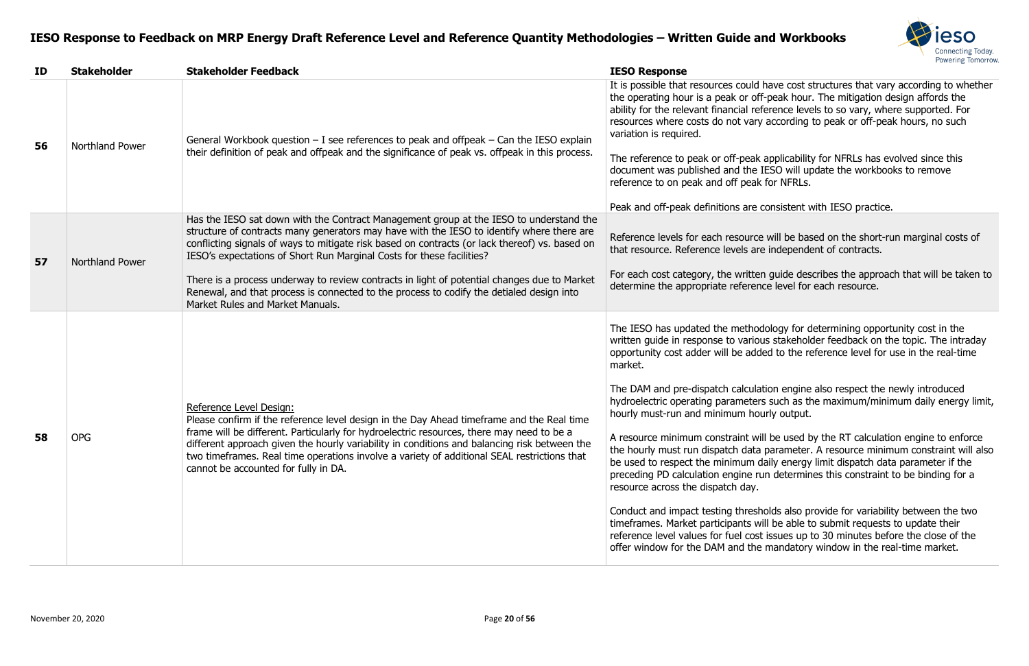# IESO Response to Feedback on MRP Energy Draft Reference Level and Reference Quantity Methodologies – Written Guide and Workbooks

| ID | Stakeholder | Stakeholder Feedback | IESO Response |
|---|---|---|---|
| 56 | Northland Power | General Workbook question – I see references to peak and offpeak – Can the IESO explain their definition of peak and offpeak and the significance of peak vs. offpeak in this process. | It is possible that resources could have cost structures that vary according to whether the operating hour is a peak or off-peak hour. The mitigation design affords the ability for the relevant financial reference levels to so vary, where supported. For resources where costs do not vary according to peak or off-peak hours, no such variation is required.<br><br>The reference to peak or off-peak applicability for NFRLs has evolved since this document was published and the IESO will update the workbooks to remove reference to on peak and off peak for NFRLs.<br><br>Peak and off-peak definitions are consistent with IESO practice. |
| 57 | Northland Power | Has the IESO sat down with the Contract Management group at the IESO to understand the structure of contracts many generators may have with the IESO to identify where there are conflicting signals of ways to mitigate risk based on contracts (or lack thereof) vs. based on IESO's expectations of Short Run Marginal Costs for these facilities?<br><br>There is a process underway to review contracts in light of potential changes due to Market Renewal, and that process is connected to the process to codify the detialed design into Market Rules and Market Manuals. | Reference levels for each resource will be based on the short-run marginal costs of that resource. Reference levels are independent of contracts.<br><br>For each cost category, the written guide describes the approach that will be taken to determine the appropriate reference level for each resource. |
| 58 | OPG | Reference Level Design:<br>Please confirm if the reference level design in the Day Ahead timeframe and the Real time frame will be different. Particularly for hydroelectric resources, there may need to be a different approach given the hourly variability in conditions and balancing risk between the two timeframes. Real time operations involve a variety of additional SEAL restrictions that cannot be accounted for fully in DA. | The IESO has updated the methodology for determining opportunity cost in the written guide in response to various stakeholder feedback on the topic. The intraday opportunity cost adder will be added to the reference level for use in the real-time market.<br><br>The DAM and pre-dispatch calculation engine also respect the newly introduced hydroelectric operating parameters such as the maximum/minimum daily energy limit, hourly must-run and minimum hourly output.<br><br>A resource minimum constraint will be used by the RT calculation engine to enforce the hourly must run dispatch data parameter. A resource minimum constraint will also be used to respect the minimum daily energy limit dispatch data parameter if the preceding PD calculation engine run determines this constraint to be binding for a resource across the dispatch day.<br><br>Conduct and impact testing thresholds also provide for variability between the two timeframes. Market participants will be able to submit requests to update their reference level values for fuel cost issues up to 30 minutes before the close of the offer window for the DAM and the mandatory window in the real-time market. |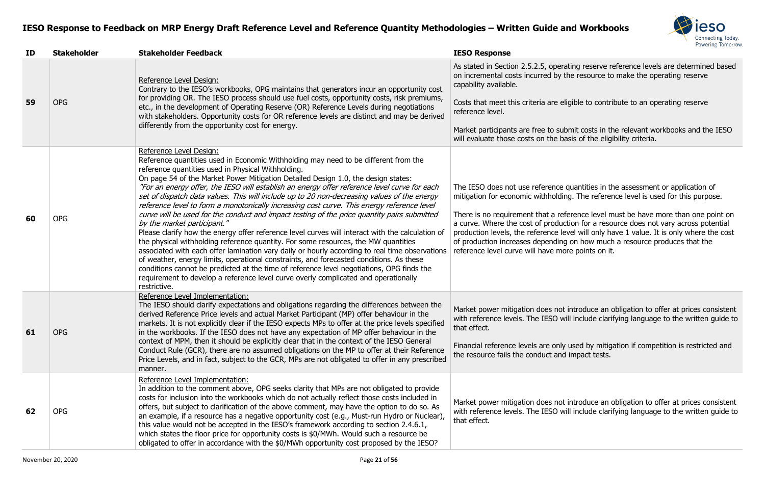# IESO Response to Feedback on MRP Energy Draft Reference Level and Reference Quantity Methodologies – Written Guide and Workbooks

| ID | Stakeholder | Stakeholder Feedback | IESO Response |
|---|---|---|---|
| **59** | OPG | Reference Level Design:<br>Contrary to the IESO's workbooks, OPG maintains that generators incur an opportunity cost for providing OR. The IESO process should use fuel costs, opportunity costs, risk premiums, etc., in the development of Operating Reserve (OR) Reference Levels during negotiations with stakeholders. Opportunity costs for OR reference levels are distinct and may be derived differently from the opportunity cost for energy. | As stated in Section 2.5.2.5, operating reserve reference levels are determined based on incremental costs incurred by the resource to make the operating reserve capability available.<br><br>Costs that meet this criteria are eligible to contribute to an operating reserve reference level.<br><br>Market participants are free to submit costs in the relevant workbooks and the IESO will evaluate those costs on the basis of the eligibility criteria. |
| **60** | OPG | Reference Level Design:<br>Reference quantities used in Economic Withholding may need to be different from the reference quantities used in Physical Withholding.<br>On page 54 of the Market Power Mitigation Detailed Design 1.0, the design states:<br>*"For an energy offer, the IESO will establish an energy offer reference level curve for each set of dispatch data values. This will include up to 20 non-decreasing values of the energy reference level to form a monotonically increasing cost curve. This energy reference level curve will be used for the conduct and impact testing of the price quantity pairs submitted by the market participant."*<br>Please clarify how the energy offer reference level curves will interact with the calculation of the physical withholding reference quantity. For some resources, the MW quantities associated with each offer lamination vary daily or hourly according to real time observations of weather, energy limits, operational constraints, and forecasted conditions. As these conditions cannot be predicted at the time of reference level negotiations, OPG finds the requirement to develop a reference level curve overly complicated and operationally restrictive. | The IESO does not use reference quantities in the assessment or application of mitigation for economic withholding. The reference level is used for this purpose.<br><br>There is no requirement that a reference level must be have more than one point on a curve. Where the cost of production for a resource does not vary across potential production levels, the reference level will only have 1 value. It is only where the cost of production increases depending on how much a resource produces that the reference level curve will have more points on it. |
| **61** | OPG | Reference Level Implementation:<br>The IESO should clarify expectations and obligations regarding the differences between the derived Reference Price levels and actual Market Participant (MP) offer behaviour in the markets. It is not explicitly clear if the IESO expects MPs to offer at the price levels specified in the workbooks. If the IESO does not have any expectation of MP offer behaviour in the context of MPM, then it should be explicitly clear that in the context of the IESO General Conduct Rule (GCR), there are no assumed obligations on the MP to offer at their Reference Price Levels, and in fact, subject to the GCR, MPs are not obligated to offer in any prescribed manner. | Market power mitigation does not introduce an obligation to offer at prices consistent with reference levels. The IESO will include clarifying language to the written guide to that effect.<br><br>Financial reference levels are only used by mitigation if competition is restricted and the resource fails the conduct and impact tests. |
| **62** | OPG | Reference Level Implementation:<br>In addition to the comment above, OPG seeks clarity that MPs are not obligated to provide costs for inclusion into the workbooks which do not actually reflect those costs included in offers, but subject to clarification of the above comment, may have the option to do so. As an example, if a resource has a negative opportunity cost (e.g., Must-run Hydro or Nuclear), this value would not be accepted in the IESO's framework according to section 2.4.6.1, which states the floor price for opportunity costs is $0/MWh. Would such a resource be obligated to offer in accordance with the $0/MWh opportunity cost proposed by the IESO? | Market power mitigation does not introduce an obligation to offer at prices consistent with reference levels. The IESO will include clarifying language to the written guide to that effect. |

November 20, 2020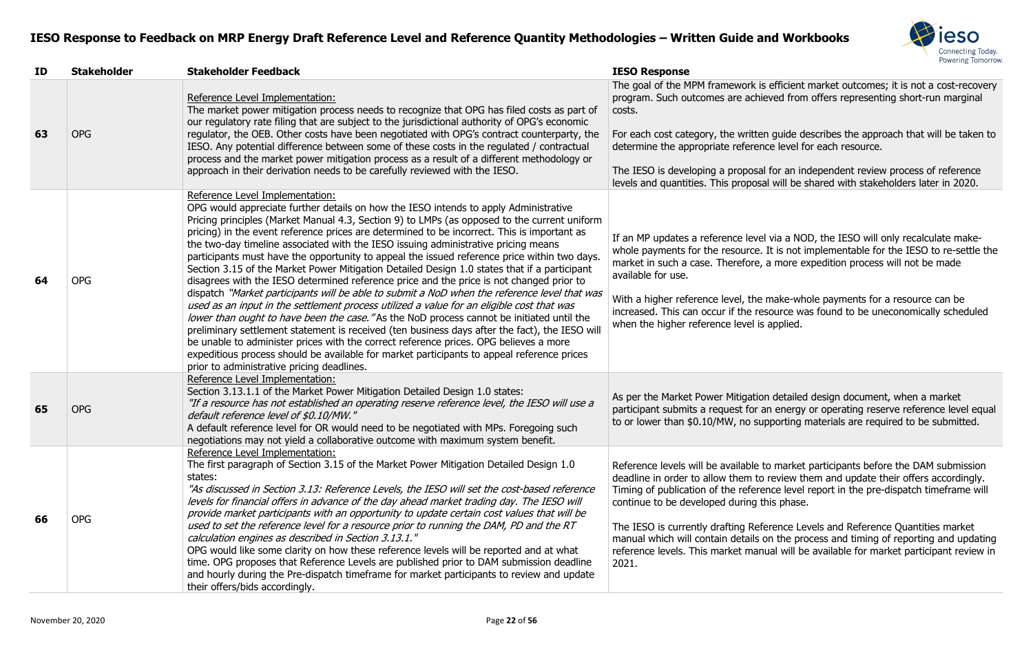# IESO Response to Feedback on MRP Energy Draft Reference Level and Reference Quantity Methodologies – Written Guide and Workbooks

| ID | Stakeholder | Stakeholder Feedback | IESO Response |
|---|---|---|---|
| 63 | OPG | Reference Level Implementation:<br>The market power mitigation process needs to recognize that OPG has filed costs as part of our regulatory rate filing that are subject to the jurisdictional authority of OPG's economic regulator, the OEB. Other costs have been negotiated with OPG's contract counterparty, the IESO. Any potential difference between some of these costs in the regulated / contractual process and the market power mitigation process as a result of a different methodology or approach in their derivation needs to be carefully reviewed with the IESO. | The goal of the MPM framework is efficient market outcomes; it is not a cost-recovery program. Such outcomes are achieved from offers representing short-run marginal costs.<br><br>For each cost category, the written guide describes the approach that will be taken to determine the appropriate reference level for each resource.<br><br>The IESO is developing a proposal for an independent review process of reference levels and quantities. This proposal will be shared with stakeholders later in 2020. |
| 64 | OPG | Reference Level Implementation:<br>OPG would appreciate further details on how the IESO intends to apply Administrative Pricing principles (Market Manual 4.3, Section 9) to LMPs (as opposed to the current uniform pricing) in the event reference prices are determined to be incorrect. This is important as the two-day timeline associated with the IESO issuing administrative pricing means participants must have the opportunity to appeal the issued reference price within two days. Section 3.15 of the Market Power Mitigation Detailed Design 1.0 states that if a participant disagrees with the IESO determined reference price and the price is not changed prior to dispatch *"Market participants will be able to submit a NoD when the reference level that was used as an input in the settlement process utilized a value for an eligible cost that was lower than ought to have been the case."* As the NoD process cannot be initiated until the preliminary settlement statement is received (ten business days after the fact), the IESO will be unable to administer prices with the correct reference prices. OPG believes a more expeditious process should be available for market participants to appeal reference prices prior to administrative pricing deadlines. | If an MP updates a reference level via a NOD, the IESO will only recalculate make-whole payments for the resource. It is not implementable for the IESO to re-settle the market in such a case. Therefore, a more expedition process will not be made available for use.<br><br>With a higher reference level, the make-whole payments for a resource can be increased. This can occur if the resource was found to be uneconomically scheduled when the higher reference level is applied. |
| 65 | OPG | Reference Level Implementation:<br>Section 3.13.1.1 of the Market Power Mitigation Detailed Design 1.0 states:<br>*"If a resource has not established an operating reserve reference level, the IESO will use a default reference level of $0.10/MW."*<br>A default reference level for OR would need to be negotiated with MPs. Foregoing such negotiations may not yield a collaborative outcome with maximum system benefit. | As per the Market Power Mitigation detailed design document, when a market participant submits a request for an energy or operating reserve reference level equal to or lower than $0.10/MW, no supporting materials are required to be submitted. |
| 66 | OPG | Reference Level Implementation:<br>The first paragraph of Section 3.15 of the Market Power Mitigation Detailed Design 1.0 states:<br>*"As discussed in Section 3.13: Reference Levels, the IESO will set the cost-based reference levels for financial offers in advance of the day ahead market trading day. The IESO will provide market participants with an opportunity to update certain cost values that will be used to set the reference level for a resource prior to running the DAM, PD and the RT calculation engines as described in Section 3.13.1."*<br>OPG would like some clarity on how these reference levels will be reported and at what time. OPG proposes that Reference Levels are published prior to DAM submission deadline and hourly during the Pre-dispatch timeframe for market participants to review and update their offers/bids accordingly. | Reference levels will be available to market participants before the DAM submission deadline in order to allow them to review them and update their offers accordingly. Timing of publication of the reference level report in the pre-dispatch timeframe will continue to be developed during this phase.<br><br>The IESO is currently drafting Reference Levels and Reference Quantities market manual which will contain details on the process and timing of reporting and updating reference levels. This market manual will be available for market participant review in 2021. |

November 20, 2020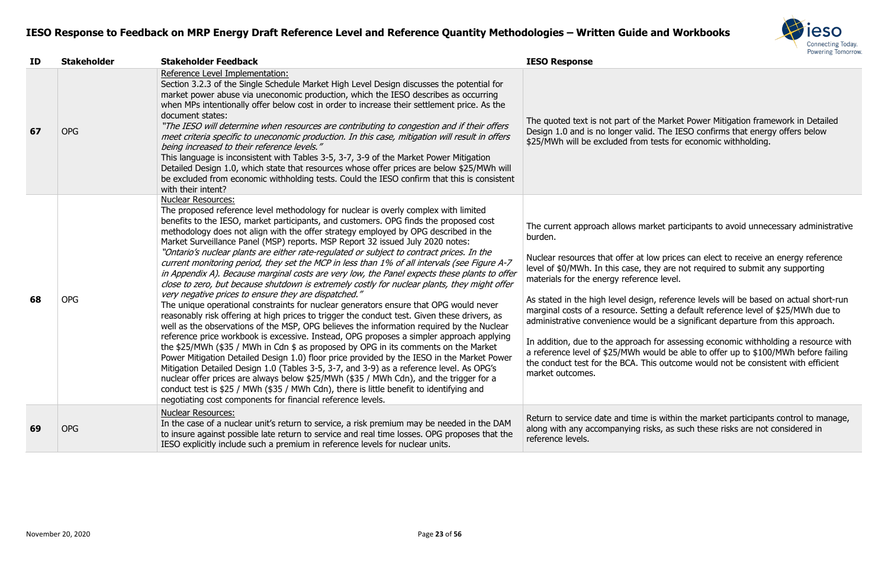# IESO Response to Feedback on MRP Energy Draft Reference Level and Reference Quantity Methodologies – Written Guide and Workbooks

| ID | Stakeholder | Stakeholder Feedback | IESO Response |
|---|---|---|---|
| 67 | OPG | Reference Level Implementation:<br>Section 3.2.3 of the Single Schedule Market High Level Design discusses the potential for market power abuse via uneconomic production, which the IESO describes as occurring when MPs intentionally offer below cost in order to increase their settlement price. As the document states:<br>*"The IESO will determine when resources are contributing to congestion and if their offers meet criteria specific to uneconomic production. In this case, mitigation will result in offers being increased to their reference levels."*<br>This language is inconsistent with Tables 3-5, 3-7, 3-9 of the Market Power Mitigation Detailed Design 1.0, which state that resources whose offer prices are below $25/MWh will be excluded from economic withholding tests. Could the IESO confirm that this is consistent with their intent? | The quoted text is not part of the Market Power Mitigation framework in Detailed Design 1.0 and is no longer valid. The IESO confirms that energy offers below $25/MWh will be excluded from tests for economic withholding. |
| 68 | OPG | Nuclear Resources:<br>The proposed reference level methodology for nuclear is overly complex with limited benefits to the IESO, market participants, and customers. OPG finds the proposed cost methodology does not align with the offer strategy employed by OPG described in the Market Surveillance Panel (MSP) reports. MSP Report 32 issued July 2020 notes:<br>*"Ontario's nuclear plants are either rate-regulated or subject to contract prices. In the current monitoring period, they set the MCP in less than 1% of all intervals (see Figure A-7 in Appendix A). Because marginal costs are very low, the Panel expects these plants to offer close to zero, but because shutdown is extremely costly for nuclear plants, they might offer very negative prices to ensure they are dispatched."*<br>The unique operational constraints for nuclear generators ensure that OPG would never reasonably risk offering at high prices to trigger the conduct test. Given these drivers, as well as the observations of the MSP, OPG believes the information required by the Nuclear reference price workbook is excessive. Instead, OPG proposes a simpler approach applying the $25/MWh ($35 / MWh in Cdn $ as proposed by OPG in its comments on the Market Power Mitigation Detailed Design 1.0) floor price provided by the IESO in the Market Power Mitigation Detailed Design 1.0 (Tables 3-5, 3-7, and 3-9) as a reference level. As OPG's nuclear offer prices are always below $25/MWh ($35 / MWh Cdn), and the trigger for a conduct test is $25 / MWh ($35 / MWh Cdn), there is little benefit to identifying and negotiating cost components for financial reference levels. | The current approach allows market participants to avoid unnecessary administrative burden.<br><br>Nuclear resources that offer at low prices can elect to receive an energy reference level of $0/MWh. In this case, they are not required to submit any supporting materials for the energy reference level.<br><br>As stated in the high level design, reference levels will be based on actual short-run marginal costs of a resource. Setting a default reference level of $25/MWh due to administrative convenience would be a significant departure from this approach.<br><br>In addition, due to the approach for assessing economic withholding a resource with a reference level of $25/MWh would be able to offer up to $100/MWh before failing the conduct test for the BCA. This outcome would not be consistent with efficient market outcomes. |
| 69 | OPG | Nuclear Resources:<br>In the case of a nuclear unit's return to service, a risk premium may be needed in the DAM to insure against possible late return to service and real time losses. OPG proposes that the IESO explicitly include such a premium in reference levels for nuclear units. | Return to service date and time is within the market participants control to manage, along with any accompanying risks, as such these risks are not considered in reference levels. |

November 20, 2020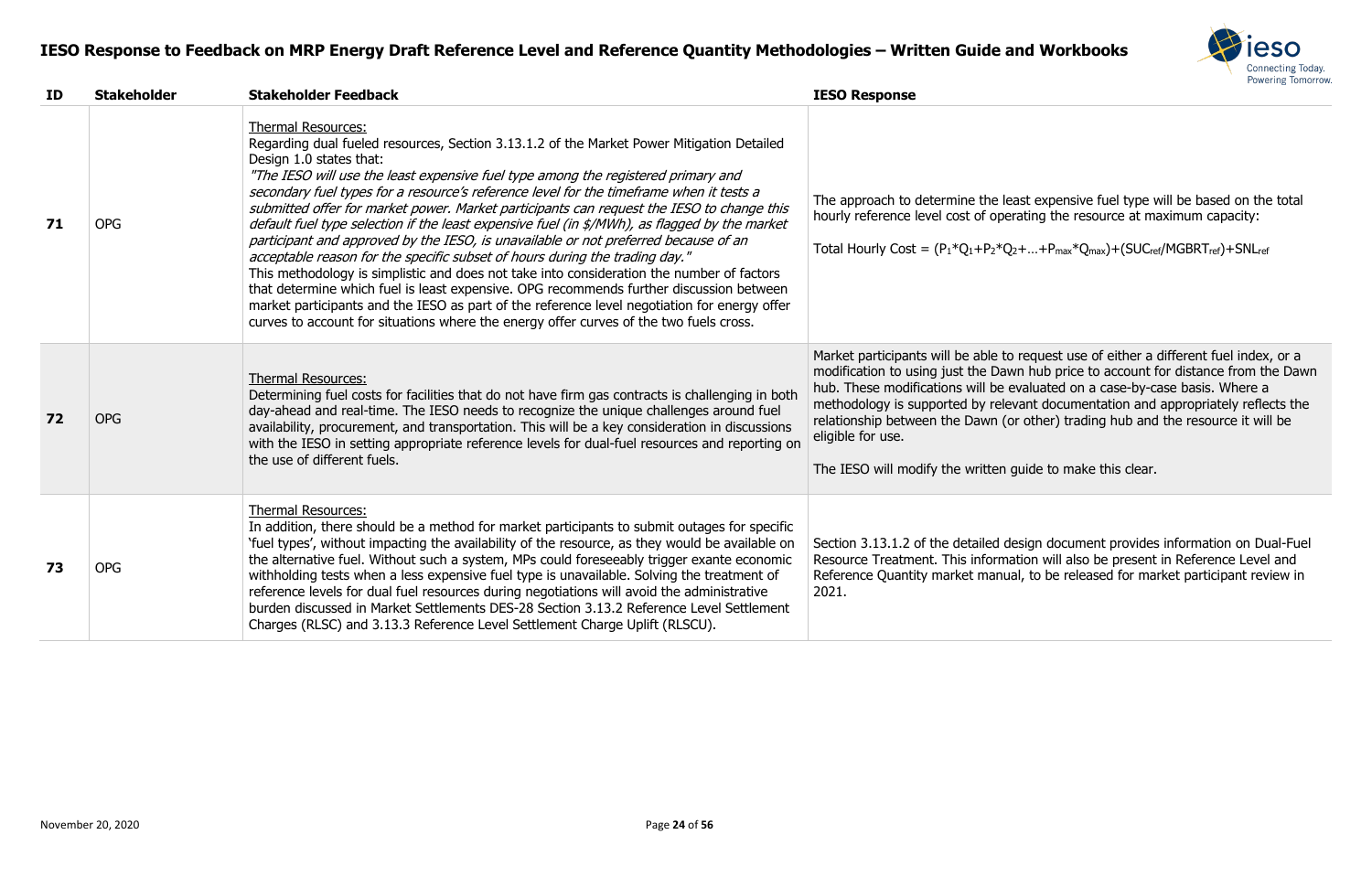# IESO Response to Feedback on MRP Energy Draft Reference Level and Reference Quantity Methodologies – Written Guide and Workbooks

| ID | Stakeholder | Stakeholder Feedback | IESO Response |
|---|---|---|---|
| **71** | OPG | Thermal Resources:<br>Regarding dual fueled resources, Section 3.13.1.2 of the Market Power Mitigation Detailed Design 1.0 states that:<br>*"The IESO will use the least expensive fuel type among the registered primary and secondary fuel types for a resource's reference level for the timeframe when it tests a submitted offer for market power. Market participants can request the IESO to change this default fuel type selection if the least expensive fuel (in $/MWh), as flagged by the market participant and approved by the IESO, is unavailable or not preferred because of an acceptable reason for the specific subset of hours during the trading day."*<br>This methodology is simplistic and does not take into consideration the number of factors that determine which fuel is least expensive. OPG recommends further discussion between market participants and the IESO as part of the reference level negotiation for energy offer curves to account for situations where the energy offer curves of the two fuels cross. | The approach to determine the least expensive fuel type will be based on the total hourly reference level cost of operating the resource at maximum capacity:<br><br>Total Hourly Cost = $(P_1{*}Q_1+P_2{*}Q_2+\ldots+P_{max}{*}Q_{max})+(SUC_{ref}/MGBRT_{ref})+SNL_{ref}$ |
| **72** | OPG | Thermal Resources:<br>Determining fuel costs for facilities that do not have firm gas contracts is challenging in both day-ahead and real-time. The IESO needs to recognize the unique challenges around fuel availability, procurement, and transportation. This will be a key consideration in discussions with the IESO in setting appropriate reference levels for dual-fuel resources and reporting on the use of different fuels. | Market participants will be able to request use of either a different fuel index, or a modification to using just the Dawn hub price to account for distance from the Dawn hub. These modifications will be evaluated on a case-by-case basis. Where a methodology is supported by relevant documentation and appropriately reflects the relationship between the Dawn (or other) trading hub and the resource it will be eligible for use.<br><br>The IESO will modify the written guide to make this clear. |
| **73** | OPG | Thermal Resources:<br>In addition, there should be a method for market participants to submit outages for specific 'fuel types', without impacting the availability of the resource, as they would be available on the alternative fuel. Without such a system, MPs could foreseeably trigger exante economic withholding tests when a less expensive fuel type is unavailable. Solving the treatment of reference levels for dual fuel resources during negotiations will avoid the administrative burden discussed in Market Settlements DES-28 Section 3.13.2 Reference Level Settlement Charges (RLSC) and 3.13.3 Reference Level Settlement Charge Uplift (RLSCU). | Section 3.13.1.2 of the detailed design document provides information on Dual-Fuel Resource Treatment. This information will also be present in Reference Level and Reference Quantity market manual, to be released for market participant review in 2021. |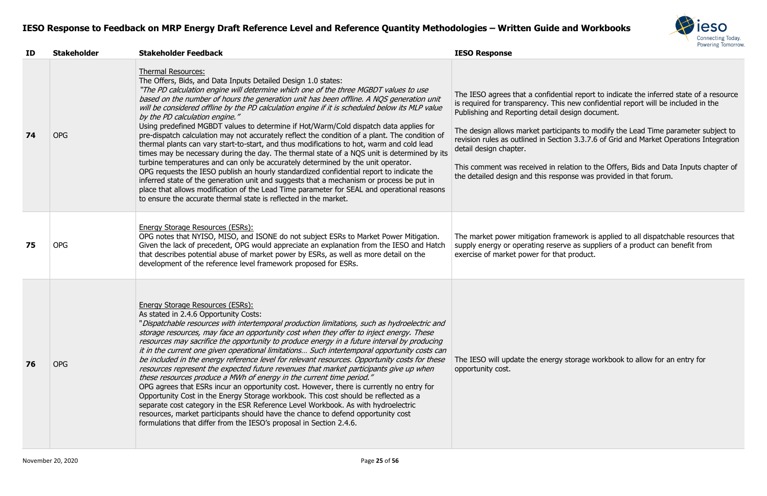# IESO Response to Feedback on MRP Energy Draft Reference Level and Reference Quantity Methodologies – Written Guide and Workbooks

| ID | Stakeholder | Stakeholder Feedback | IESO Response |
|---|---|---|---|
| 74 | OPG | Thermal Resources:<br>The Offers, Bids, and Data Inputs Detailed Design 1.0 states:<br>*"The PD calculation engine will determine which one of the three MGBDT values to use based on the number of hours the generation unit has been offline. A NQS generation unit will be considered offline by the PD calculation engine if it is scheduled below its MLP value by the PD calculation engine."*<br>Using predefined MGBDT values to determine if Hot/Warm/Cold dispatch data applies for pre-dispatch calculation may not accurately reflect the condition of a plant. The condition of thermal plants can vary start-to-start, and thus modifications to hot, warm and cold lead times may be necessary during the day. The thermal state of a NQS unit is determined by its turbine temperatures and can only be accurately determined by the unit operator.<br>OPG requests the IESO publish an hourly standardized confidential report to indicate the inferred state of the generation unit and suggests that a mechanism or process be put in place that allows modification of the Lead Time parameter for SEAL and operational reasons to ensure the accurate thermal state is reflected in the market. | The IESO agrees that a confidential report to indicate the inferred state of a resource is required for transparency. This new confidential report will be included in the Publishing and Reporting detail design document.<br><br>The design allows market participants to modify the Lead Time parameter subject to revision rules as outlined in Section 3.3.7.6 of Grid and Market Operations Integration detail design chapter.<br><br>This comment was received in relation to the Offers, Bids and Data Inputs chapter of the detailed design and this response was provided in that forum. |
| 75 | OPG | Energy Storage Resources (ESRs):<br>OPG notes that NYISO, MISO, and ISONE do not subject ESRs to Market Power Mitigation. Given the lack of precedent, OPG would appreciate an explanation from the IESO and Hatch that describes potential abuse of market power by ESRs, as well as more detail on the development of the reference level framework proposed for ESRs. | The market power mitigation framework is applied to all dispatchable resources that supply energy or operating reserve as suppliers of a product can benefit from exercise of market power for that product. |
| 76 | OPG | Energy Storage Resources (ESRs):<br>As stated in 2.4.6 Opportunity Costs:<br>"*Dispatchable resources with intertemporal production limitations, such as hydroelectric and storage resources, may face an opportunity cost when they offer to inject energy. These resources may sacrifice the opportunity to produce energy in a future interval by producing it in the current one given operational limitations… Such intertemporal opportunity costs can be included in the energy reference level for relevant resources. Opportunity costs for these resources represent the expected future revenues that market participants give up when these resources produce a MWh of energy in the current time period.*"<br>OPG agrees that ESRs incur an opportunity cost. However, there is currently no entry for Opportunity Cost in the Energy Storage workbook. This cost should be reflected as a separate cost category in the ESR Reference Level Workbook. As with hydroelectric resources, market participants should have the chance to defend opportunity cost formulations that differ from the IESO's proposal in Section 2.4.6. | The IESO will update the energy storage workbook to allow for an entry for opportunity cost. |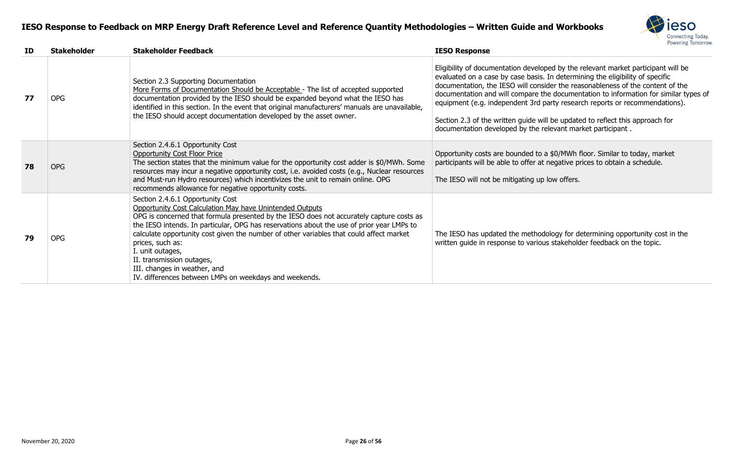# IESO Response to Feedback on MRP Energy Draft Reference Level and Reference Quantity Methodologies – Written Guide and Workbooks

| ID | Stakeholder | Stakeholder Feedback | IESO Response |
|---|---|---|---|
| **77** | OPG | Section 2.3 Supporting Documentation<br>More Forms of Documentation Should be Acceptable - The list of accepted supported documentation provided by the IESO should be expanded beyond what the IESO has identified in this section. In the event that original manufacturers' manuals are unavailable, the IESO should accept documentation developed by the asset owner. | Eligibility of documentation developed by the relevant market participant will be evaluated on a case by case basis. In determining the eligibility of specific documentation, the IESO will consider the reasonableness of the content of the documentation and will compare the documentation to information for similar types of equipment (e.g. independent 3rd party research reports or recommendations).<br><br>Section 2.3 of the written guide will be updated to reflect this approach for documentation developed by the relevant market participant . |
| **78** | OPG | Section 2.4.6.1 Opportunity Cost<br>Opportunity Cost Floor Price<br>The section states that the minimum value for the opportunity cost adder is \$0/MWh. Some resources may incur a negative opportunity cost, i.e. avoided costs (e.g., Nuclear resources and Must-run Hydro resources) which incentivizes the unit to remain online. OPG recommends allowance for negative opportunity costs. | Opportunity costs are bounded to a \$0/MWh floor. Similar to today, market participants will be able to offer at negative prices to obtain a schedule.<br><br>The IESO will not be mitigating up low offers. |
| **79** | OPG | Section 2.4.6.1 Opportunity Cost<br>Opportunity Cost Calculation May have Unintended Outputs<br>OPG is concerned that formula presented by the IESO does not accurately capture costs as the IESO intends. In particular, OPG has reservations about the use of prior year LMPs to calculate opportunity cost given the number of other variables that could affect market prices, such as:<br>I. unit outages,<br>II. transmission outages,<br>III. changes in weather, and<br>IV. differences between LMPs on weekdays and weekends. | The IESO has updated the methodology for determining opportunity cost in the written guide in response to various stakeholder feedback on the topic. |

November 20, 2020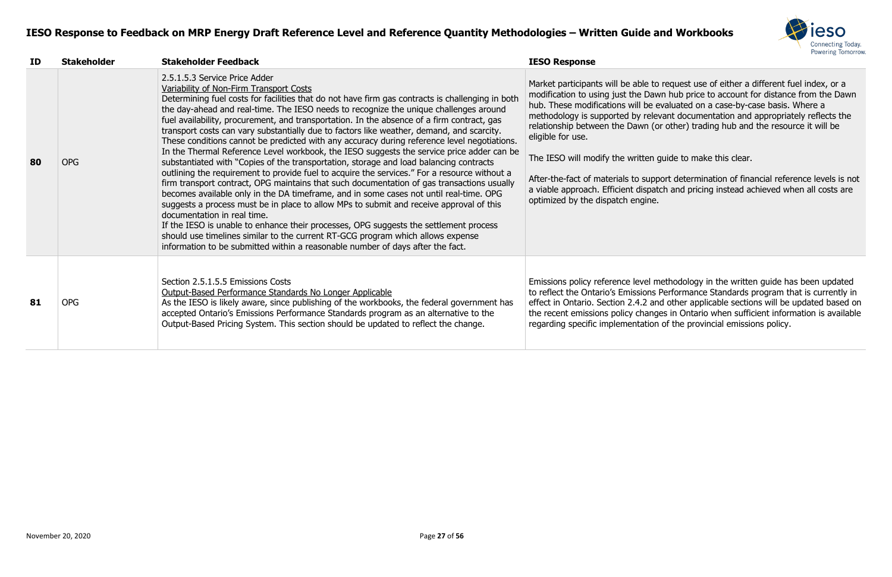# IESO Response to Feedback on MRP Energy Draft Reference Level and Reference Quantity Methodologies – Written Guide and Workbooks

| ID | Stakeholder | Stakeholder Feedback | IESO Response |
|---|---|---|---|
| **80** | OPG | 2.5.1.5.3 Service Price Adder<br>Variability of Non-Firm Transport Costs<br>Determining fuel costs for facilities that do not have firm gas contracts is challenging in both the day-ahead and real-time. The IESO needs to recognize the unique challenges around fuel availability, procurement, and transportation. In the absence of a firm contract, gas transport costs can vary substantially due to factors like weather, demand, and scarcity. These conditions cannot be predicted with any accuracy during reference level negotiations. In the Thermal Reference Level workbook, the IESO suggests the service price adder can be substantiated with "Copies of the transportation, storage and load balancing contracts outlining the requirement to provide fuel to acquire the services." For a resource without a firm transport contract, OPG maintains that such documentation of gas transactions usually becomes available only in the DA timeframe, and in some cases not until real-time. OPG suggests a process must be in place to allow MPs to submit and receive approval of this documentation in real time.<br>If the IESO is unable to enhance their processes, OPG suggests the settlement process should use timelines similar to the current RT-GCG program which allows expense information to be submitted within a reasonable number of days after the fact. | Market participants will be able to request use of either a different fuel index, or a modification to using just the Dawn hub price to account for distance from the Dawn hub. These modifications will be evaluated on a case-by-case basis. Where a methodology is supported by relevant documentation and appropriately reflects the relationship between the Dawn (or other) trading hub and the resource it will be eligible for use.<br><br>The IESO will modify the written guide to make this clear.<br><br>After-the-fact of materials to support determination of financial reference levels is not a viable approach. Efficient dispatch and pricing instead achieved when all costs are optimized by the dispatch engine. |
| **81** | OPG | Section 2.5.1.5.5 Emissions Costs<br>Output-Based Performance Standards No Longer Applicable<br>As the IESO is likely aware, since publishing of the workbooks, the federal government has accepted Ontario's Emissions Performance Standards program as an alternative to the Output-Based Pricing System. This section should be updated to reflect the change. | Emissions policy reference level methodology in the written guide has been updated to reflect the Ontario's Emissions Performance Standards program that is currently in effect in Ontario. Section 2.4.2 and other applicable sections will be updated based on the recent emissions policy changes in Ontario when sufficient information is available regarding specific implementation of the provincial emissions policy. |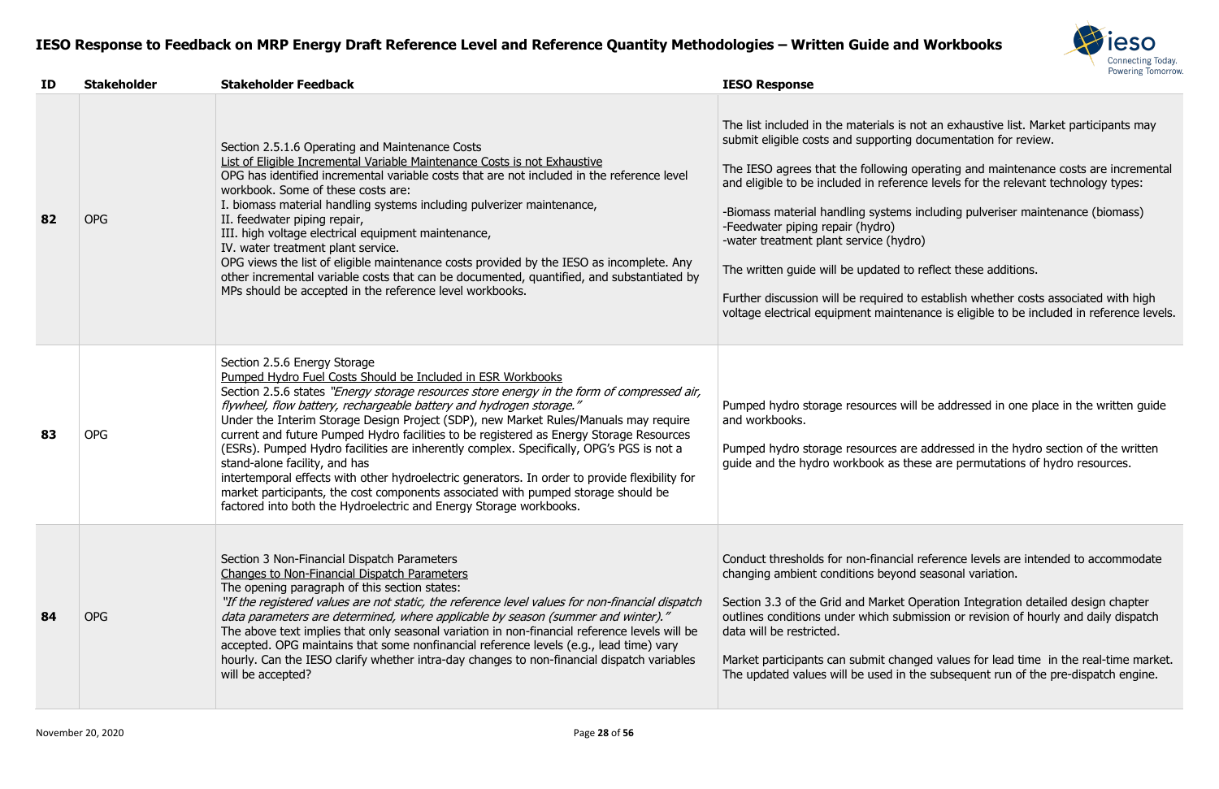# IESO Response to Feedback on MRP Energy Draft Reference Level and Reference Quantity Methodologies – Written Guide and Workbooks

| ID | Stakeholder | Stakeholder Feedback | IESO Response |
|---|---|---|---|
| 82 | OPG | Section 2.5.1.6 Operating and Maintenance Costs<br>List of Eligible Incremental Variable Maintenance Costs is not Exhaustive<br>OPG has identified incremental variable costs that are not included in the reference level workbook. Some of these costs are:<br>I. biomass material handling systems including pulverizer maintenance,<br>II. feedwater piping repair,<br>III. high voltage electrical equipment maintenance,<br>IV. water treatment plant service.<br>OPG views the list of eligible maintenance costs provided by the IESO as incomplete. Any other incremental variable costs that can be documented, quantified, and substantiated by MPs should be accepted in the reference level workbooks. | The list included in the materials is not an exhaustive list. Market participants may submit eligible costs and supporting documentation for review.<br><br>The IESO agrees that the following operating and maintenance costs are incremental and eligible to be included in reference levels for the relevant technology types:<br><br>-Biomass material handling systems including pulveriser maintenance (biomass)<br>-Feedwater piping repair (hydro)<br>-water treatment plant service (hydro)<br><br>The written guide will be updated to reflect these additions.<br><br>Further discussion will be required to establish whether costs associated with high voltage electrical equipment maintenance is eligible to be included in reference levels. |
| 83 | OPG | Section 2.5.6 Energy Storage<br>Pumped Hydro Fuel Costs Should be Included in ESR Workbooks<br>Section 2.5.6 states *"Energy storage resources store energy in the form of compressed air, flywheel, flow battery, rechargeable battery and hydrogen storage."*<br>Under the Interim Storage Design Project (SDP), new Market Rules/Manuals may require current and future Pumped Hydro facilities to be registered as Energy Storage Resources (ESRs). Pumped Hydro facilities are inherently complex. Specifically, OPG's PGS is not a stand-alone facility, and has intertemporal effects with other hydroelectric generators. In order to provide flexibility for market participants, the cost components associated with pumped storage should be factored into both the Hydroelectric and Energy Storage workbooks. | Pumped hydro storage resources will be addressed in one place in the written guide and workbooks.<br><br>Pumped hydro storage resources are addressed in the hydro section of the written guide and the hydro workbook as these are permutations of hydro resources. |
| 84 | OPG | Section 3 Non-Financial Dispatch Parameters<br>Changes to Non-Financial Dispatch Parameters<br>The opening paragraph of this section states:<br>*"If the registered values are not static, the reference level values for non-financial dispatch data parameters are determined, where applicable by season (summer and winter)."*<br>The above text implies that only seasonal variation in non-financial reference levels will be accepted. OPG maintains that some nonfinancial reference levels (e.g., lead time) vary hourly. Can the IESO clarify whether intra-day changes to non-financial dispatch variables will be accepted? | Conduct thresholds for non-financial reference levels are intended to accommodate changing ambient conditions beyond seasonal variation.<br><br>Section 3.3 of the Grid and Market Operation Integration detailed design chapter outlines conditions under which submission or revision of hourly and daily dispatch data will be restricted.<br><br>Market participants can submit changed values for lead time in the real-time market. The updated values will be used in the subsequent run of the pre-dispatch engine. |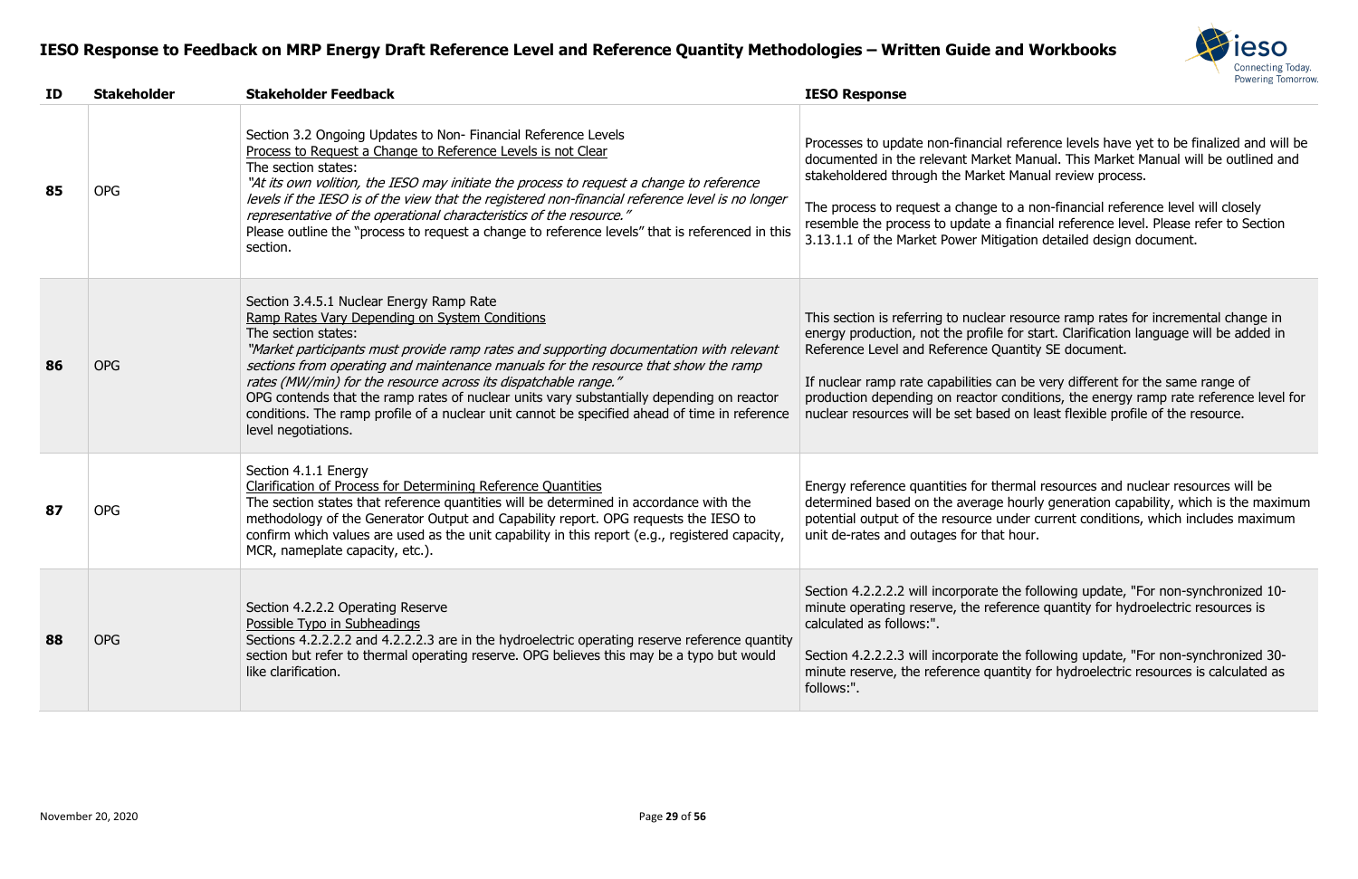# IESO Response to Feedback on MRP Energy Draft Reference Level and Reference Quantity Methodologies – Written Guide and Workbooks

| ID | Stakeholder | Stakeholder Feedback | IESO Response |
|---|---|---|---|
| **85** | OPG | Section 3.2 Ongoing Updates to Non- Financial Reference Levels<br>Process to Request a Change to Reference Levels is not Clear<br>The section states:<br>*"At its own volition, the IESO may initiate the process to request a change to reference levels if the IESO is of the view that the registered non-financial reference level is no longer representative of the operational characteristics of the resource."*<br>Please outline the "process to request a change to reference levels" that is referenced in this section. | Processes to update non-financial reference levels have yet to be finalized and will be documented in the relevant Market Manual. This Market Manual will be outlined and stakeholdered through the Market Manual review process.<br><br>The process to request a change to a non-financial reference level will closely resemble the process to update a financial reference level. Please refer to Section 3.13.1.1 of the Market Power Mitigation detailed design document. |
| **86** | OPG | Section 3.4.5.1 Nuclear Energy Ramp Rate<br>Ramp Rates Vary Depending on System Conditions<br>The section states:<br>*"Market participants must provide ramp rates and supporting documentation with relevant sections from operating and maintenance manuals for the resource that show the ramp rates (MW/min) for the resource across its dispatchable range."*<br>OPG contends that the ramp rates of nuclear units vary substantially depending on reactor conditions. The ramp profile of a nuclear unit cannot be specified ahead of time in reference level negotiations. | This section is referring to nuclear resource ramp rates for incremental change in energy production, not the profile for start. Clarification language will be added in Reference Level and Reference Quantity SE document.<br><br>If nuclear ramp rate capabilities can be very different for the same range of production depending on reactor conditions, the energy ramp rate reference level for nuclear resources will be set based on least flexible profile of the resource. |
| **87** | OPG | Section 4.1.1 Energy<br>Clarification of Process for Determining Reference Quantities<br>The section states that reference quantities will be determined in accordance with the methodology of the Generator Output and Capability report. OPG requests the IESO to confirm which values are used as the unit capability in this report (e.g., registered capacity, MCR, nameplate capacity, etc.). | Energy reference quantities for thermal resources and nuclear resources will be determined based on the average hourly generation capability, which is the maximum potential output of the resource under current conditions, which includes maximum unit de-rates and outages for that hour. |
| **88** | OPG | Section 4.2.2.2 Operating Reserve<br>Possible Typo in Subheadings<br>Sections 4.2.2.2.2 and 4.2.2.2.3 are in the hydroelectric operating reserve reference quantity section but refer to thermal operating reserve. OPG believes this may be a typo but would like clarification. | Section 4.2.2.2.2 will incorporate the following update, "For non-synchronized 10-minute operating reserve, the reference quantity for hydroelectric resources is calculated as follows:".<br><br>Section 4.2.2.2.3 will incorporate the following update, "For non-synchronized 30-minute reserve, the reference quantity for hydroelectric resources is calculated as follows:". |

November 20, 2020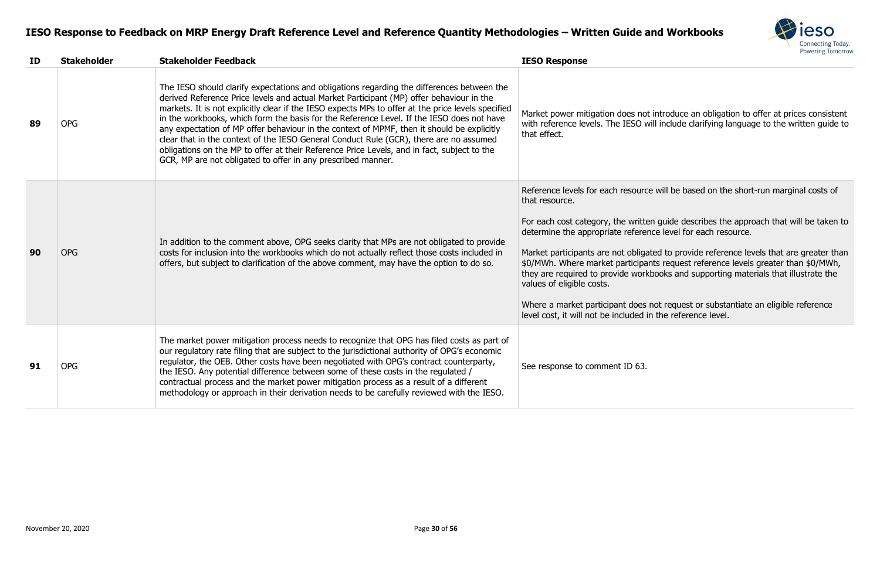# IESO Response to Feedback on MRP Energy Draft Reference Level and Reference Quantity Methodologies – Written Guide and Workbooks

| ID | Stakeholder | Stakeholder Feedback | IESO Response |
|---|---|---|---|
| 89 | OPG | The IESO should clarify expectations and obligations regarding the differences between the derived Reference Price levels and actual Market Participant (MP) offer behaviour in the markets. It is not explicitly clear if the IESO expects MPs to offer at the price levels specified in the workbooks, which form the basis for the Reference Level. If the IESO does not have any expectation of MP offer behaviour in the context of MPMF, then it should be explicitly clear that in the context of the IESO General Conduct Rule (GCR), there are no assumed obligations on the MP to offer at their Reference Price Levels, and in fact, subject to the GCR, MP are not obligated to offer in any prescribed manner. | Market power mitigation does not introduce an obligation to offer at prices consistent with reference levels. The IESO will include clarifying language to the written guide to that effect. |
| 90 | OPG | In addition to the comment above, OPG seeks clarity that MPs are not obligated to provide costs for inclusion into the workbooks which do not actually reflect those costs included in offers, but subject to clarification of the above comment, may have the option to do so. | Reference levels for each resource will be based on the short-run marginal costs of that resource.<br><br>For each cost category, the written guide describes the approach that will be taken to determine the appropriate reference level for each resource.<br><br>Market participants are not obligated to provide reference levels that are greater than $0/MWh. Where market participants request reference levels greater than $0/MWh, they are required to provide workbooks and supporting materials that illustrate the values of eligible costs.<br><br>Where a market participant does not request or substantiate an eligible reference level cost, it will not be included in the reference level. |
| 91 | OPG | The market power mitigation process needs to recognize that OPG has filed costs as part of our regulatory rate filing that are subject to the jurisdictional authority of OPG's economic regulator, the OEB. Other costs have been negotiated with OPG's contract counterparty, the IESO. Any potential difference between some of these costs in the regulated / contractual process and the market power mitigation process as a result of a different methodology or approach in their derivation needs to be carefully reviewed with the IESO. | See response to comment ID 63. |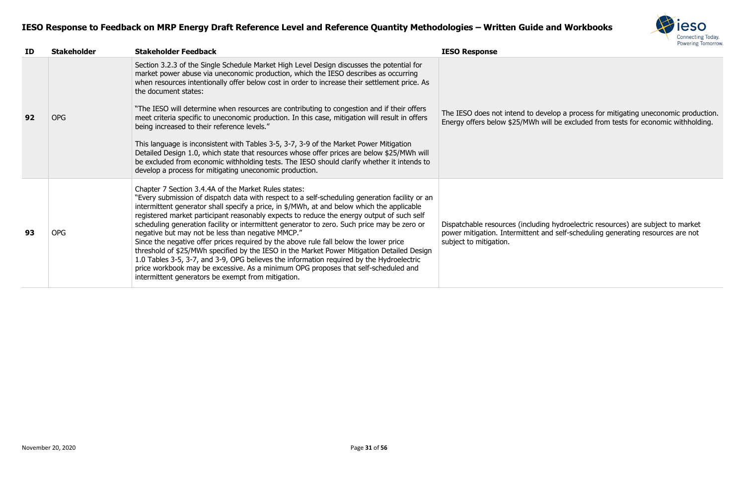# IESO Response to Feedback on MRP Energy Draft Reference Level and Reference Quantity Methodologies – Written Guide and Workbooks

| ID | Stakeholder | Stakeholder Feedback | IESO Response |
|---|---|---|---|
| **92** | OPG | Section 3.2.3 of the Single Schedule Market High Level Design discusses the potential for market power abuse via uneconomic production, which the IESO describes as occurring when resources intentionally offer below cost in order to increase their settlement price. As the document states:<br><br>"The IESO will determine when resources are contributing to congestion and if their offers meet criteria specific to uneconomic production. In this case, mitigation will result in offers being increased to their reference levels."<br><br>This language is inconsistent with Tables 3-5, 3-7, 3-9 of the Market Power Mitigation Detailed Design 1.0, which state that resources whose offer prices are below $25/MWh will be excluded from economic withholding tests. The IESO should clarify whether it intends to develop a process for mitigating uneconomic production. | The IESO does not intend to develop a process for mitigating uneconomic production. Energy offers below $25/MWh will be excluded from tests for economic withholding. |
| **93** | OPG | Chapter 7 Section 3.4.4A of the Market Rules states:<br>"Every submission of dispatch data with respect to a self-scheduling generation facility or an intermittent generator shall specify a price, in $/MWh, at and below which the applicable registered market participant reasonably expects to reduce the energy output of such self scheduling generation facility or intermittent generator to zero. Such price may be zero or negative but may not be less than negative MMCP."<br>Since the negative offer prices required by the above rule fall below the lower price threshold of $25/MWh specified by the IESO in the Market Power Mitigation Detailed Design 1.0 Tables 3-5, 3-7, and 3-9, OPG believes the information required by the Hydroelectric price workbook may be excessive. As a minimum OPG proposes that self-scheduled and intermittent generators be exempt from mitigation. | Dispatchable resources (including hydroelectric resources) are subject to market power mitigation. Intermittent and self-scheduling generating resources are not subject to mitigation. |

November 20, 2020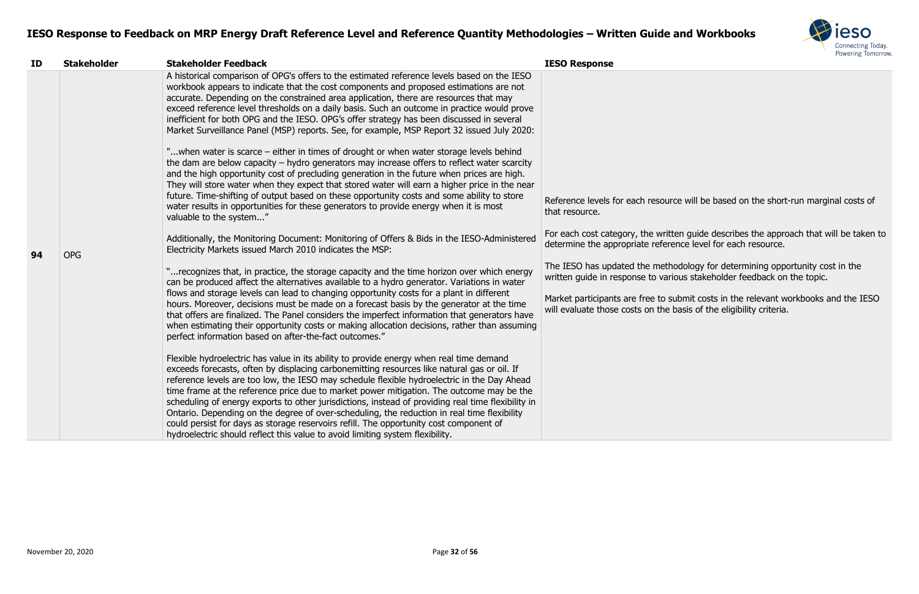# IESO Response to Feedback on MRP Energy Draft Reference Level and Reference Quantity Methodologies – Written Guide and Workbooks

| ID | Stakeholder | Stakeholder Feedback | IESO Response |
|---|---|---|---|
| 94 | OPG | A historical comparison of OPG's offers to the estimated reference levels based on the IESO workbook appears to indicate that the cost components and proposed estimations are not accurate. Depending on the constrained area application, there are resources that may exceed reference level thresholds on a daily basis. Such an outcome in practice would prove inefficient for both OPG and the IESO. OPG's offer strategy has been discussed in several Market Surveillance Panel (MSP) reports. See, for example, MSP Report 32 issued July 2020:<br><br>"...when water is scarce – either in times of drought or when water storage levels behind the dam are below capacity – hydro generators may increase offers to reflect water scarcity and the high opportunity cost of precluding generation in the future when prices are high. They will store water when they expect that stored water will earn a higher price in the near future. Time-shifting of output based on these opportunity costs and some ability to store water results in opportunities for these generators to provide energy when it is most valuable to the system..."<br><br>Additionally, the Monitoring Document: Monitoring of Offers & Bids in the IESO-Administered Electricity Markets issued March 2010 indicates the MSP:<br><br>"...recognizes that, in practice, the storage capacity and the time horizon over which energy can be produced affect the alternatives available to a hydro generator. Variations in water flows and storage levels can lead to changing opportunity costs for a plant in different hours. Moreover, decisions must be made on a forecast basis by the generator at the time that offers are finalized. The Panel considers the imperfect information that generators have when estimating their opportunity costs or making allocation decisions, rather than assuming perfect information based on after-the-fact outcomes."<br><br>Flexible hydroelectric has value in its ability to provide energy when real time demand exceeds forecasts, often by displacing carbonemitting resources like natural gas or oil. If reference levels are too low, the IESO may schedule flexible hydroelectric in the Day Ahead time frame at the reference price due to market power mitigation. The outcome may be the scheduling of energy exports to other jurisdictions, instead of providing real time flexibility in Ontario. Depending on the degree of over-scheduling, the reduction in real time flexibility could persist for days as storage reservoirs refill. The opportunity cost component of hydroelectric should reflect this value to avoid limiting system flexibility. | Reference levels for each resource will be based on the short-run marginal costs of that resource.<br><br>For each cost category, the written guide describes the approach that will be taken to determine the appropriate reference level for each resource.<br><br>The IESO has updated the methodology for determining opportunity cost in the written guide in response to various stakeholder feedback on the topic.<br><br>Market participants are free to submit costs in the relevant workbooks and the IESO will evaluate those costs on the basis of the eligibility criteria. |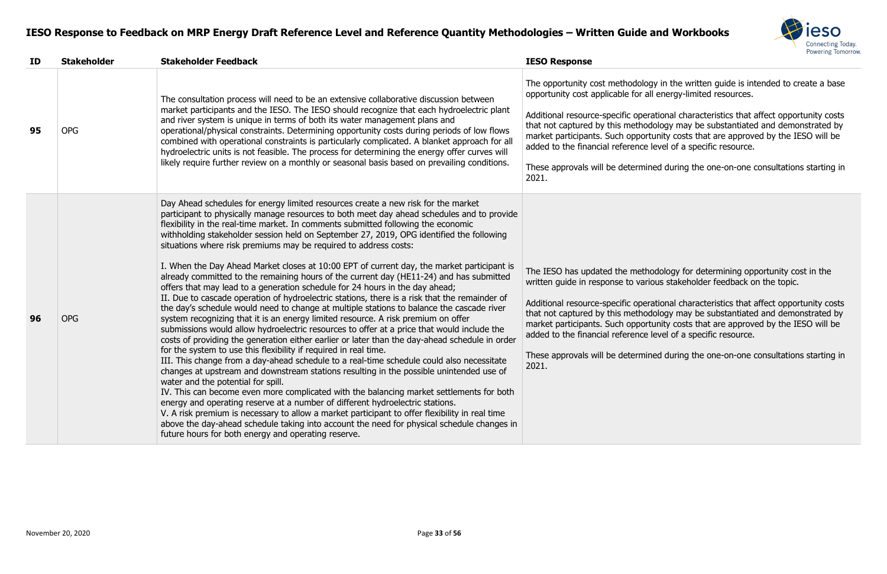| ID | Stakeholder | Stakeholder Feedback | IESO Response |
|---|---|---|---|
| 95 | OPG | The consultation process will need to be an extensive collaborative discussion between market participants and the IESO. The IESO should recognize that each hydroelectric plant and river system is unique in terms of both its water management plans and operational/physical constraints. Determining opportunity costs during periods of low flows combined with operational constraints is particularly complicated. A blanket approach for all hydroelectric units is not feasible. The process for determining the energy offer curves will likely require further review on a monthly or seasonal basis based on prevailing conditions. | The opportunity cost methodology in the written guide is intended to create a base opportunity cost applicable for all energy-limited resources.<br><br>Additional resource-specific operational characteristics that affect opportunity costs that not captured by this methodology may be substantiated and demonstrated by market participants. Such opportunity costs that are approved by the IESO will be added to the financial reference level of a specific resource.<br><br>These approvals will be determined during the one-on-one consultations starting in 2021. |
| 96 | OPG | Day Ahead schedules for energy limited resources create a new risk for the market participant to physically manage resources to both meet day ahead schedules and to provide flexibility in the real-time market. In comments submitted following the economic withholding stakeholder session held on September 27, 2019, OPG identified the following situations where risk premiums may be required to address costs:<br><br>I. When the Day Ahead Market closes at 10:00 EPT of current day, the market participant is already committed to the remaining hours of the current day (HE11-24) and has submitted offers that may lead to a generation schedule for 24 hours in the day ahead;<br>II. Due to cascade operation of hydroelectric stations, there is a risk that the remainder of the day's schedule would need to change at multiple stations to balance the cascade river system recognizing that it is an energy limited resource. A risk premium on offer submissions would allow hydroelectric resources to offer at a price that would include the costs of providing the generation either earlier or later than the day-ahead schedule in order for the system to use this flexibility if required in real time.<br>III. This change from a day-ahead schedule to a real-time schedule could also necessitate changes at upstream and downstream stations resulting in the possible unintended use of water and the potential for spill.<br>IV. This can become even more complicated with the balancing market settlements for both energy and operating reserve at a number of different hydroelectric stations.<br>V. A risk premium is necessary to allow a market participant to offer flexibility in real time above the day-ahead schedule taking into account the need for physical schedule changes in future hours for both energy and operating reserve. | The IESO has updated the methodology for determining opportunity cost in the written guide in response to various stakeholder feedback on the topic.<br><br>Additional resource-specific operational characteristics that affect opportunity costs that not captured by this methodology may be substantiated and demonstrated by market participants. Such opportunity costs that are approved by the IESO will be added to the financial reference level of a specific resource.<br><br>These approvals will be determined during the one-on-one consultations starting in 2021. |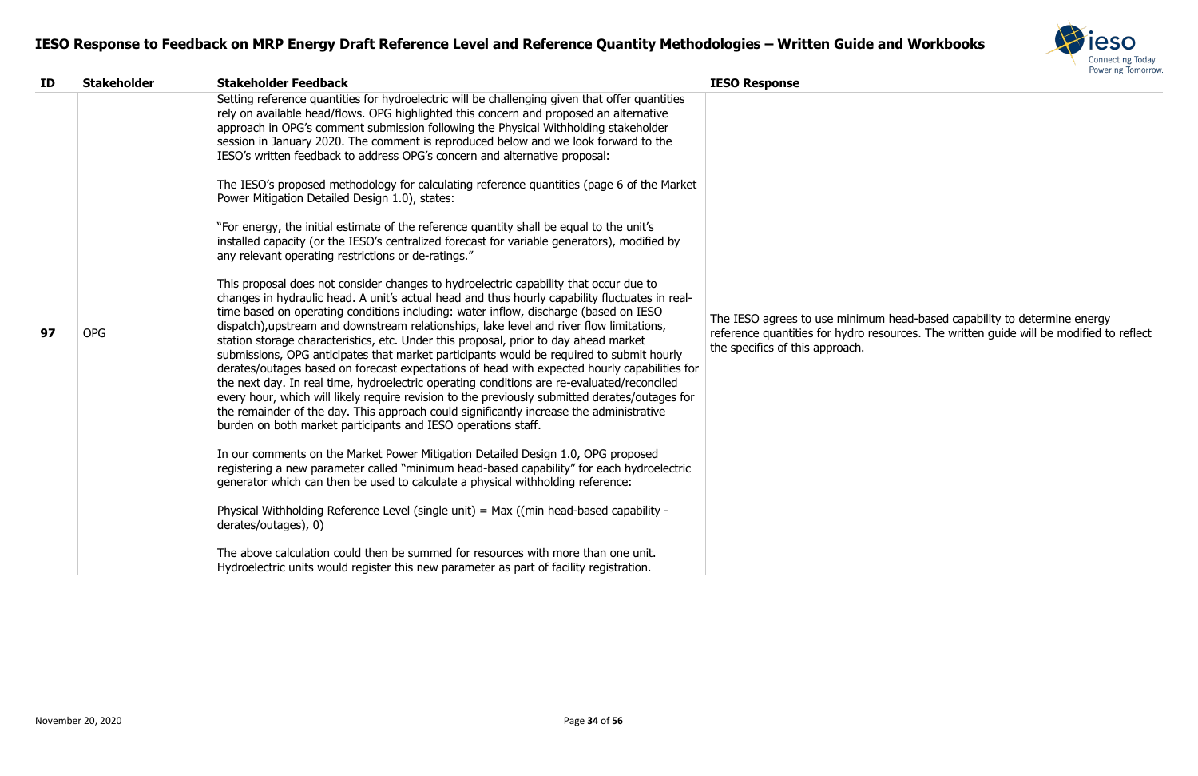| ID | Stakeholder | Stakeholder Feedback | IESO Response |
|---|---|---|---|
| 97 | OPG | Setting reference quantities for hydroelectric will be challenging given that offer quantities rely on available head/flows. OPG highlighted this concern and proposed an alternative approach in OPG's comment submission following the Physical Withholding stakeholder session in January 2020. The comment is reproduced below and we look forward to the IESO's written feedback to address OPG's concern and alternative proposal:<br><br>The IESO's proposed methodology for calculating reference quantities (page 6 of the Market Power Mitigation Detailed Design 1.0), states:<br><br>"For energy, the initial estimate of the reference quantity shall be equal to the unit's installed capacity (or the IESO's centralized forecast for variable generators), modified by any relevant operating restrictions or de-ratings."<br><br>This proposal does not consider changes to hydroelectric capability that occur due to changes in hydraulic head. A unit's actual head and thus hourly capability fluctuates in real-time based on operating conditions including: water inflow, discharge (based on IESO dispatch),upstream and downstream relationships, lake level and river flow limitations, station storage characteristics, etc. Under this proposal, prior to day ahead market submissions, OPG anticipates that market participants would be required to submit hourly derates/outages based on forecast expectations of head with expected hourly capabilities for the next day. In real time, hydroelectric operating conditions are re-evaluated/reconciled every hour, which will likely require revision to the previously submitted derates/outages for the remainder of the day. This approach could significantly increase the administrative burden on both market participants and IESO operations staff.<br><br>In our comments on the Market Power Mitigation Detailed Design 1.0, OPG proposed registering a new parameter called "minimum head-based capability" for each hydroelectric generator which can then be used to calculate a physical withholding reference:<br><br>Physical Withholding Reference Level (single unit) = Max ((min head-based capability - derates/outages), 0)<br><br>The above calculation could then be summed for resources with more than one unit. Hydroelectric units would register this new parameter as part of facility registration. | The IESO agrees to use minimum head-based capability to determine energy reference quantities for hydro resources. The written guide will be modified to reflect the specifics of this approach. |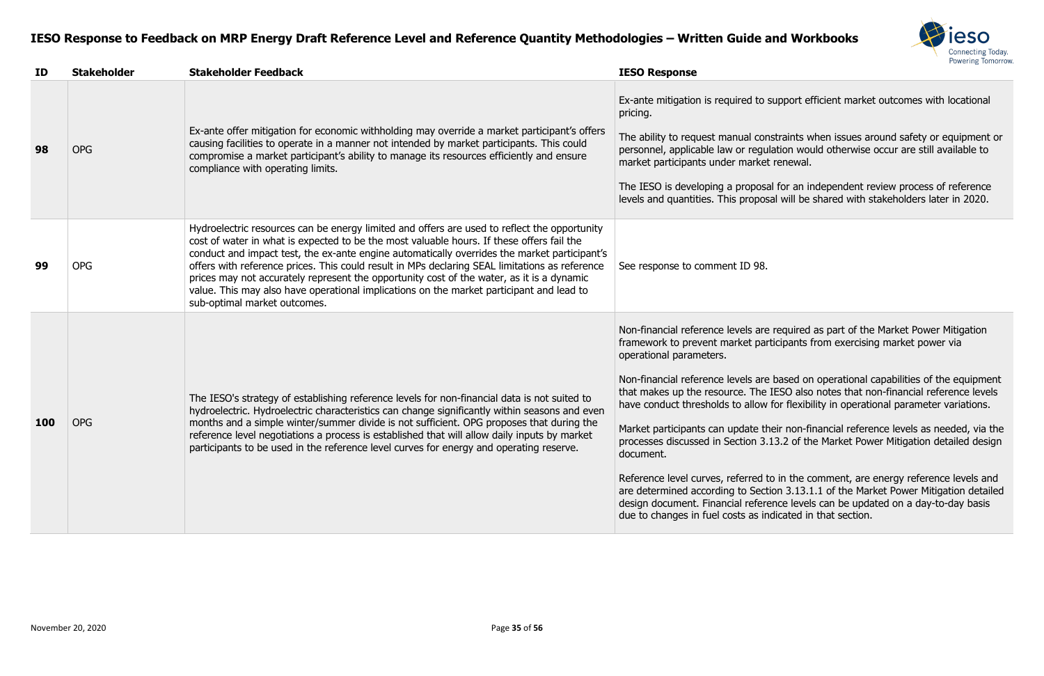# IESO Response to Feedback on MRP Energy Draft Reference Level and Reference Quantity Methodologies – Written Guide and Workbooks

| ID | Stakeholder | Stakeholder Feedback | IESO Response |
|---|---|---|---|
| 98 | OPG | Ex-ante offer mitigation for economic withholding may override a market participant's offers causing facilities to operate in a manner not intended by market participants. This could compromise a market participant's ability to manage its resources efficiently and ensure compliance with operating limits. | Ex-ante mitigation is required to support efficient market outcomes with locational pricing.<br><br>The ability to request manual constraints when issues around safety or equipment or personnel, applicable law or regulation would otherwise occur are still available to market participants under market renewal.<br><br>The IESO is developing a proposal for an independent review process of reference levels and quantities. This proposal will be shared with stakeholders later in 2020. |
| 99 | OPG | Hydroelectric resources can be energy limited and offers are used to reflect the opportunity cost of water in what is expected to be the most valuable hours. If these offers fail the conduct and impact test, the ex-ante engine automatically overrides the market participant's offers with reference prices. This could result in MPs declaring SEAL limitations as reference prices may not accurately represent the opportunity cost of the water, as it is a dynamic value. This may also have operational implications on the market participant and lead to sub-optimal market outcomes. | See response to comment ID 98. |
| 100 | OPG | The IESO's strategy of establishing reference levels for non-financial data is not suited to hydroelectric. Hydroelectric characteristics can change significantly within seasons and even months and a simple winter/summer divide is not sufficient. OPG proposes that during the reference level negotiations a process is established that will allow daily inputs by market participants to be used in the reference level curves for energy and operating reserve. | Non-financial reference levels are required as part of the Market Power Mitigation framework to prevent market participants from exercising market power via operational parameters.<br><br>Non-financial reference levels are based on operational capabilities of the equipment that makes up the resource. The IESO also notes that non-financial reference levels have conduct thresholds to allow for flexibility in operational parameter variations.<br><br>Market participants can update their non-financial reference levels as needed, via the processes discussed in Section 3.13.2 of the Market Power Mitigation detailed design document.<br><br>Reference level curves, referred to in the comment, are energy reference levels and are determined according to Section 3.13.1.1 of the Market Power Mitigation detailed design document. Financial reference levels can be updated on a day-to-day basis due to changes in fuel costs as indicated in that section. |

November 20, 2020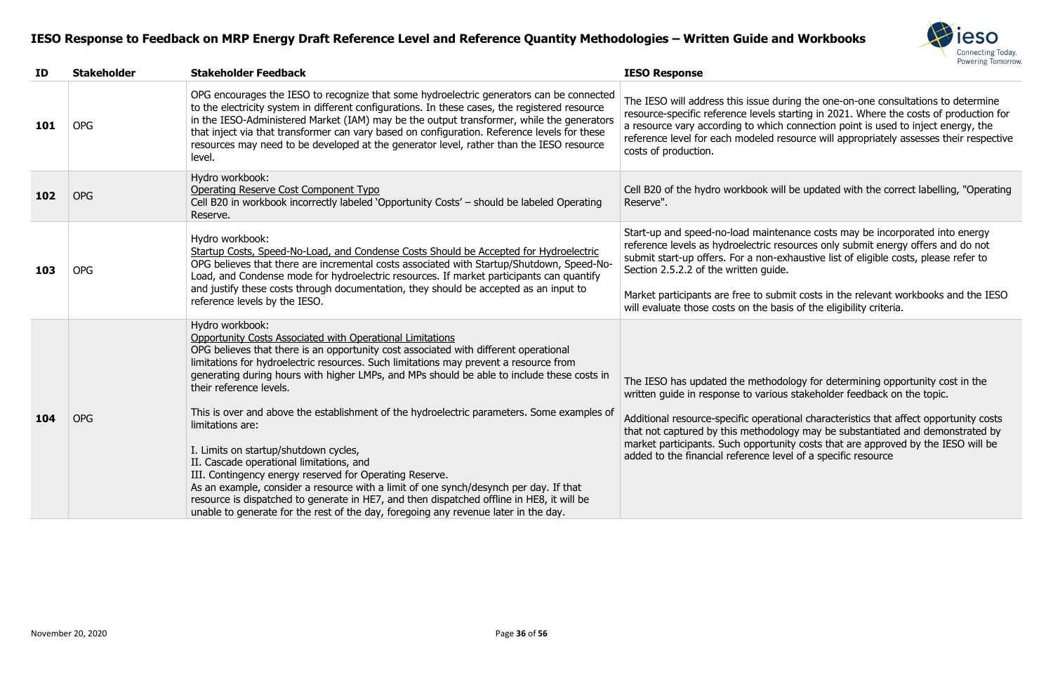# IESO Response to Feedback on MRP Energy Draft Reference Level and Reference Quantity Methodologies – Written Guide and Workbooks

| ID | Stakeholder | Stakeholder Feedback | IESO Response |
|---|---|---|---|
| **101** | OPG | OPG encourages the IESO to recognize that some hydroelectric generators can be connected to the electricity system in different configurations. In these cases, the registered resource in the IESO-Administered Market (IAM) may be the output transformer, while the generators that inject via that transformer can vary based on configuration. Reference levels for these resources may need to be developed at the generator level, rather than the IESO resource level. | The IESO will address this issue during the one-on-one consultations to determine resource-specific reference levels starting in 2021. Where the costs of production for a resource vary according to which connection point is used to inject energy, the reference level for each modeled resource will appropriately assesses their respective costs of production. |
| **102** | OPG | Hydro workbook:<br>Operating Reserve Cost Component Typo<br>Cell B20 in workbook incorrectly labeled 'Opportunity Costs' – should be labeled Operating Reserve. | Cell B20 of the hydro workbook will be updated with the correct labelling, "Operating Reserve". |
| **103** | OPG | Hydro workbook:<br>Startup Costs, Speed-No-Load, and Condense Costs Should be Accepted for Hydroelectric<br>OPG believes that there are incremental costs associated with Startup/Shutdown, Speed-No-Load, and Condense mode for hydroelectric resources. If market participants can quantify and justify these costs through documentation, they should be accepted as an input to reference levels by the IESO. | Start-up and speed-no-load maintenance costs may be incorporated into energy reference levels as hydroelectric resources only submit energy offers and do not submit start-up offers. For a non-exhaustive list of eligible costs, please refer to Section 2.5.2.2 of the written guide.<br><br>Market participants are free to submit costs in the relevant workbooks and the IESO will evaluate those costs on the basis of the eligibility criteria. |
| **104** | OPG | Hydro workbook:<br>Opportunity Costs Associated with Operational Limitations<br>OPG believes that there is an opportunity cost associated with different operational limitations for hydroelectric resources. Such limitations may prevent a resource from generating during hours with higher LMPs, and MPs should be able to include these costs in their reference levels.<br><br>This is over and above the establishment of the hydroelectric parameters. Some examples of limitations are:<br><br>I. Limits on startup/shutdown cycles,<br>II. Cascade operational limitations, and<br>III. Contingency energy reserved for Operating Reserve.<br>As an example, consider a resource with a limit of one synch/desynch per day. If that resource is dispatched to generate in HE7, and then dispatched offline in HE8, it will be unable to generate for the rest of the day, foregoing any revenue later in the day. | The IESO has updated the methodology for determining opportunity cost in the written guide in response to various stakeholder feedback on the topic.<br><br>Additional resource-specific operational characteristics that affect opportunity costs that not captured by this methodology may be substantiated and demonstrated by market participants. Such opportunity costs that are approved by the IESO will be added to the financial reference level of a specific resource |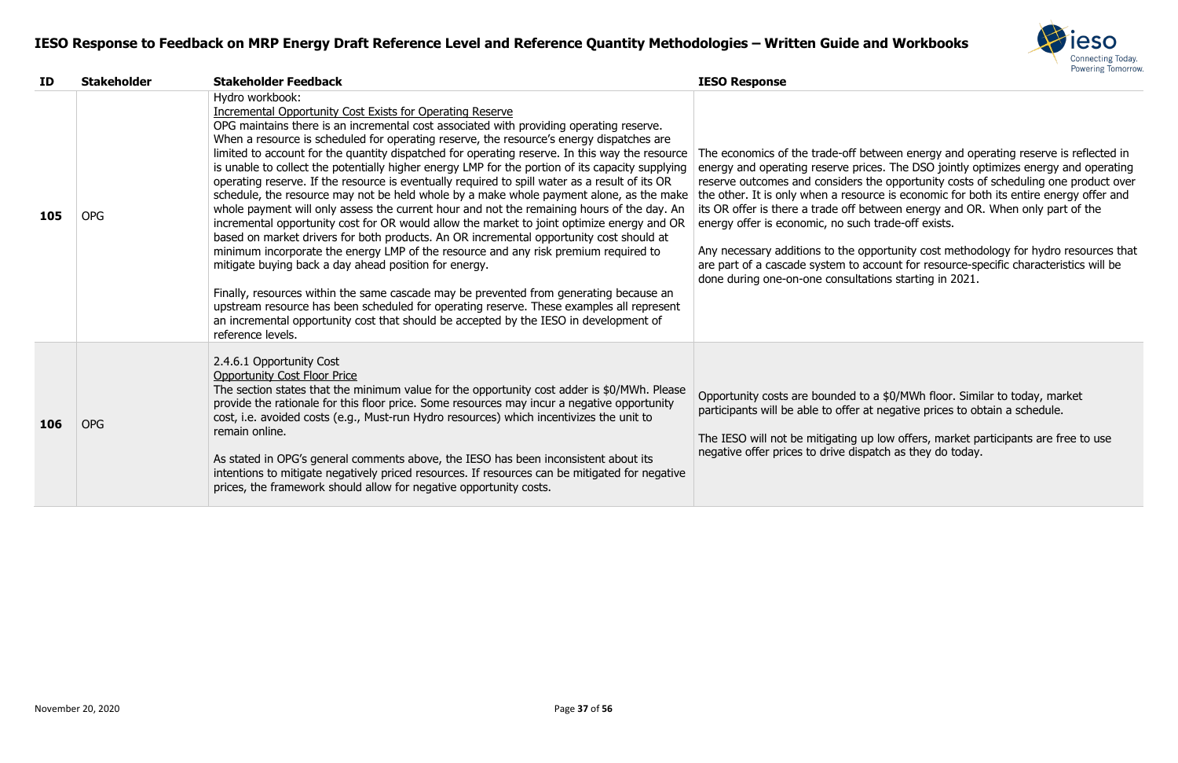# IESO Response to Feedback on MRP Energy Draft Reference Level and Reference Quantity Methodologies – Written Guide and Workbooks

| ID | Stakeholder | Stakeholder Feedback | IESO Response |
| --- | --- | --- | --- |
| **105** | OPG | Hydro workbook:<br>Incremental Opportunity Cost Exists for Operating Reserve<br>OPG maintains there is an incremental cost associated with providing operating reserve. When a resource is scheduled for operating reserve, the resource's energy dispatches are limited to account for the quantity dispatched for operating reserve. In this way the resource is unable to collect the potentially higher energy LMP for the portion of its capacity supplying operating reserve. If the resource is eventually required to spill water as a result of its OR schedule, the resource may not be held whole by a make whole payment alone, as the make whole payment will only assess the current hour and not the remaining hours of the day. An incremental opportunity cost for OR would allow the market to joint optimize energy and OR based on market drivers for both products. An OR incremental opportunity cost should at minimum incorporate the energy LMP of the resource and any risk premium required to mitigate buying back a day ahead position for energy.<br><br>Finally, resources within the same cascade may be prevented from generating because an upstream resource has been scheduled for operating reserve. These examples all represent an incremental opportunity cost that should be accepted by the IESO in development of reference levels. | The economics of the trade-off between energy and operating reserve is reflected in energy and operating reserve prices. The DSO jointly optimizes energy and operating reserve outcomes and considers the opportunity costs of scheduling one product over the other. It is only when a resource is economic for both its entire energy offer and its OR offer is there a trade off between energy and OR. When only part of the energy offer is economic, no such trade-off exists.<br><br>Any necessary additions to the opportunity cost methodology for hydro resources that are part of a cascade system to account for resource-specific characteristics will be done during one-on-one consultations starting in 2021. |
| **106** | OPG | 2.4.6.1 Opportunity Cost<br>Opportunity Cost Floor Price<br>The section states that the minimum value for the opportunity cost adder is $0/MWh. Please provide the rationale for this floor price. Some resources may incur a negative opportunity cost, i.e. avoided costs (e.g., Must-run Hydro resources) which incentivizes the unit to remain online.<br><br>As stated in OPG's general comments above, the IESO has been inconsistent about its intentions to mitigate negatively priced resources. If resources can be mitigated for negative prices, the framework should allow for negative opportunity costs. | Opportunity costs are bounded to a $0/MWh floor. Similar to today, market participants will be able to offer at negative prices to obtain a schedule.<br><br>The IESO will not be mitigating up low offers, market participants are free to use negative offer prices to drive dispatch as they do today. |

November 20, 2020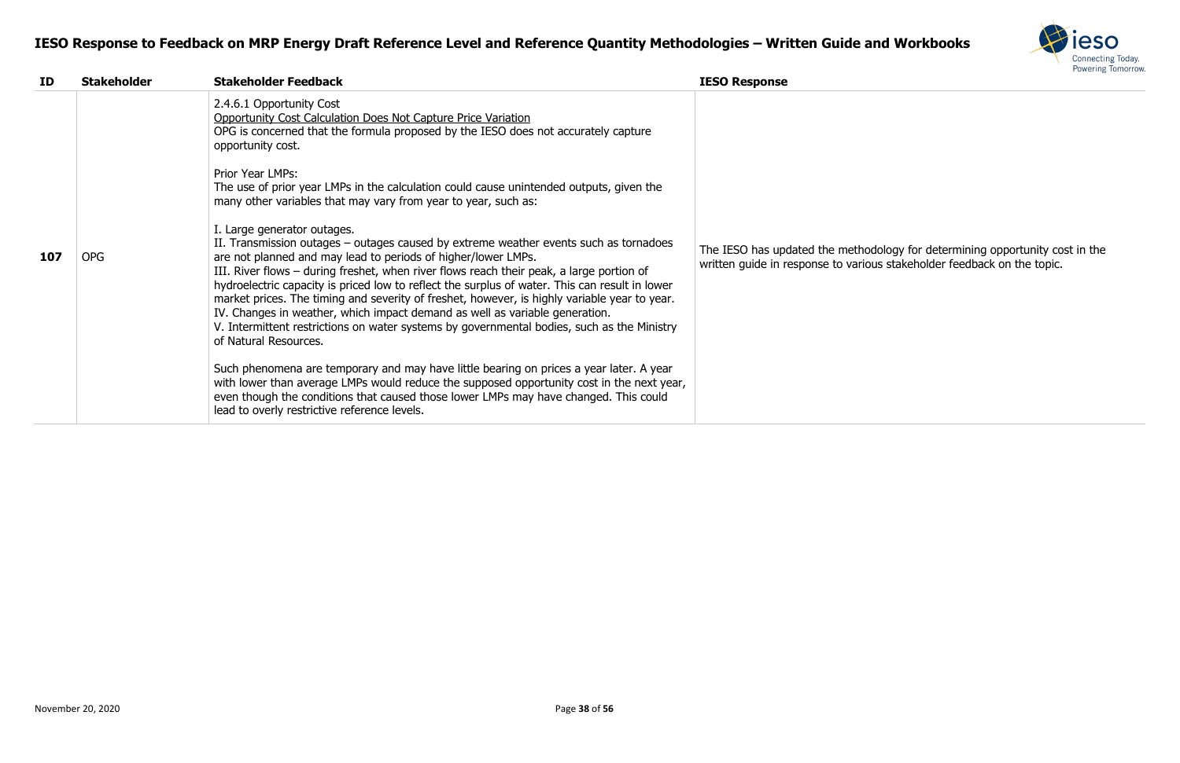| ID | Stakeholder | Stakeholder Feedback | IESO Response |
|---|---|---|---|
| **107** | OPG | 2.4.6.1 Opportunity Cost<br>Opportunity Cost Calculation Does Not Capture Price Variation<br>OPG is concerned that the formula proposed by the IESO does not accurately capture opportunity cost.<br><br>Prior Year LMPs:<br>The use of prior year LMPs in the calculation could cause unintended outputs, given the many other variables that may vary from year to year, such as:<br><br>I. Large generator outages.<br>II. Transmission outages – outages caused by extreme weather events such as tornadoes are not planned and may lead to periods of higher/lower LMPs.<br>III. River flows – during freshet, when river flows reach their peak, a large portion of hydroelectric capacity is priced low to reflect the surplus of water. This can result in lower market prices. The timing and severity of freshet, however, is highly variable year to year.<br>IV. Changes in weather, which impact demand as well as variable generation.<br>V. Intermittent restrictions on water systems by governmental bodies, such as the Ministry of Natural Resources.<br><br>Such phenomena are temporary and may have little bearing on prices a year later. A year with lower than average LMPs would reduce the supposed opportunity cost in the next year, even though the conditions that caused those lower LMPs may have changed. This could lead to overly restrictive reference levels. | The IESO has updated the methodology for determining opportunity cost in the written guide in response to various stakeholder feedback on the topic. |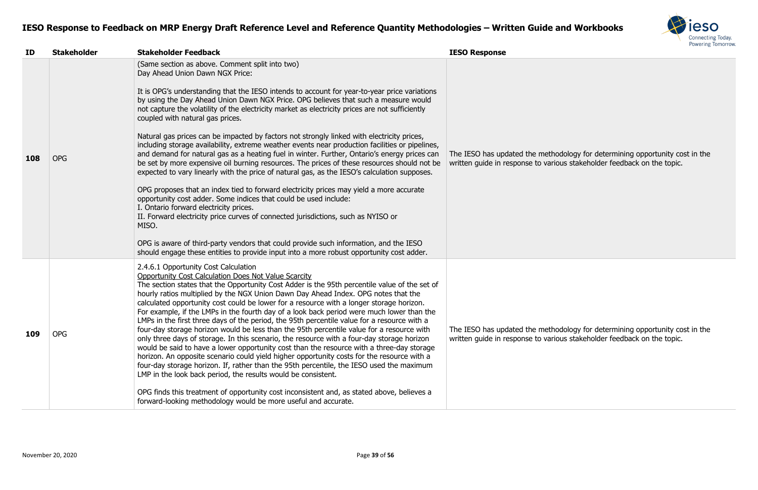# IESO Response to Feedback on MRP Energy Draft Reference Level and Reference Quantity Methodologies – Written Guide and Workbooks

| ID | Stakeholder | Stakeholder Feedback | IESO Response |
|---|---|---|---|
| 108 | OPG | (Same section as above. Comment split into two)<br>Day Ahead Union Dawn NGX Price:<br><br>It is OPG's understanding that the IESO intends to account for year-to-year price variations by using the Day Ahead Union Dawn NGX Price. OPG believes that such a measure would not capture the volatility of the electricity market as electricity prices are not sufficiently coupled with natural gas prices.<br><br>Natural gas prices can be impacted by factors not strongly linked with electricity prices, including storage availability, extreme weather events near production facilities or pipelines, and demand for natural gas as a heating fuel in winter. Further, Ontario's energy prices can be set by more expensive oil burning resources. The prices of these resources should not be expected to vary linearly with the price of natural gas, as the IESO's calculation supposes.<br><br>OPG proposes that an index tied to forward electricity prices may yield a more accurate opportunity cost adder. Some indices that could be used include:<br>I. Ontario forward electricity prices.<br>II. Forward electricity price curves of connected jurisdictions, such as NYISO or MISO.<br><br>OPG is aware of third-party vendors that could provide such information, and the IESO should engage these entities to provide input into a more robust opportunity cost adder. | The IESO has updated the methodology for determining opportunity cost in the written guide in response to various stakeholder feedback on the topic. |
| 109 | OPG | 2.4.6.1 Opportunity Cost Calculation<br>Opportunity Cost Calculation Does Not Value Scarcity<br>The section states that the Opportunity Cost Adder is the 95th percentile value of the set of hourly ratios multiplied by the NGX Union Dawn Day Ahead Index. OPG notes that the calculated opportunity cost could be lower for a resource with a longer storage horizon. For example, if the LMPs in the fourth day of a look back period were much lower than the LMPs in the first three days of the period, the 95th percentile value for a resource with a four-day storage horizon would be less than the 95th percentile value for a resource with only three days of storage. In this scenario, the resource with a four-day storage horizon would be said to have a lower opportunity cost than the resource with a three-day storage horizon. An opposite scenario could yield higher opportunity costs for the resource with a four-day storage horizon. If, rather than the 95th percentile, the IESO used the maximum LMP in the look back period, the results would be consistent.<br><br>OPG finds this treatment of opportunity cost inconsistent and, as stated above, believes a forward-looking methodology would be more useful and accurate. | The IESO has updated the methodology for determining opportunity cost in the written guide in response to various stakeholder feedback on the topic. |

November 20, 2020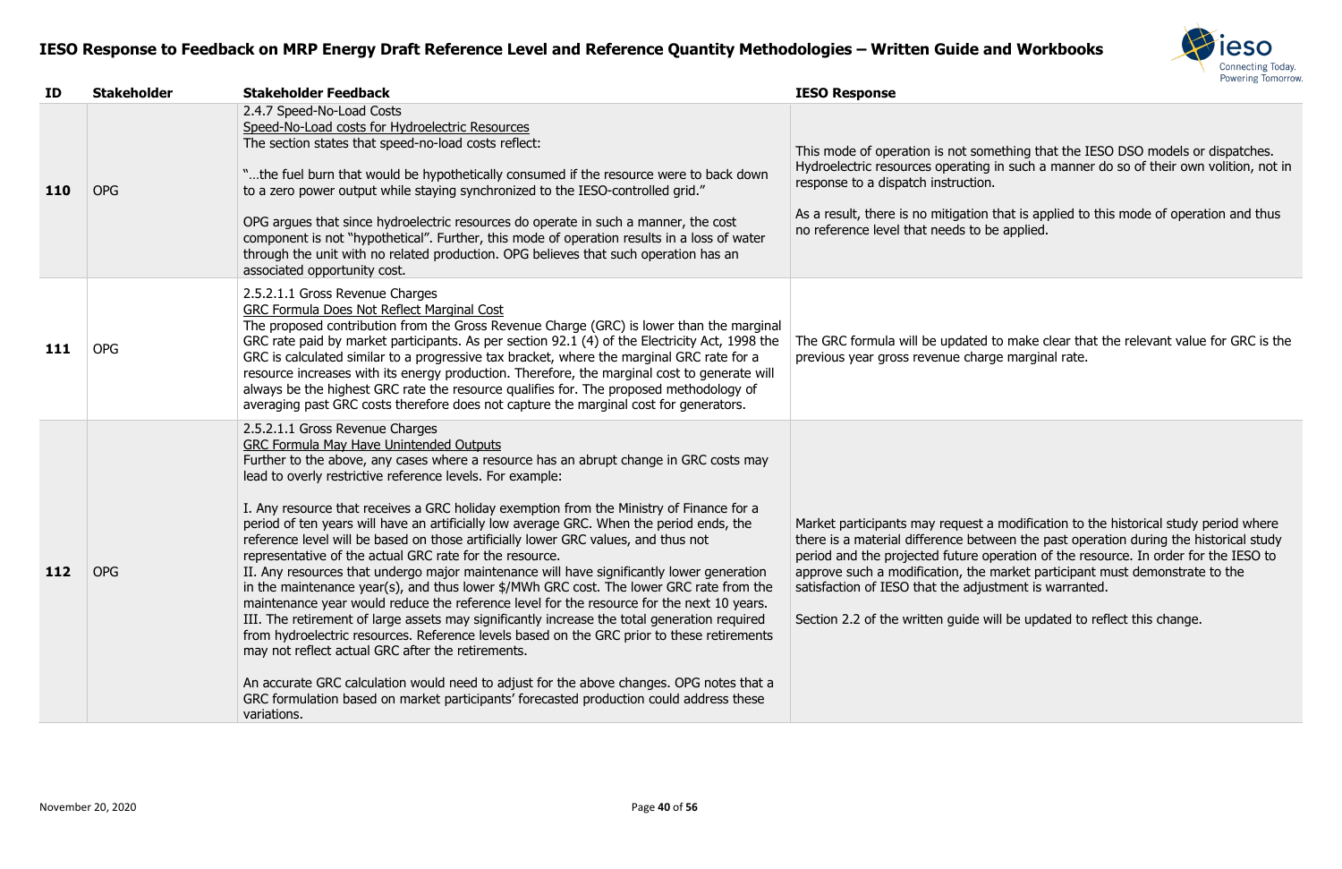# IESO Response to Feedback on MRP Energy Draft Reference Level and Reference Quantity Methodologies – Written Guide and Workbooks

| ID | Stakeholder | Stakeholder Feedback | IESO Response |
|---|---|---|---|
| **110** | OPG | 2.4.7 Speed-No-Load Costs<br>Speed-No-Load costs for Hydroelectric Resources<br>The section states that speed-no-load costs reflect:<br><br>"…the fuel burn that would be hypothetically consumed if the resource were to back down to a zero power output while staying synchronized to the IESO-controlled grid."<br><br>OPG argues that since hydroelectric resources do operate in such a manner, the cost component is not "hypothetical". Further, this mode of operation results in a loss of water through the unit with no related production. OPG believes that such operation has an associated opportunity cost. | This mode of operation is not something that the IESO DSO models or dispatches. Hydroelectric resources operating in such a manner do so of their own volition, not in response to a dispatch instruction.<br><br>As a result, there is no mitigation that is applied to this mode of operation and thus no reference level that needs to be applied. |
| **111** | OPG | 2.5.2.1.1 Gross Revenue Charges<br>GRC Formula Does Not Reflect Marginal Cost<br>The proposed contribution from the Gross Revenue Charge (GRC) is lower than the marginal GRC rate paid by market participants. As per section 92.1 (4) of the Electricity Act, 1998 the GRC is calculated similar to a progressive tax bracket, where the marginal GRC rate for a resource increases with its energy production. Therefore, the marginal cost to generate will always be the highest GRC rate the resource qualifies for. The proposed methodology of averaging past GRC costs therefore does not capture the marginal cost for generators. | The GRC formula will be updated to make clear that the relevant value for GRC is the previous year gross revenue charge marginal rate. |
| **112** | OPG | 2.5.2.1.1 Gross Revenue Charges<br>GRC Formula May Have Unintended Outputs<br>Further to the above, any cases where a resource has an abrupt change in GRC costs may lead to overly restrictive reference levels. For example:<br><br>I. Any resource that receives a GRC holiday exemption from the Ministry of Finance for a period of ten years will have an artificially low average GRC. When the period ends, the reference level will be based on those artificially lower GRC values, and thus not representative of the actual GRC rate for the resource.<br>II. Any resources that undergo major maintenance will have significantly lower generation in the maintenance year(s), and thus lower $/MWh GRC cost. The lower GRC rate from the maintenance year would reduce the reference level for the resource for the next 10 years.<br>III. The retirement of large assets may significantly increase the total generation required from hydroelectric resources. Reference levels based on the GRC prior to these retirements may not reflect actual GRC after the retirements.<br><br>An accurate GRC calculation would need to adjust for the above changes. OPG notes that a GRC formulation based on market participants' forecasted production could address these variations. | Market participants may request a modification to the historical study period where there is a material difference between the past operation during the historical study period and the projected future operation of the resource. In order for the IESO to approve such a modification, the market participant must demonstrate to the satisfaction of IESO that the adjustment is warranted.<br><br>Section 2.2 of the written guide will be updated to reflect this change. |

November 20, 2020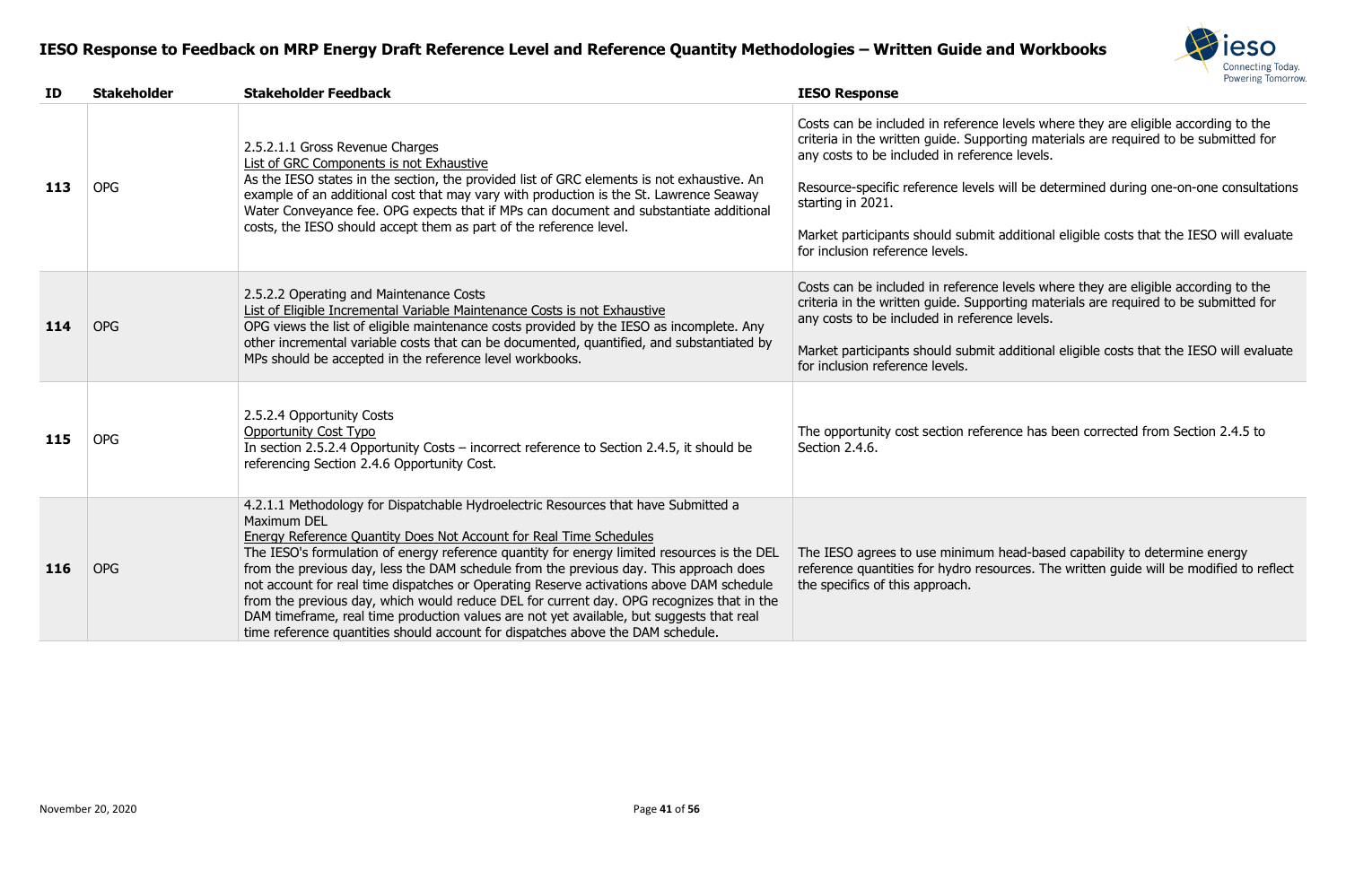# IESO Response to Feedback on MRP Energy Draft Reference Level and Reference Quantity Methodologies – Written Guide and Workbooks

| ID | Stakeholder | Stakeholder Feedback | IESO Response |
|---|---|---|---|
| 113 | OPG | 2.5.2.1.1 Gross Revenue Charges<br>List of GRC Components is not Exhaustive<br>As the IESO states in the section, the provided list of GRC elements is not exhaustive. An example of an additional cost that may vary with production is the St. Lawrence Seaway Water Conveyance fee. OPG expects that if MPs can document and substantiate additional costs, the IESO should accept them as part of the reference level. | Costs can be included in reference levels where they are eligible according to the criteria in the written guide. Supporting materials are required to be submitted for any costs to be included in reference levels.<br><br>Resource-specific reference levels will be determined during one-on-one consultations starting in 2021.<br><br>Market participants should submit additional eligible costs that the IESO will evaluate for inclusion reference levels. |
| 114 | OPG | 2.5.2.2 Operating and Maintenance Costs<br>List of Eligible Incremental Variable Maintenance Costs is not Exhaustive<br>OPG views the list of eligible maintenance costs provided by the IESO as incomplete. Any other incremental variable costs that can be documented, quantified, and substantiated by MPs should be accepted in the reference level workbooks. | Costs can be included in reference levels where they are eligible according to the criteria in the written guide. Supporting materials are required to be submitted for any costs to be included in reference levels.<br><br>Market participants should submit additional eligible costs that the IESO will evaluate for inclusion reference levels. |
| 115 | OPG | 2.5.2.4 Opportunity Costs<br>Opportunity Cost Typo<br>In section 2.5.2.4 Opportunity Costs – incorrect reference to Section 2.4.5, it should be referencing Section 2.4.6 Opportunity Cost. | The opportunity cost section reference has been corrected from Section 2.4.5 to Section 2.4.6. |
| 116 | OPG | 4.2.1.1 Methodology for Dispatchable Hydroelectric Resources that have Submitted a Maximum DEL<br>Energy Reference Quantity Does Not Account for Real Time Schedules<br>The IESO's formulation of energy reference quantity for energy limited resources is the DEL from the previous day, less the DAM schedule from the previous day. This approach does not account for real time dispatches or Operating Reserve activations above DAM schedule from the previous day, which would reduce DEL for current day. OPG recognizes that in the DAM timeframe, real time production values are not yet available, but suggests that real time reference quantities should account for dispatches above the DAM schedule. | The IESO agrees to use minimum head-based capability to determine energy reference quantities for hydro resources. The written guide will be modified to reflect the specifics of this approach. |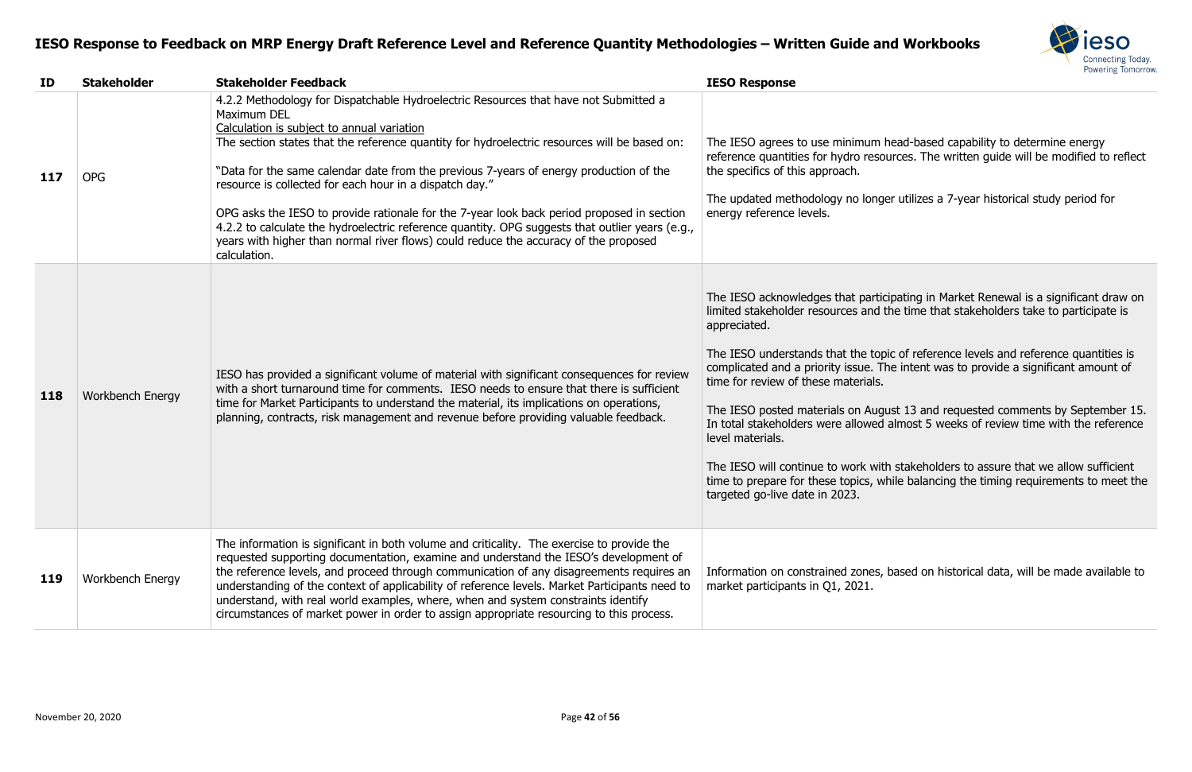# IESO Response to Feedback on MRP Energy Draft Reference Level and Reference Quantity Methodologies – Written Guide and Workbooks

| ID | Stakeholder | Stakeholder Feedback | IESO Response |
|---|---|---|---|
| 117 | OPG | 4.2.2 Methodology for Dispatchable Hydroelectric Resources that have not Submitted a Maximum DEL<br><u>Calculation is subject to annual variation</u><br>The section states that the reference quantity for hydroelectric resources will be based on:<br><br>"Data for the same calendar date from the previous 7-years of energy production of the resource is collected for each hour in a dispatch day."<br><br>OPG asks the IESO to provide rationale for the 7-year look back period proposed in section 4.2.2 to calculate the hydroelectric reference quantity. OPG suggests that outlier years (e.g., years with higher than normal river flows) could reduce the accuracy of the proposed calculation. | The IESO agrees to use minimum head-based capability to determine energy reference quantities for hydro resources. The written guide will be modified to reflect the specifics of this approach.<br><br>The updated methodology no longer utilizes a 7-year historical study period for energy reference levels. |
| 118 | Workbench Energy | IESO has provided a significant volume of material with significant consequences for review with a short turnaround time for comments. IESO needs to ensure that there is sufficient time for Market Participants to understand the material, its implications on operations, planning, contracts, risk management and revenue before providing valuable feedback. | The IESO acknowledges that participating in Market Renewal is a significant draw on limited stakeholder resources and the time that stakeholders take to participate is appreciated.<br><br>The IESO understands that the topic of reference levels and reference quantities is complicated and a priority issue. The intent was to provide a significant amount of time for review of these materials.<br><br>The IESO posted materials on August 13 and requested comments by September 15. In total stakeholders were allowed almost 5 weeks of review time with the reference level materials.<br><br>The IESO will continue to work with stakeholders to assure that we allow sufficient time to prepare for these topics, while balancing the timing requirements to meet the targeted go-live date in 2023. |
| 119 | Workbench Energy | The information is significant in both volume and criticality. The exercise to provide the requested supporting documentation, examine and understand the IESO's development of the reference levels, and proceed through communication of any disagreements requires an understanding of the context of applicability of reference levels. Market Participants need to understand, with real world examples, where, when and system constraints identify circumstances of market power in order to assign appropriate resourcing to this process. | Information on constrained zones, based on historical data, will be made available to market participants in Q1, 2021. |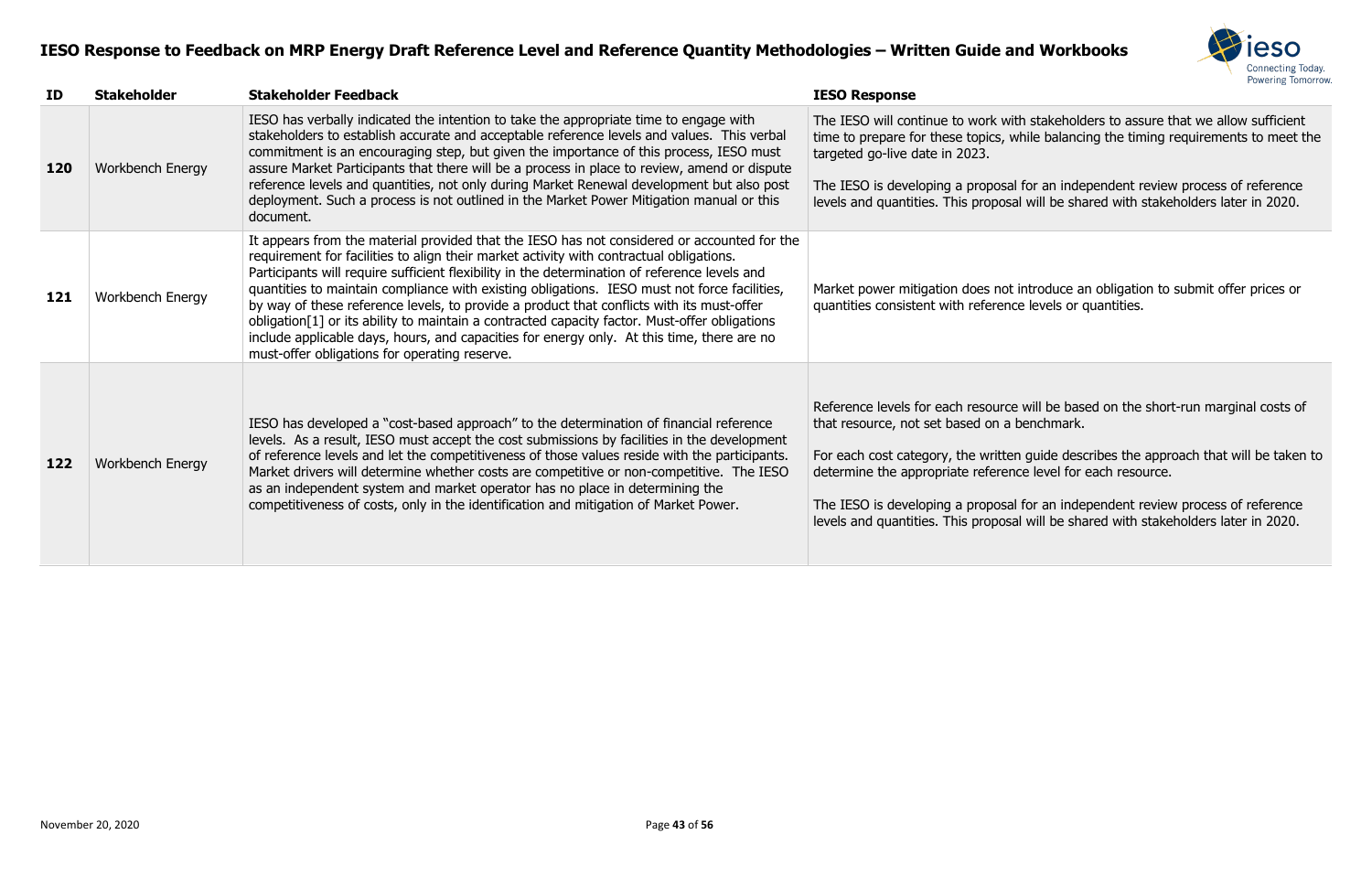# IESO Response to Feedback on MRP Energy Draft Reference Level and Reference Quantity Methodologies – Written Guide and Workbooks

| ID | Stakeholder | Stakeholder Feedback | IESO Response |
|---|---|---|---|
| **120** | Workbench Energy | IESO has verbally indicated the intention to take the appropriate time to engage with stakeholders to establish accurate and acceptable reference levels and values. This verbal commitment is an encouraging step, but given the importance of this process, IESO must assure Market Participants that there will be a process in place to review, amend or dispute reference levels and quantities, not only during Market Renewal development but also post deployment. Such a process is not outlined in the Market Power Mitigation manual or this document. | The IESO will continue to work with stakeholders to assure that we allow sufficient time to prepare for these topics, while balancing the timing requirements to meet the targeted go-live date in 2023.<br><br>The IESO is developing a proposal for an independent review process of reference levels and quantities. This proposal will be shared with stakeholders later in 2020. |
| **121** | Workbench Energy | It appears from the material provided that the IESO has not considered or accounted for the requirement for facilities to align their market activity with contractual obligations. Participants will require sufficient flexibility in the determination of reference levels and quantities to maintain compliance with existing obligations. IESO must not force facilities, by way of these reference levels, to provide a product that conflicts with its must-offer obligation[1] or its ability to maintain a contracted capacity factor. Must-offer obligations include applicable days, hours, and capacities for energy only. At this time, there are no must-offer obligations for operating reserve. | Market power mitigation does not introduce an obligation to submit offer prices or quantities consistent with reference levels or quantities. |
| **122** | Workbench Energy | IESO has developed a "cost-based approach" to the determination of financial reference levels. As a result, IESO must accept the cost submissions by facilities in the development of reference levels and let the competitiveness of those values reside with the participants. Market drivers will determine whether costs are competitive or non-competitive. The IESO as an independent system and market operator has no place in determining the competitiveness of costs, only in the identification and mitigation of Market Power. | Reference levels for each resource will be based on the short-run marginal costs of that resource, not set based on a benchmark.<br><br>For each cost category, the written guide describes the approach that will be taken to determine the appropriate reference level for each resource.<br><br>The IESO is developing a proposal for an independent review process of reference levels and quantities. This proposal will be shared with stakeholders later in 2020. |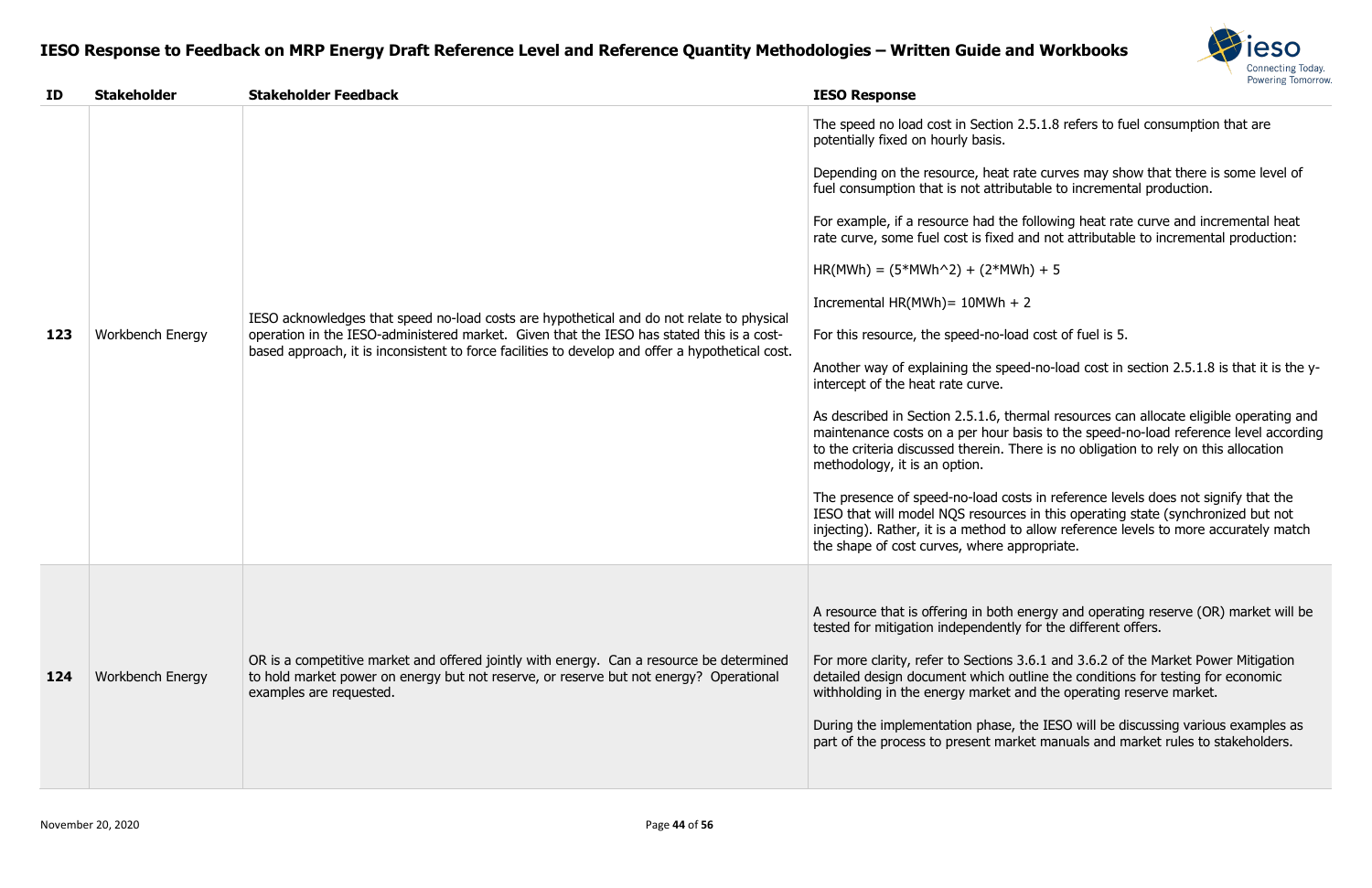# IESO Response to Feedback on MRP Energy Draft Reference Level and Reference Quantity Methodologies – Written Guide and Workbooks

| ID | Stakeholder | Stakeholder Feedback | IESO Response |
|---|---|---|---|
| 123 | Workbench Energy | IESO acknowledges that speed no-load costs are hypothetical and do not relate to physical operation in the IESO-administered market. Given that the IESO has stated this is a cost-based approach, it is inconsistent to force facilities to develop and offer a hypothetical cost. | The speed no load cost in Section 2.5.1.8 refers to fuel consumption that are potentially fixed on hourly basis.<br><br>Depending on the resource, heat rate curves may show that there is some level of fuel consumption that is not attributable to incremental production.<br><br>For example, if a resource had the following heat rate curve and incremental heat rate curve, some fuel cost is fixed and not attributable to incremental production:<br><br>$HR(MWh) = (5*MWh^2) + (2*MWh) + 5$<br><br>Incremental $HR(MWh) = 10MWh + 2$<br><br>For this resource, the speed-no-load cost of fuel is 5.<br><br>Another way of explaining the speed-no-load cost in section 2.5.1.8 is that it is the y-intercept of the heat rate curve.<br><br>As described in Section 2.5.1.6, thermal resources can allocate eligible operating and maintenance costs on a per hour basis to the speed-no-load reference level according to the criteria discussed therein. There is no obligation to rely on this allocation methodology, it is an option.<br><br>The presence of speed-no-load costs in reference levels does not signify that the IESO that will model NQS resources in this operating state (synchronized but not injecting). Rather, it is a method to allow reference levels to more accurately match the shape of cost curves, where appropriate. |
| 124 | Workbench Energy | OR is a competitive market and offered jointly with energy. Can a resource be determined to hold market power on energy but not reserve, or reserve but not energy? Operational examples are requested. | A resource that is offering in both energy and operating reserve (OR) market will be tested for mitigation independently for the different offers.<br><br>For more clarity, refer to Sections 3.6.1 and 3.6.2 of the Market Power Mitigation detailed design document which outline the conditions for testing for economic withholding in the energy market and the operating reserve market.<br><br>During the implementation phase, the IESO will be discussing various examples as part of the process to present market manuals and market rules to stakeholders. |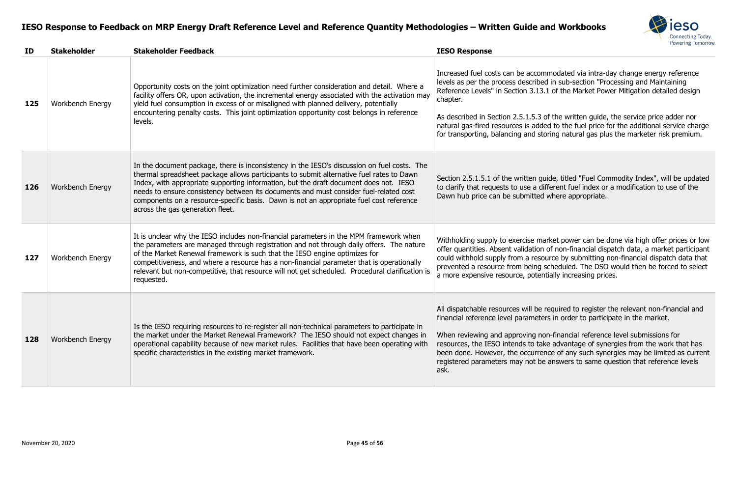# IESO Response to Feedback on MRP Energy Draft Reference Level and Reference Quantity Methodologies – Written Guide and Workbooks

| ID | Stakeholder | Stakeholder Feedback | IESO Response |
|---|---|---|---|
| 125 | Workbench Energy | Opportunity costs on the joint optimization need further consideration and detail. Where a facility offers OR, upon activation, the incremental energy associated with the activation may yield fuel consumption in excess of or misaligned with planned delivery, potentially encountering penalty costs. This joint optimization opportunity cost belongs in reference levels. | Increased fuel costs can be accommodated via intra-day change energy reference levels as per the process described in sub-section "Processing and Maintaining Reference Levels" in Section 3.13.1 of the Market Power Mitigation detailed design chapter.<br><br>As described in Section 2.5.1.5.3 of the written guide, the service price adder nor natural gas-fired resources is added to the fuel price for the additional service charge for transporting, balancing and storing natural gas plus the marketer risk premium. |
| 126 | Workbench Energy | In the document package, there is inconsistency in the IESO's discussion on fuel costs. The thermal spreadsheet package allows participants to submit alternative fuel rates to Dawn Index, with appropriate supporting information, but the draft document does not. IESO needs to ensure consistency between its documents and must consider fuel-related cost components on a resource-specific basis. Dawn is not an appropriate fuel cost reference across the gas generation fleet. | Section 2.5.1.5.1 of the written guide, titled "Fuel Commodity Index", will be updated to clarify that requests to use a different fuel index or a modification to use of the Dawn hub price can be submitted where appropriate. |
| 127 | Workbench Energy | It is unclear why the IESO includes non-financial parameters in the MPM framework when the parameters are managed through registration and not through daily offers. The nature of the Market Renewal framework is such that the IESO engine optimizes for competitiveness, and where a resource has a non-financial parameter that is operationally relevant but non-competitive, that resource will not get scheduled. Procedural clarification is requested. | Withholding supply to exercise market power can be done via high offer prices or low offer quantities. Absent validation of non-financial dispatch data, a market participant could withhold supply from a resource by submitting non-financial dispatch data that prevented a resource from being scheduled. The DSO would then be forced to select a more expensive resource, potentially increasing prices. |
| 128 | Workbench Energy | Is the IESO requiring resources to re-register all non-technical parameters to participate in the market under the Market Renewal Framework? The IESO should not expect changes in operational capability because of new market rules. Facilities that have been operating with specific characteristics in the existing market framework. | All dispatchable resources will be required to register the relevant non-financial and financial reference level parameters in order to participate in the market.<br><br>When reviewing and approving non-financial reference level submissions for resources, the IESO intends to take advantage of synergies from the work that has been done. However, the occurrence of any such synergies may be limited as current registered parameters may not be answers to same question that reference levels ask. |

November 20, 2020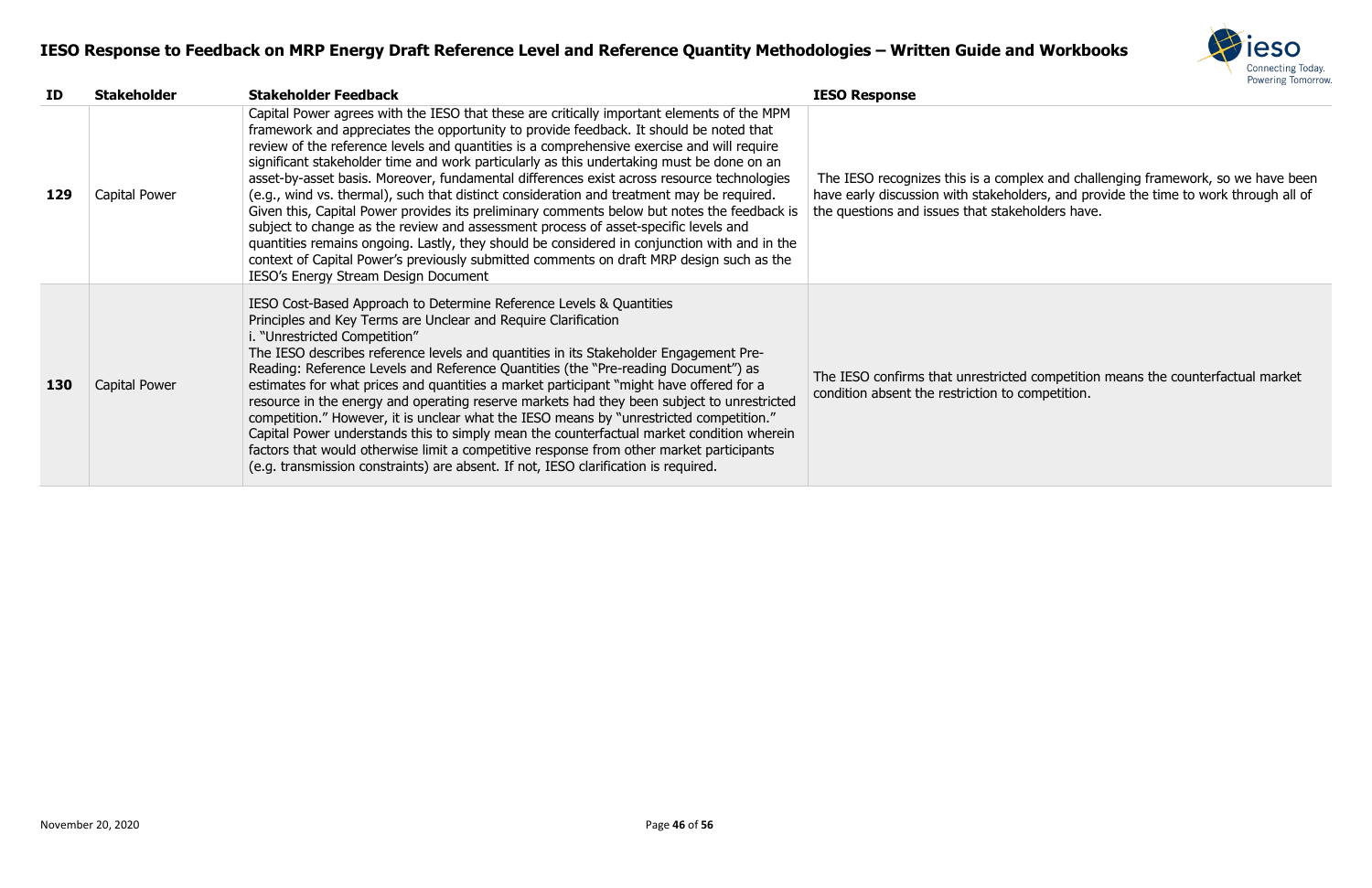# IESO Response to Feedback on MRP Energy Draft Reference Level and Reference Quantity Methodologies – Written Guide and Workbooks

| ID | Stakeholder | Stakeholder Feedback | IESO Response |
|---|---|---|---|
| **129** | Capital Power | Capital Power agrees with the IESO that these are critically important elements of the MPM framework and appreciates the opportunity to provide feedback. It should be noted that review of the reference levels and quantities is a comprehensive exercise and will require significant stakeholder time and work particularly as this undertaking must be done on an asset-by-asset basis. Moreover, fundamental differences exist across resource technologies (e.g., wind vs. thermal), such that distinct consideration and treatment may be required. Given this, Capital Power provides its preliminary comments below but notes the feedback is subject to change as the review and assessment process of asset-specific levels and quantities remains ongoing. Lastly, they should be considered in conjunction with and in the context of Capital Power's previously submitted comments on draft MRP design such as the IESO's Energy Stream Design Document | The IESO recognizes this is a complex and challenging framework, so we have been have early discussion with stakeholders, and provide the time to work through all of the questions and issues that stakeholders have. |
| **130** | Capital Power | IESO Cost-Based Approach to Determine Reference Levels & Quantities<br>Principles and Key Terms are Unclear and Require Clarification<br>i. "Unrestricted Competition"<br>The IESO describes reference levels and quantities in its Stakeholder Engagement Pre-Reading: Reference Levels and Reference Quantities (the "Pre-reading Document") as estimates for what prices and quantities a market participant "might have offered for a resource in the energy and operating reserve markets had they been subject to unrestricted competition." However, it is unclear what the IESO means by "unrestricted competition." Capital Power understands this to simply mean the counterfactual market condition wherein factors that would otherwise limit a competitive response from other market participants (e.g. transmission constraints) are absent. If not, IESO clarification is required. | The IESO confirms that unrestricted competition means the counterfactual market condition absent the restriction to competition. |

November 20, 2020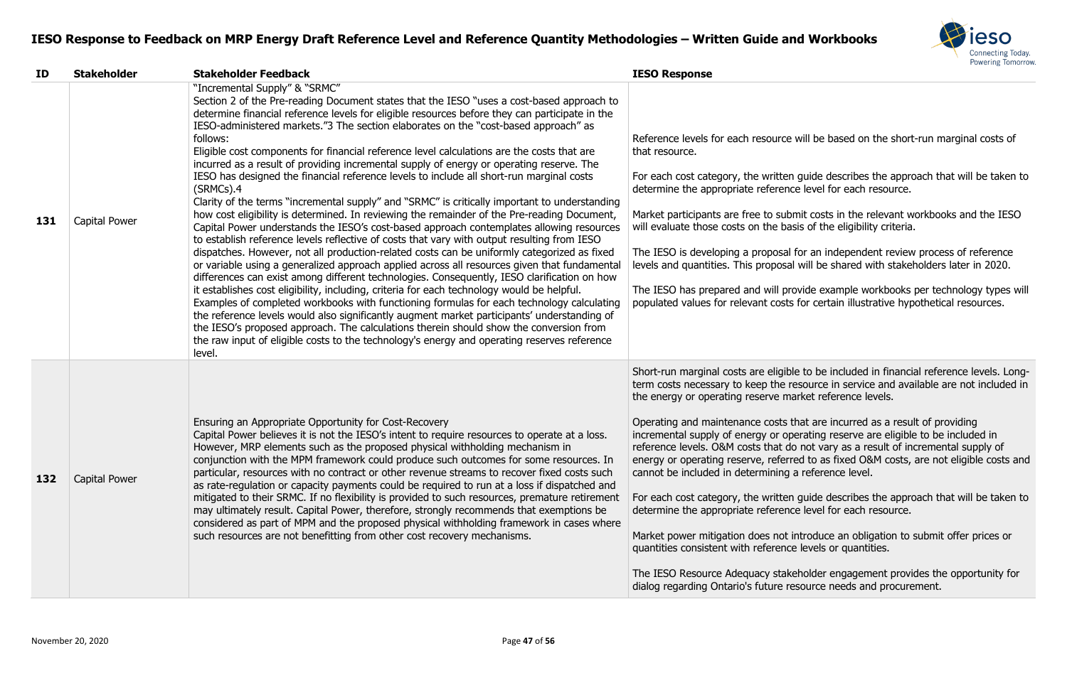| ID | Stakeholder | Stakeholder Feedback | IESO Response |
|---|---|---|---|
| 131 | Capital Power | "Incremental Supply" & "SRMC"<br>Section 2 of the Pre-reading Document states that the IESO "uses a cost-based approach to determine financial reference levels for eligible resources before they can participate in the IESO-administered markets."3 The section elaborates on the "cost-based approach" as follows:<br>Eligible cost components for financial reference level calculations are the costs that are incurred as a result of providing incremental supply of energy or operating reserve. The IESO has designed the financial reference levels to include all short-run marginal costs (SRMCs).4<br>Clarity of the terms "incremental supply" and "SRMC" is critically important to understanding how cost eligibility is determined. In reviewing the remainder of the Pre-reading Document, Capital Power understands the IESO's cost-based approach contemplates allowing resources to establish reference levels reflective of costs that vary with output resulting from IESO dispatches. However, not all production-related costs can be uniformly categorized as fixed or variable using a generalized approach applied across all resources given that fundamental differences can exist among different technologies. Consequently, IESO clarification on how it establishes cost eligibility, including, criteria for each technology would be helpful. Examples of completed workbooks with functioning formulas for each technology calculating the reference levels would also significantly augment market participants' understanding of the IESO's proposed approach. The calculations therein should show the conversion from the raw input of eligible costs to the technology's energy and operating reserves reference level. | Reference levels for each resource will be based on the short-run marginal costs of that resource.<br><br>For each cost category, the written guide describes the approach that will be taken to determine the appropriate reference level for each resource.<br><br>Market participants are free to submit costs in the relevant workbooks and the IESO will evaluate those costs on the basis of the eligibility criteria.<br><br>The IESO is developing a proposal for an independent review process of reference levels and quantities. This proposal will be shared with stakeholders later in 2020.<br><br>The IESO has prepared and will provide example workbooks per technology types will populated values for relevant costs for certain illustrative hypothetical resources. |
| 132 | Capital Power | Ensuring an Appropriate Opportunity for Cost-Recovery<br>Capital Power believes it is not the IESO's intent to require resources to operate at a loss. However, MRP elements such as the proposed physical withholding mechanism in conjunction with the MPM framework could produce such outcomes for some resources. In particular, resources with no contract or other revenue streams to recover fixed costs such as rate-regulation or capacity payments could be required to run at a loss if dispatched and mitigated to their SRMC. If no flexibility is provided to such resources, premature retirement may ultimately result. Capital Power, therefore, strongly recommends that exemptions be considered as part of MPM and the proposed physical withholding framework in cases where such resources are not benefitting from other cost recovery mechanisms. | Short-run marginal costs are eligible to be included in financial reference levels. Long-term costs necessary to keep the resource in service and available are not included in the energy or operating reserve market reference levels.<br><br>Operating and maintenance costs that are incurred as a result of providing incremental supply of energy or operating reserve are eligible to be included in reference levels. O&M costs that do not vary as a result of incremental supply of energy or operating reserve, referred to as fixed O&M costs, are not eligible costs and cannot be included in determining a reference level.<br><br>For each cost category, the written guide describes the approach that will be taken to determine the appropriate reference level for each resource.<br><br>Market power mitigation does not introduce an obligation to submit offer prices or quantities consistent with reference levels or quantities.<br><br>The IESO Resource Adequacy stakeholder engagement provides the opportunity for dialog regarding Ontario's future resource needs and procurement. |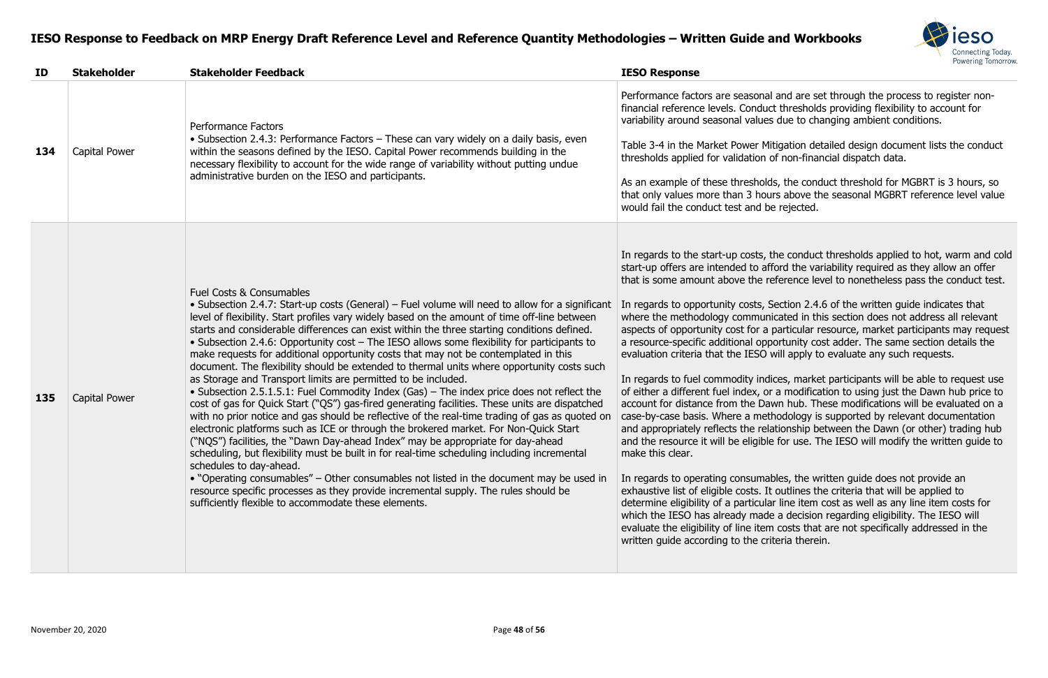# IESO Response to Feedback on MRP Energy Draft Reference Level and Reference Quantity Methodologies – Written Guide and Workbooks

| ID | Stakeholder | Stakeholder Feedback | IESO Response |
|---|---|---|---|
| **134** | Capital Power | Performance Factors<br>• Subsection 2.4.3: Performance Factors – These can vary widely on a daily basis, even within the seasons defined by the IESO. Capital Power recommends building in the necessary flexibility to account for the wide range of variability without putting undue administrative burden on the IESO and participants. | Performance factors are seasonal and are set through the process to register non-financial reference levels. Conduct thresholds providing flexibility to account for variability around seasonal values due to changing ambient conditions.<br><br>Table 3-4 in the Market Power Mitigation detailed design document lists the conduct thresholds applied for validation of non-financial dispatch data.<br><br>As an example of these thresholds, the conduct threshold for MGBRT is 3 hours, so that only values more than 3 hours above the seasonal MGBRT reference level value would fail the conduct test and be rejected. |
| **135** | Capital Power | Fuel Costs & Consumables<br>• Subsection 2.4.7: Start-up costs (General) – Fuel volume will need to allow for a significant level of flexibility. Start profiles vary widely based on the amount of time off-line between starts and considerable differences can exist within the three starting conditions defined.<br>• Subsection 2.4.6: Opportunity cost – The IESO allows some flexibility for participants to make requests for additional opportunity costs that may not be contemplated in this document. The flexibility should be extended to thermal units where opportunity costs such as Storage and Transport limits are permitted to be included.<br>• Subsection 2.5.1.5.1: Fuel Commodity Index (Gas) – The index price does not reflect the cost of gas for Quick Start ("QS") gas-fired generating facilities. These units are dispatched with no prior notice and gas should be reflective of the real-time trading of gas as quoted on electronic platforms such as ICE or through the brokered market. For Non-Quick Start ("NQS") facilities, the "Dawn Day-ahead Index" may be appropriate for day-ahead scheduling, but flexibility must be built in for real-time scheduling including incremental schedules to day-ahead.<br>• "Operating consumables" – Other consumables not listed in the document may be used in resource specific processes as they provide incremental supply. The rules should be sufficiently flexible to accommodate these elements. | In regards to the start-up costs, the conduct thresholds applied to hot, warm and cold start-up offers are intended to afford the variability required as they allow an offer that is some amount above the reference level to nonetheless pass the conduct test.<br><br>In regards to opportunity costs, Section 2.4.6 of the written guide indicates that where the methodology communicated in this section does not address all relevant aspects of opportunity cost for a particular resource, market participants may request a resource-specific additional opportunity cost adder. The same section details the evaluation criteria that the IESO will apply to evaluate any such requests.<br><br>In regards to fuel commodity indices, market participants will be able to request use of either a different fuel index, or a modification to using just the Dawn hub price to account for distance from the Dawn hub. These modifications will be evaluated on a case-by-case basis. Where a methodology is supported by relevant documentation and appropriately reflects the relationship between the Dawn (or other) trading hub and the resource it will be eligible for use. The IESO will modify the written guide to make this clear.<br><br>In regards to operating consumables, the written guide does not provide an exhaustive list of eligible costs. It outlines the criteria that will be applied to determine eligibility of a particular line item cost as well as any line item costs for which the IESO has already made a decision regarding eligibility. The IESO will evaluate the eligibility of line item costs that are not specifically addressed in the written guide according to the criteria therein. |

November 20, 2020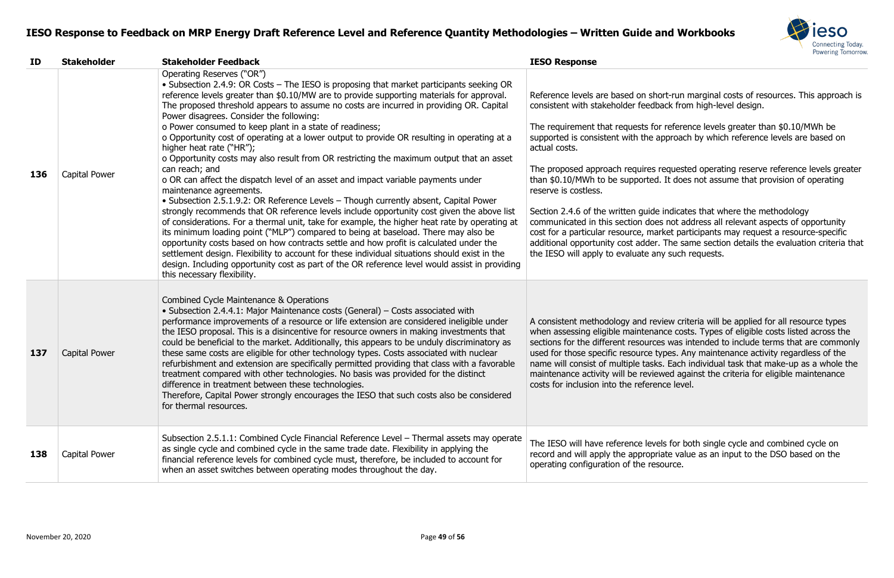# IESO Response to Feedback on MRP Energy Draft Reference Level and Reference Quantity Methodologies – Written Guide and Workbooks

| ID | Stakeholder | Stakeholder Feedback | IESO Response |
|---|---|---|---|
| 136 | Capital Power | Operating Reserves ("OR")<br>• Subsection 2.4.9: OR Costs – The IESO is proposing that market participants seeking OR reference levels greater than $0.10/MW are to provide supporting materials for approval. The proposed threshold appears to assume no costs are incurred in providing OR. Capital Power disagrees. Consider the following:<br>o Power consumed to keep plant in a state of readiness;<br>o Opportunity cost of operating at a lower output to provide OR resulting in operating at a higher heat rate ("HR");<br>o Opportunity costs may also result from OR restricting the maximum output that an asset can reach; and<br>o OR can affect the dispatch level of an asset and impact variable payments under maintenance agreements.<br>• Subsection 2.5.1.9.2: OR Reference Levels – Though currently absent, Capital Power strongly recommends that OR reference levels include opportunity cost given the above list of considerations. For a thermal unit, take for example, the higher heat rate by operating at its minimum loading point ("MLP") compared to being at baseload. There may also be opportunity costs based on how contracts settle and how profit is calculated under the settlement design. Flexibility to account for these individual situations should exist in the design. Including opportunity cost as part of the OR reference level would assist in providing this necessary flexibility. | Reference levels are based on short-run marginal costs of resources. This approach is consistent with stakeholder feedback from high-level design.<br><br>The requirement that requests for reference levels greater than $0.10/MWh be supported is consistent with the approach by which reference levels are based on actual costs.<br><br>The proposed approach requires requested operating reserve reference levels greater than $0.10/MWh to be supported. It does not assume that provision of operating reserve is costless.<br><br>Section 2.4.6 of the written guide indicates that where the methodology communicated in this section does not address all relevant aspects of opportunity cost for a particular resource, market participants may request a resource-specific additional opportunity cost adder. The same section details the evaluation criteria that the IESO will apply to evaluate any such requests. |
| 137 | Capital Power | Combined Cycle Maintenance & Operations<br>• Subsection 2.4.4.1: Major Maintenance costs (General) – Costs associated with performance improvements of a resource or life extension are considered ineligible under the IESO proposal. This is a disincentive for resource owners in making investments that could be beneficial to the market. Additionally, this appears to be unduly discriminatory as these same costs are eligible for other technology types. Costs associated with nuclear refurbishment and extension are specifically permitted providing that class with a favorable treatment compared with other technologies. No basis was provided for the distinct difference in treatment between these technologies.<br>Therefore, Capital Power strongly encourages the IESO that such costs also be considered for thermal resources. | A consistent methodology and review criteria will be applied for all resource types when assessing eligible maintenance costs. Types of eligible costs listed across the sections for the different resources was intended to include terms that are commonly used for those specific resource types. Any maintenance activity regardless of the name will consist of multiple tasks. Each individual task that make-up as a whole the maintenance activity will be reviewed against the criteria for eligible maintenance costs for inclusion into the reference level. |
| 138 | Capital Power | Subsection 2.5.1.1: Combined Cycle Financial Reference Level – Thermal assets may operate as single cycle and combined cycle in the same trade date. Flexibility in applying the financial reference levels for combined cycle must, therefore, be included to account for when an asset switches between operating modes throughout the day. | The IESO will have reference levels for both single cycle and combined cycle on record and will apply the appropriate value as an input to the DSO based on the operating configuration of the resource. |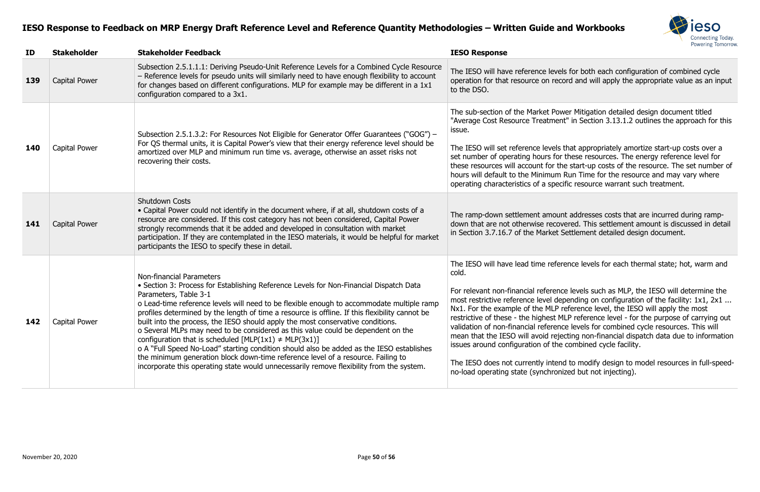# IESO Response to Feedback on MRP Energy Draft Reference Level and Reference Quantity Methodologies – Written Guide and Workbooks

| ID | Stakeholder | Stakeholder Feedback | IESO Response |
|---|---|---|---|
| 139 | Capital Power | Subsection 2.5.1.1.1: Deriving Pseudo-Unit Reference Levels for a Combined Cycle Resource – Reference levels for pseudo units will similarly need to have enough flexibility to account for changes based on different configurations. MLP for example may be different in a 1x1 configuration compared to a 3x1. | The IESO will have reference levels for both each configuration of combined cycle operation for that resource on record and will apply the appropriate value as an input to the DSO. |
| 140 | Capital Power | Subsection 2.5.1.3.2: For Resources Not Eligible for Generator Offer Guarantees ("GOG") – For QS thermal units, it is Capital Power's view that their energy reference level should be amortized over MLP and minimum run time vs. average, otherwise an asset risks not recovering their costs. | The sub-section of the Market Power Mitigation detailed design document titled "Average Cost Resource Treatment" in Section 3.13.1.2 outlines the approach for this issue.<br><br>The IESO will set reference levels that appropriately amortize start-up costs over a set number of operating hours for these resources. The energy reference level for these resources will account for the start-up costs of the resource. The set number of hours will default to the Minimum Run Time for the resource and may vary where operating characteristics of a specific resource warrant such treatment. |
| 141 | Capital Power | Shutdown Costs<br>• Capital Power could not identify in the document where, if at all, shutdown costs of a resource are considered. If this cost category has not been considered, Capital Power strongly recommends that it be added and developed in consultation with market participation. If they are contemplated in the IESO materials, it would be helpful for market participants the IESO to specify these in detail. | The ramp-down settlement amount addresses costs that are incurred during ramp-down that are not otherwise recovered. This settlement amount is discussed in detail in Section 3.7.16.7 of the Market Settlement detailed design document. |
| 142 | Capital Power | Non-financial Parameters<br>• Section 3: Process for Establishing Reference Levels for Non-Financial Dispatch Data Parameters, Table 3-1<br>o Lead-time reference levels will need to be flexible enough to accommodate multiple ramp profiles determined by the length of time a resource is offline. If this flexibility cannot be built into the process, the IESO should apply the most conservative conditions.<br>o Several MLPs may need to be considered as this value could be dependent on the configuration that is scheduled [MLP(1x1) ≠ MLP(3x1)]<br>o A "Full Speed No-Load" starting condition should also be added as the IESO establishes the minimum generation block down-time reference level of a resource. Failing to incorporate this operating state would unnecessarily remove flexibility from the system. | The IESO will have lead time reference levels for each thermal state; hot, warm and cold.<br><br>For relevant non-financial reference levels such as MLP, the IESO will determine the most restrictive reference level depending on configuration of the facility: 1x1, 2x1 ... Nx1. For the example of the MLP reference level, the IESO will apply the most restrictive of these - the highest MLP reference level - for the purpose of carrying out validation of non-financial reference levels for combined cycle resources. This will mean that the IESO will avoid rejecting non-financial dispatch data due to information issues around configuration of the combined cycle facility.<br><br>The IESO does not currently intend to modify design to model resources in full-speed-no-load operating state (synchronized but not injecting). |

November 20, 2020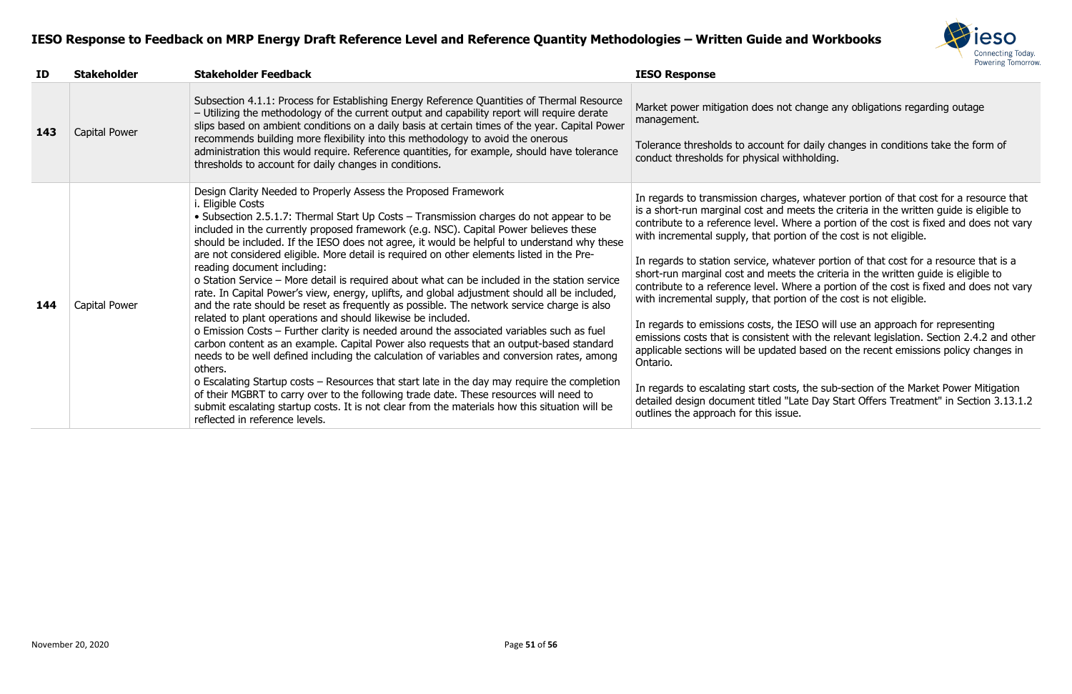# IESO Response to Feedback on MRP Energy Draft Reference Level and Reference Quantity Methodologies – Written Guide and Workbooks

| ID | Stakeholder | Stakeholder Feedback | IESO Response |
|---|---|---|---|
| **143** | Capital Power | Subsection 4.1.1: Process for Establishing Energy Reference Quantities of Thermal Resource – Utilizing the methodology of the current output and capability report will require derate slips based on ambient conditions on a daily basis at certain times of the year. Capital Power recommends building more flexibility into this methodology to avoid the onerous administration this would require. Reference quantities, for example, should have tolerance thresholds to account for daily changes in conditions. | Market power mitigation does not change any obligations regarding outage management.<br><br>Tolerance thresholds to account for daily changes in conditions take the form of conduct thresholds for physical withholding. |
| **144** | Capital Power | Design Clarity Needed to Properly Assess the Proposed Framework<br>i. Eligible Costs<br>• Subsection 2.5.1.7: Thermal Start Up Costs – Transmission charges do not appear to be included in the currently proposed framework (e.g. NSC). Capital Power believes these should be included. If the IESO does not agree, it would be helpful to understand why these are not considered eligible. More detail is required on other elements listed in the Pre-reading document including:<br>o Station Service – More detail is required about what can be included in the station service rate. In Capital Power's view, energy, uplifts, and global adjustment should all be included, and the rate should be reset as frequently as possible. The network service charge is also related to plant operations and should likewise be included.<br>o Emission Costs – Further clarity is needed around the associated variables such as fuel carbon content as an example. Capital Power also requests that an output-based standard needs to be well defined including the calculation of variables and conversion rates, among others.<br>o Escalating Startup costs – Resources that start late in the day may require the completion of their MGBRT to carry over to the following trade date. These resources will need to submit escalating startup costs. It is not clear from the materials how this situation will be reflected in reference levels. | In regards to transmission charges, whatever portion of that cost for a resource that is a short-run marginal cost and meets the criteria in the written guide is eligible to contribute to a reference level. Where a portion of the cost is fixed and does not vary with incremental supply, that portion of the cost is not eligible.<br><br>In regards to station service, whatever portion of that cost for a resource that is a short-run marginal cost and meets the criteria in the written guide is eligible to contribute to a reference level. Where a portion of the cost is fixed and does not vary with incremental supply, that portion of the cost is not eligible.<br><br>In regards to emissions costs, the IESO will use an approach for representing emissions costs that is consistent with the relevant legislation. Section 2.4.2 and other applicable sections will be updated based on the recent emissions policy changes in Ontario.<br><br>In regards to escalating start costs, the sub-section of the Market Power Mitigation detailed design document titled "Late Day Start Offers Treatment" in Section 3.13.1.2 outlines the approach for this issue. |

November 20, 2020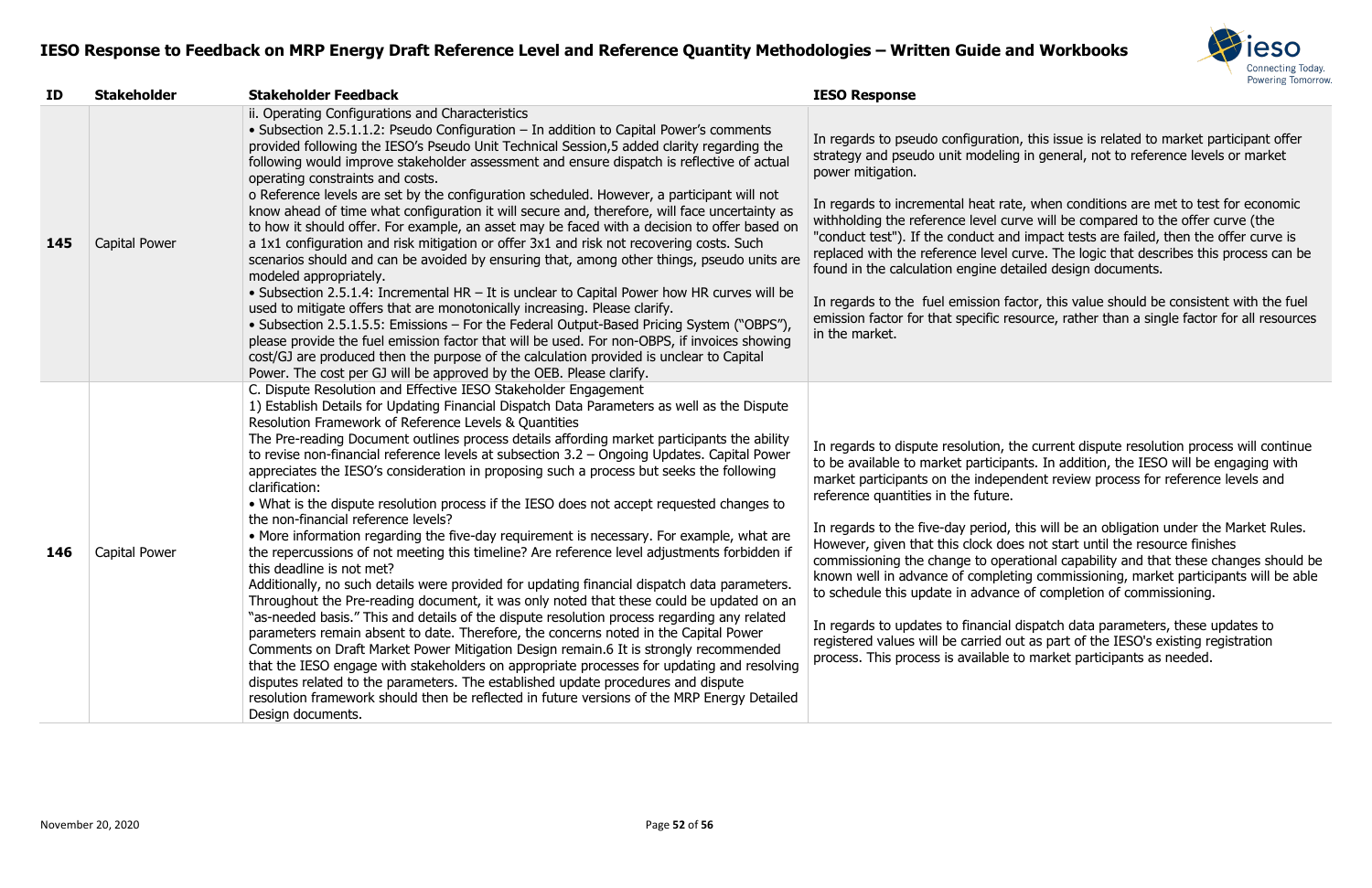| ID | Stakeholder | Stakeholder Feedback | IESO Response |
|---|---|---|---|
| 145 | Capital Power | ii. Operating Configurations and Characteristics<br>• Subsection 2.5.1.1.2: Pseudo Configuration – In addition to Capital Power's comments provided following the IESO's Pseudo Unit Technical Session,5 added clarity regarding the following would improve stakeholder assessment and ensure dispatch is reflective of actual operating constraints and costs.<br>o Reference levels are set by the configuration scheduled. However, a participant will not know ahead of time what configuration it will secure and, therefore, will face uncertainty as to how it should offer. For example, an asset may be faced with a decision to offer based on a 1x1 configuration and risk mitigation or offer 3x1 and risk not recovering costs. Such scenarios should and can be avoided by ensuring that, among other things, pseudo units are modeled appropriately.<br>• Subsection 2.5.1.4: Incremental HR – It is unclear to Capital Power how HR curves will be used to mitigate offers that are monotonically increasing. Please clarify.<br>• Subsection 2.5.1.5.5: Emissions – For the Federal Output-Based Pricing System ("OBPS"), please provide the fuel emission factor that will be used. For non-OBPS, if invoices showing cost/GJ are produced then the purpose of the calculation provided is unclear to Capital Power. The cost per GJ will be approved by the OEB. Please clarify. | In regards to pseudo configuration, this issue is related to market participant offer strategy and pseudo unit modeling in general, not to reference levels or market power mitigation.<br><br>In regards to incremental heat rate, when conditions are met to test for economic withholding the reference level curve will be compared to the offer curve (the "conduct test"). If the conduct and impact tests are failed, then the offer curve is replaced with the reference level curve. The logic that describes this process can be found in the calculation engine detailed design documents.<br><br>In regards to the fuel emission factor, this value should be consistent with the fuel emission factor for that specific resource, rather than a single factor for all resources in the market. |
| 146 | Capital Power | C. Dispute Resolution and Effective IESO Stakeholder Engagement<br>1) Establish Details for Updating Financial Dispatch Data Parameters as well as the Dispute Resolution Framework of Reference Levels & Quantities<br>The Pre-reading Document outlines process details affording market participants the ability to revise non-financial reference levels at subsection 3.2 – Ongoing Updates. Capital Power appreciates the IESO's consideration in proposing such a process but seeks the following clarification:<br>• What is the dispute resolution process if the IESO does not accept requested changes to the non-financial reference levels?<br>• More information regarding the five-day requirement is necessary. For example, what are the repercussions of not meeting this timeline? Are reference level adjustments forbidden if this deadline is not met?<br>Additionally, no such details were provided for updating financial dispatch data parameters. Throughout the Pre-reading document, it was only noted that these could be updated on an "as-needed basis." This and details of the dispute resolution process regarding any related parameters remain absent to date. Therefore, the concerns noted in the Capital Power Comments on Draft Market Power Mitigation Design remain.6 It is strongly recommended that the IESO engage with stakeholders on appropriate processes for updating and resolving disputes related to the parameters. The established update procedures and dispute resolution framework should then be reflected in future versions of the MRP Energy Detailed Design documents. | In regards to dispute resolution, the current dispute resolution process will continue to be available to market participants. In addition, the IESO will be engaging with market participants on the independent review process for reference levels and reference quantities in the future.<br><br>In regards to the five-day period, this will be an obligation under the Market Rules. However, given that this clock does not start until the resource finishes commissioning the change to operational capability and that these changes should be known well in advance of completing commissioning, market participants will be able to schedule this update in advance of completion of commissioning.<br><br>In regards to updates to financial dispatch data parameters, these updates to registered values will be carried out as part of the IESO's existing registration process. This process is available to market participants as needed. |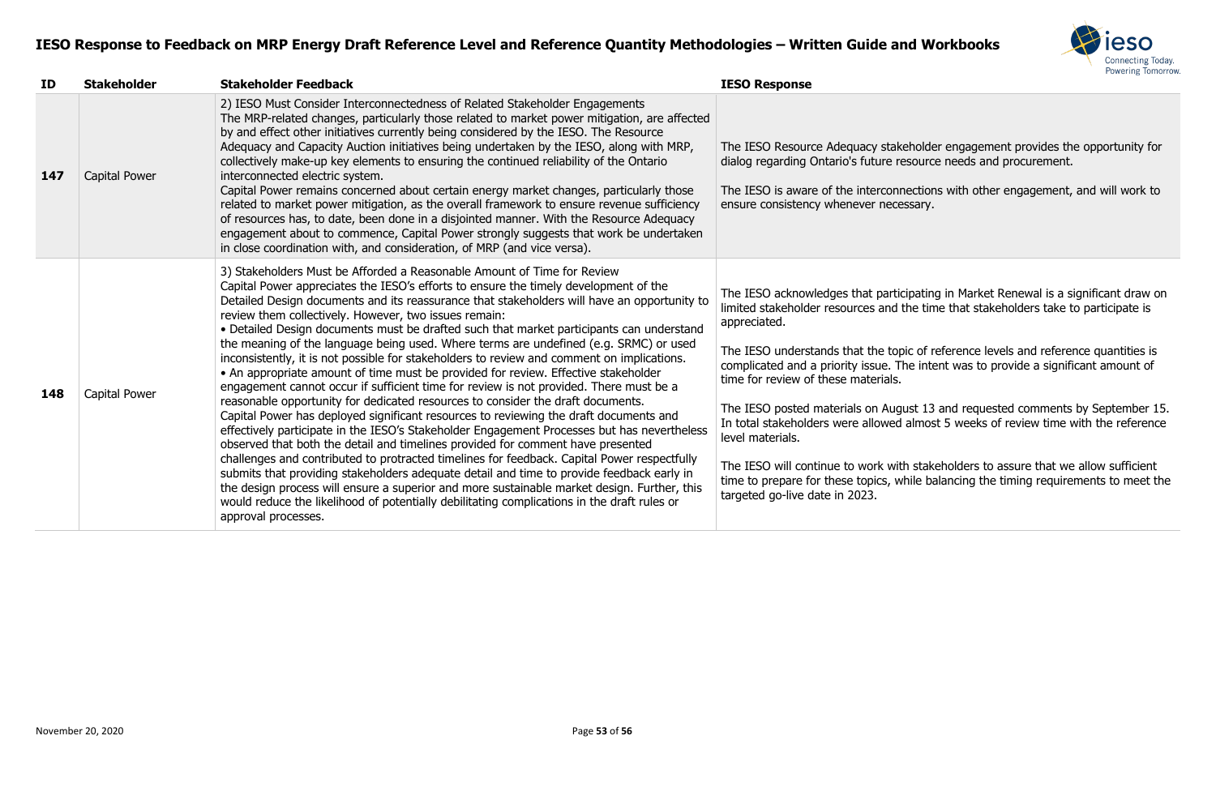# IESO Response to Feedback on MRP Energy Draft Reference Level and Reference Quantity Methodologies – Written Guide and Workbooks

| ID | Stakeholder | Stakeholder Feedback | IESO Response |
|---|---|---|---|
| **147** | Capital Power | 2) IESO Must Consider Interconnectedness of Related Stakeholder Engagements<br>The MRP-related changes, particularly those related to market power mitigation, are affected by and effect other initiatives currently being considered by the IESO. The Resource Adequacy and Capacity Auction initiatives being undertaken by the IESO, along with MRP, collectively make-up key elements to ensuring the continued reliability of the Ontario interconnected electric system.<br>Capital Power remains concerned about certain energy market changes, particularly those related to market power mitigation, as the overall framework to ensure revenue sufficiency of resources has, to date, been done in a disjointed manner. With the Resource Adequacy engagement about to commence, Capital Power strongly suggests that work be undertaken in close coordination with, and consideration, of MRP (and vice versa). | The IESO Resource Adequacy stakeholder engagement provides the opportunity for dialog regarding Ontario's future resource needs and procurement.<br><br>The IESO is aware of the interconnections with other engagement, and will work to ensure consistency whenever necessary. |
| **148** | Capital Power | 3) Stakeholders Must be Afforded a Reasonable Amount of Time for Review<br>Capital Power appreciates the IESO's efforts to ensure the timely development of the Detailed Design documents and its reassurance that stakeholders will have an opportunity to review them collectively. However, two issues remain:<br>• Detailed Design documents must be drafted such that market participants can understand the meaning of the language being used. Where terms are undefined (e.g. SRMC) or used inconsistently, it is not possible for stakeholders to review and comment on implications.<br>• An appropriate amount of time must be provided for review. Effective stakeholder engagement cannot occur if sufficient time for review is not provided. There must be a reasonable opportunity for dedicated resources to consider the draft documents.<br>Capital Power has deployed significant resources to reviewing the draft documents and effectively participate in the IESO's Stakeholder Engagement Processes but has nevertheless observed that both the detail and timelines provided for comment have presented challenges and contributed to protracted timelines for feedback. Capital Power respectfully submits that providing stakeholders adequate detail and time to provide feedback early in the design process will ensure a superior and more sustainable market design. Further, this would reduce the likelihood of potentially debilitating complications in the draft rules or approval processes. | The IESO acknowledges that participating in Market Renewal is a significant draw on limited stakeholder resources and the time that stakeholders take to participate is appreciated.<br><br>The IESO understands that the topic of reference levels and reference quantities is complicated and a priority issue. The intent was to provide a significant amount of time for review of these materials.<br><br>The IESO posted materials on August 13 and requested comments by September 15. In total stakeholders were allowed almost 5 weeks of review time with the reference level materials.<br><br>The IESO will continue to work with stakeholders to assure that we allow sufficient time to prepare for these topics, while balancing the timing requirements to meet the targeted go-live date in 2023. |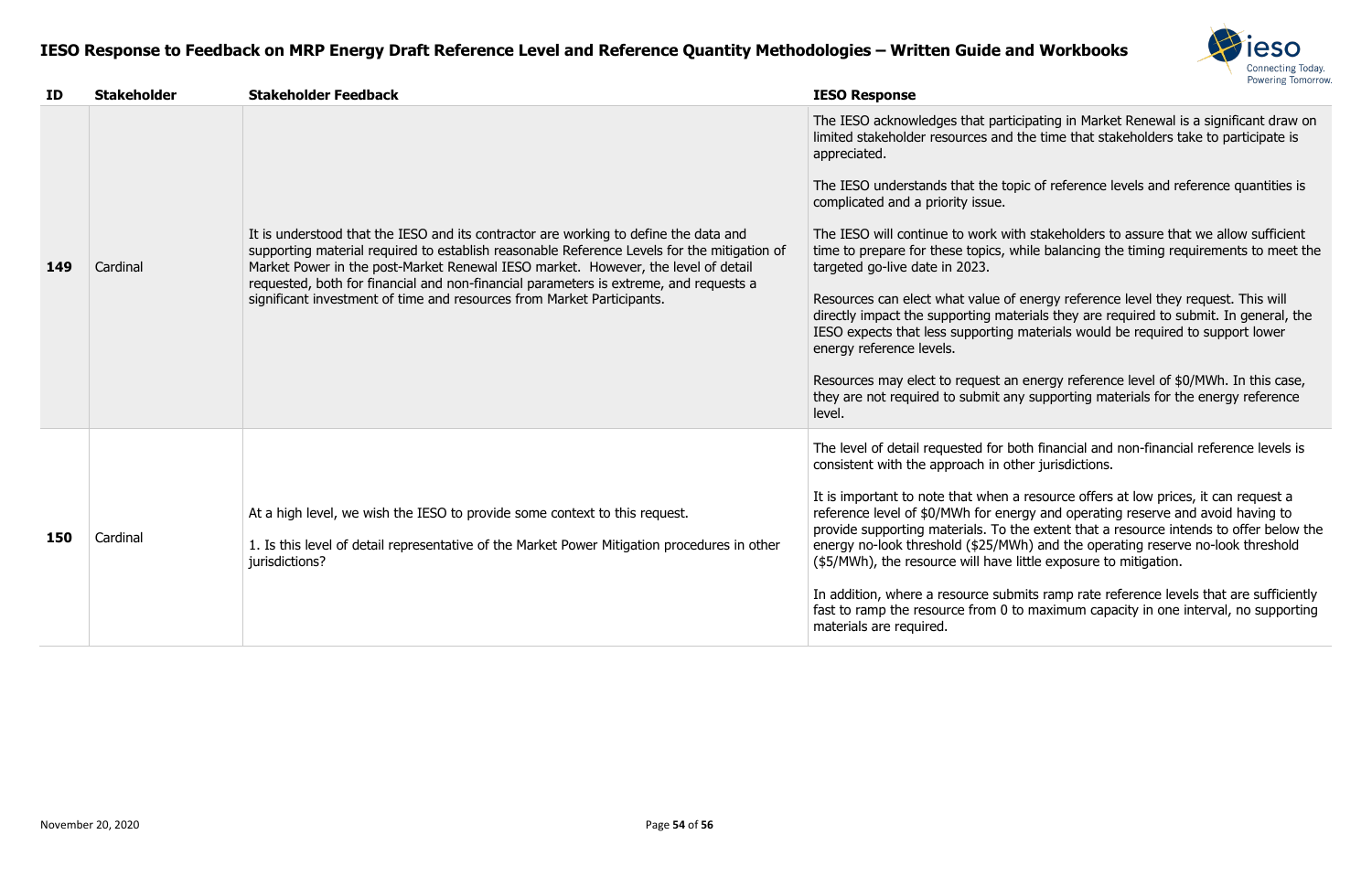## IESO Response to Feedback on MRP Energy Draft Reference Level and Reference Quantity Methodologies – Written Guide and Workbooks

| ID | Stakeholder | Stakeholder Feedback | IESO Response |
|---|---|---|---|
| 149 | Cardinal | It is understood that the IESO and its contractor are working to define the data and supporting material required to establish reasonable Reference Levels for the mitigation of Market Power in the post-Market Renewal IESO market. However, the level of detail requested, both for financial and non-financial parameters is extreme, and requests a significant investment of time and resources from Market Participants. | The IESO acknowledges that participating in Market Renewal is a significant draw on limited stakeholder resources and the time that stakeholders take to participate is appreciated.<br><br>The IESO understands that the topic of reference levels and reference quantities is complicated and a priority issue.<br><br>The IESO will continue to work with stakeholders to assure that we allow sufficient time to prepare for these topics, while balancing the timing requirements to meet the targeted go-live date in 2023.<br><br>Resources can elect what value of energy reference level they request. This will directly impact the supporting materials they are required to submit. In general, the IESO expects that less supporting materials would be required to support lower energy reference levels.<br><br>Resources may elect to request an energy reference level of $0/MWh. In this case, they are not required to submit any supporting materials for the energy reference level. |
| 150 | Cardinal | At a high level, we wish the IESO to provide some context to this request.<br><br>1. Is this level of detail representative of the Market Power Mitigation procedures in other jurisdictions? | The level of detail requested for both financial and non-financial reference levels is consistent with the approach in other jurisdictions.<br><br>It is important to note that when a resource offers at low prices, it can request a reference level of $0/MWh for energy and operating reserve and avoid having to provide supporting materials. To the extent that a resource intends to offer below the energy no-look threshold ($25/MWh) and the operating reserve no-look threshold ($5/MWh), the resource will have little exposure to mitigation.<br><br>In addition, where a resource submits ramp rate reference levels that are sufficiently fast to ramp the resource from 0 to maximum capacity in one interval, no supporting materials are required. |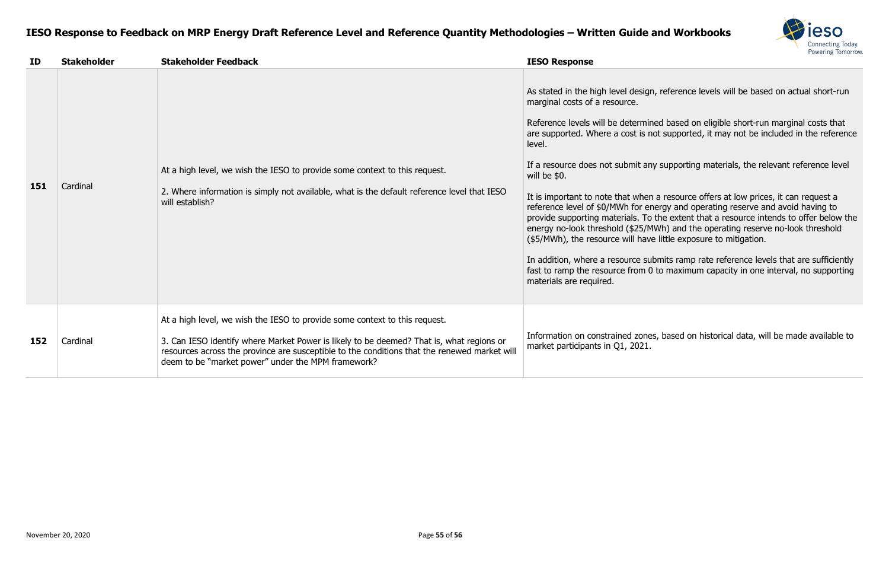| ID | Stakeholder | Stakeholder Feedback | IESO Response |
|---|---|---|---|
| 151 | Cardinal | At a high level, we wish the IESO to provide some context to this request.<br><br>2. Where information is simply not available, what is the default reference level that IESO will establish? | As stated in the high level design, reference levels will be based on actual short-run marginal costs of a resource.<br><br>Reference levels will be determined based on eligible short-run marginal costs that are supported. Where a cost is not supported, it may not be included in the reference level.<br><br>If a resource does not submit any supporting materials, the relevant reference level will be $0.<br><br>It is important to note that when a resource offers at low prices, it can request a reference level of $0/MWh for energy and operating reserve and avoid having to provide supporting materials. To the extent that a resource intends to offer below the energy no-look threshold ($25/MWh) and the operating reserve no-look threshold ($5/MWh), the resource will have little exposure to mitigation.<br><br>In addition, where a resource submits ramp rate reference levels that are sufficiently fast to ramp the resource from 0 to maximum capacity in one interval, no supporting materials are required. |
| 152 | Cardinal | At a high level, we wish the IESO to provide some context to this request.<br><br>3. Can IESO identify where Market Power is likely to be deemed? That is, what regions or resources across the province are susceptible to the conditions that the renewed market will deem to be "market power" under the MPM framework? | Information on constrained zones, based on historical data, will be made available to market participants in Q1, 2021. |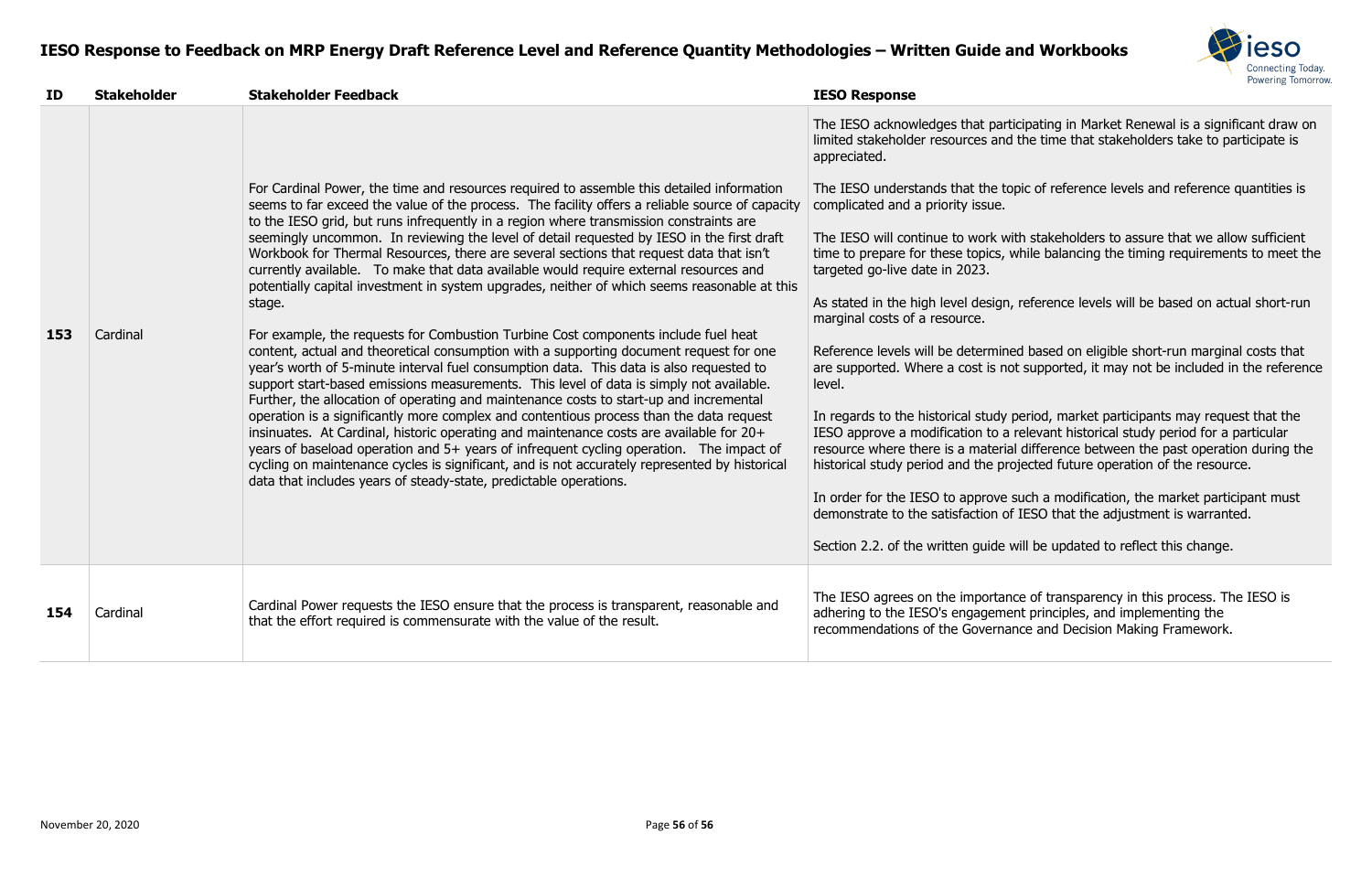| ID | Stakeholder | Stakeholder Feedback | IESO Response |
|---|---|---|---|
| 153 | Cardinal | For Cardinal Power, the time and resources required to assemble this detailed information seems to far exceed the value of the process. The facility offers a reliable source of capacity to the IESO grid, but runs infrequently in a region where transmission constraints are seemingly uncommon. In reviewing the level of detail requested by IESO in the first draft Workbook for Thermal Resources, there are several sections that request data that isn't currently available. To make that data available would require external resources and potentially capital investment in system upgrades, neither of which seems reasonable at this stage.<br><br>For example, the requests for Combustion Turbine Cost components include fuel heat content, actual and theoretical consumption with a supporting document request for one year's worth of 5-minute interval fuel consumption data. This data is also requested to support start-based emissions measurements. This level of data is simply not available. Further, the allocation of operating and maintenance costs to start-up and incremental operation is a significantly more complex and contentious process than the data request insinuates. At Cardinal, historic operating and maintenance costs are available for 20+ years of baseload operation and 5+ years of infrequent cycling operation. The impact of cycling on maintenance cycles is significant, and is not accurately represented by historical data that includes years of steady-state, predictable operations. | The IESO acknowledges that participating in Market Renewal is a significant draw on limited stakeholder resources and the time that stakeholders take to participate is appreciated.<br><br>The IESO understands that the topic of reference levels and reference quantities is complicated and a priority issue.<br><br>The IESO will continue to work with stakeholders to assure that we allow sufficient time to prepare for these topics, while balancing the timing requirements to meet the targeted go-live date in 2023.<br><br>As stated in the high level design, reference levels will be based on actual short-run marginal costs of a resource.<br><br>Reference levels will be determined based on eligible short-run marginal costs that are supported. Where a cost is not supported, it may not be included in the reference level.<br><br>In regards to the historical study period, market participants may request that the IESO approve a modification to a relevant historical study period for a particular resource where there is a material difference between the past operation during the historical study period and the projected future operation of the resource.<br><br>In order for the IESO to approve such a modification, the market participant must demonstrate to the satisfaction of IESO that the adjustment is warranted.<br><br>Section 2.2. of the written guide will be updated to reflect this change. |
| 154 | Cardinal | Cardinal Power requests the IESO ensure that the process is transparent, reasonable and that the effort required is commensurate with the value of the result. | The IESO agrees on the importance of transparency in this process. The IESO is adhering to the IESO's engagement principles, and implementing the recommendations of the Governance and Decision Making Framework. |